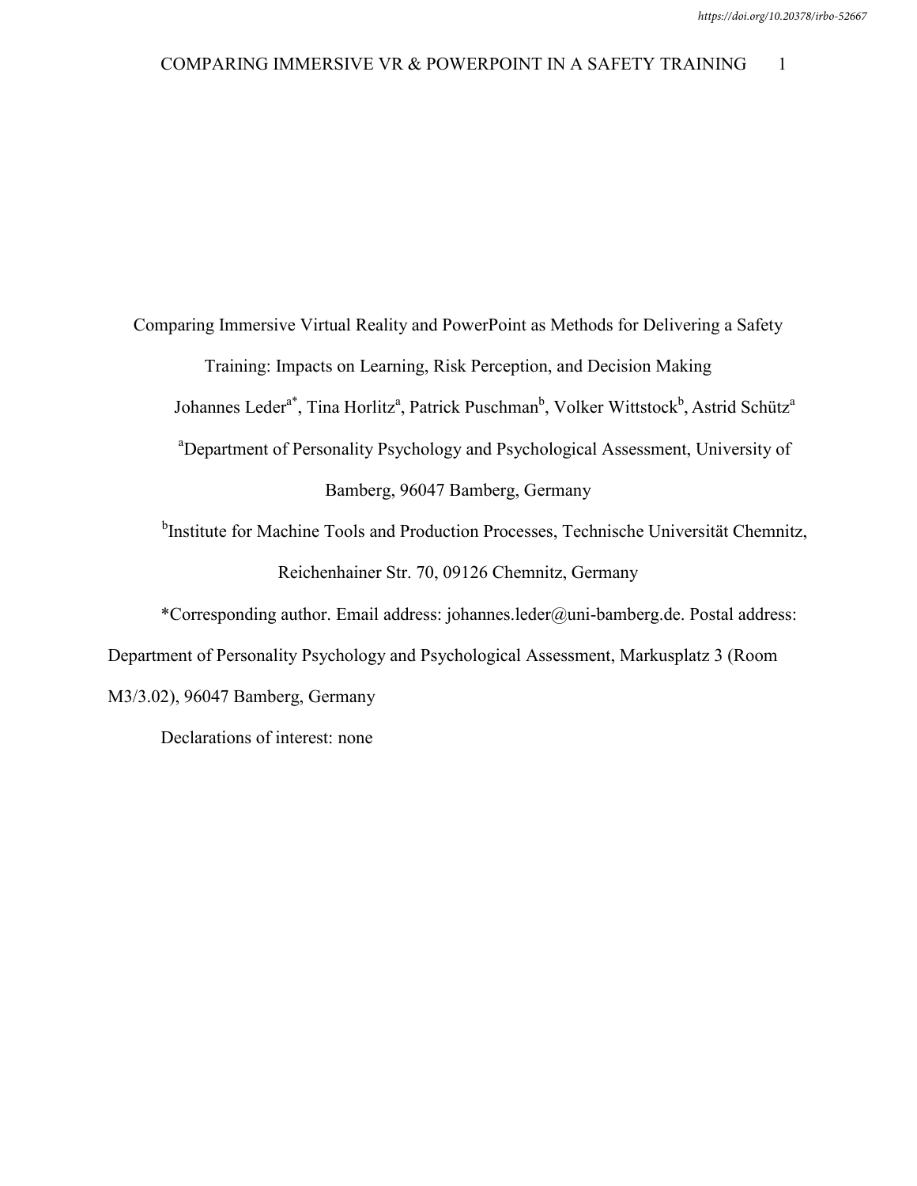# Comparing Immersive Virtual Reality and PowerPoint as Methods for Delivering a Safety Training: Impacts on Learning, Risk Perception, and Decision Making

Johannes Leder[a*], Tina Horlitz[a], Patrick Puschman[b], Volker Wittstock[b], Astrid Schütz[a]

[a]Department of Personality Psychology and Psychological Assessment, University of Bamberg, 96047 Bamberg, Germany

[b]Institute for Machine Tools and Production Processes, Technische Universität Chemnitz, Reichenhainer Str. 70, 09126 Chemnitz, Germany

*Corresponding author. Email address: johannes.leder@uni-bamberg.de. Postal address: Department of Personality Psychology and Psychological Assessment, Markusplatz 3 (Room M3/3.02), 96047 Bamberg, Germany

Declarations of interest: none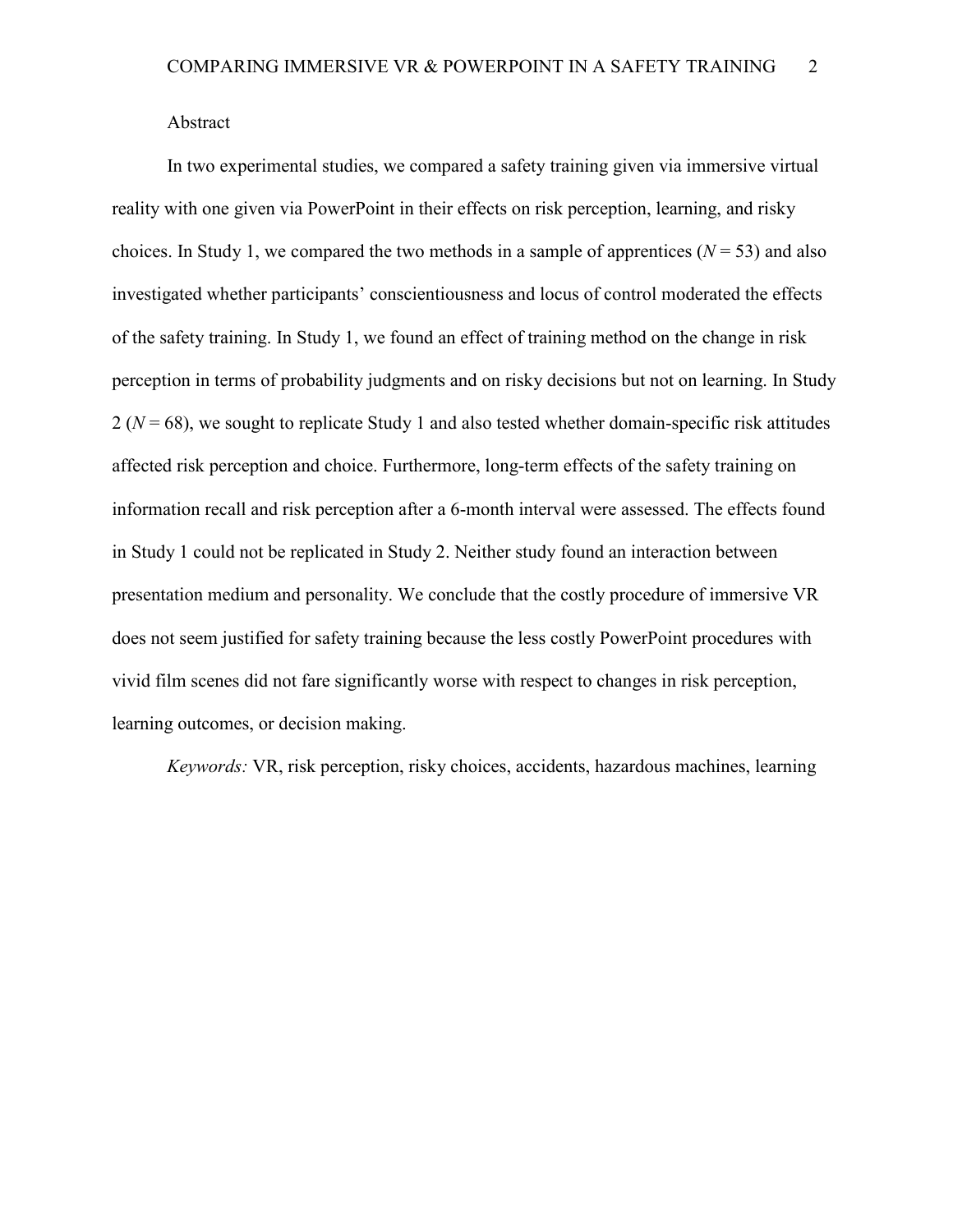# Abstract

In two experimental studies, we compared a safety training given via immersive virtual reality with one given via PowerPoint in their effects on risk perception, learning, and risky choices. In Study 1, we compared the two methods in a sample of apprentices ($N = 53$) and also investigated whether participants' conscientiousness and locus of control moderated the effects of the safety training. In Study 1, we found an effect of training method on the change in risk perception in terms of probability judgments and on risky decisions but not on learning. In Study 2 ($N = 68$), we sought to replicate Study 1 and also tested whether domain-specific risk attitudes affected risk perception and choice. Furthermore, long-term effects of the safety training on information recall and risk perception after a 6-month interval were assessed. The effects found in Study 1 could not be replicated in Study 2. Neither study found an interaction between presentation medium and personality. We conclude that the costly procedure of immersive VR does not seem justified for safety training because the less costly PowerPoint procedures with vivid film scenes did not fare significantly worse with respect to changes in risk perception, learning outcomes, or decision making.

*Keywords:* VR, risk perception, risky choices, accidents, hazardous machines, learning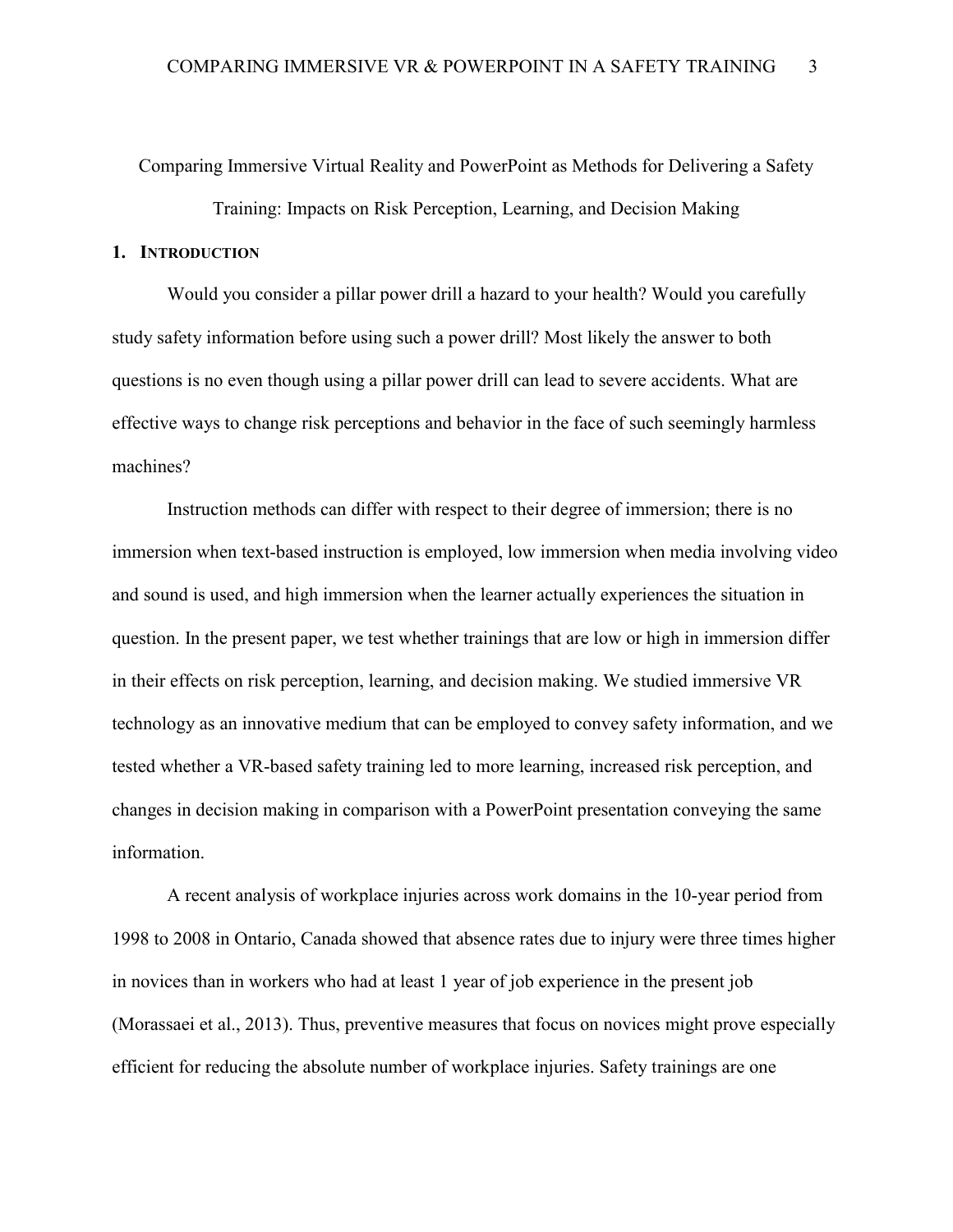# Comparing Immersive Virtual Reality and PowerPoint as Methods for Delivering a Safety Training: Impacts on Risk Perception, Learning, and Decision Making

## 1. Introduction

Would you consider a pillar power drill a hazard to your health? Would you carefully study safety information before using such a power drill? Most likely the answer to both questions is no even though using a pillar power drill can lead to severe accidents. What are effective ways to change risk perceptions and behavior in the face of such seemingly harmless machines?

Instruction methods can differ with respect to their degree of immersion; there is no immersion when text-based instruction is employed, low immersion when media involving video and sound is used, and high immersion when the learner actually experiences the situation in question. In the present paper, we test whether trainings that are low or high in immersion differ in their effects on risk perception, learning, and decision making. We studied immersive VR technology as an innovative medium that can be employed to convey safety information, and we tested whether a VR-based safety training led to more learning, increased risk perception, and changes in decision making in comparison with a PowerPoint presentation conveying the same information.

A recent analysis of workplace injuries across work domains in the 10-year period from 1998 to 2008 in Ontario, Canada showed that absence rates due to injury were three times higher in novices than in workers who had at least 1 year of job experience in the present job (Morassaei et al., 2013). Thus, preventive measures that focus on novices might prove especially efficient for reducing the absolute number of workplace injuries. Safety trainings are one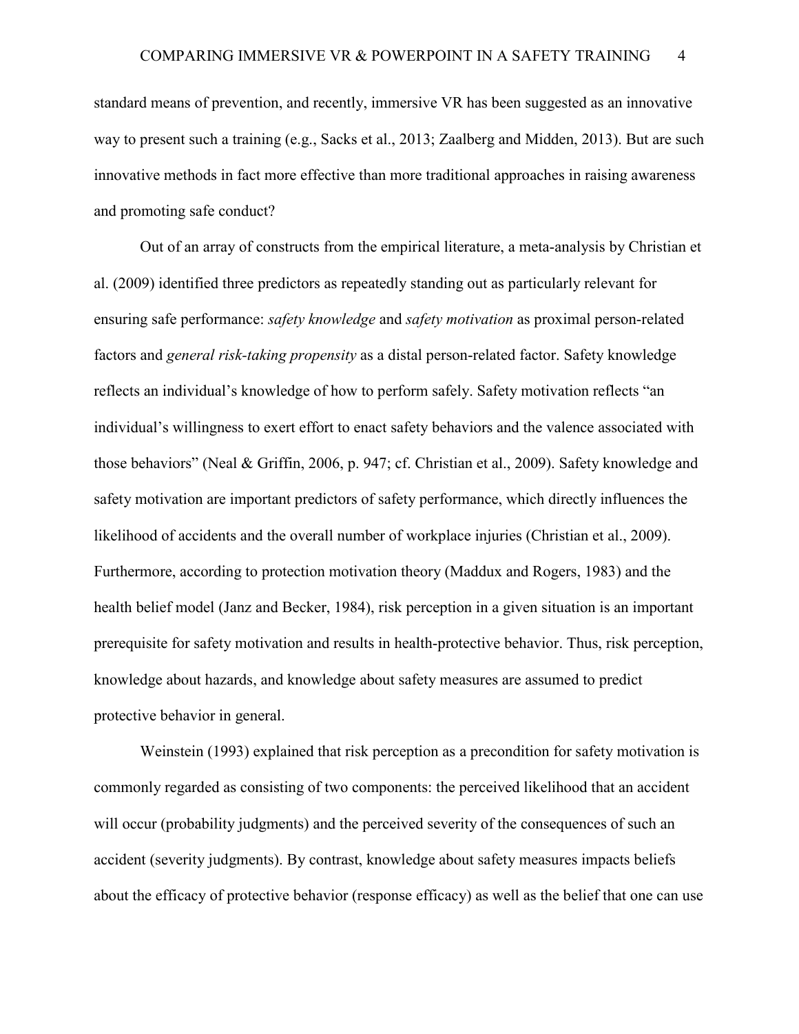standard means of prevention, and recently, immersive VR has been suggested as an innovative way to present such a training (e.g., Sacks et al., 2013; Zaalberg and Midden, 2013). But are such innovative methods in fact more effective than more traditional approaches in raising awareness and promoting safe conduct?

Out of an array of constructs from the empirical literature, a meta-analysis by Christian et al. (2009) identified three predictors as repeatedly standing out as particularly relevant for ensuring safe performance: *safety knowledge* and *safety motivation* as proximal person-related factors and *general risk-taking propensity* as a distal person-related factor. Safety knowledge reflects an individual's knowledge of how to perform safely. Safety motivation reflects "an individual's willingness to exert effort to enact safety behaviors and the valence associated with those behaviors" (Neal & Griffin, 2006, p. 947; cf. Christian et al., 2009). Safety knowledge and safety motivation are important predictors of safety performance, which directly influences the likelihood of accidents and the overall number of workplace injuries (Christian et al., 2009). Furthermore, according to protection motivation theory (Maddux and Rogers, 1983) and the health belief model (Janz and Becker, 1984), risk perception in a given situation is an important prerequisite for safety motivation and results in health-protective behavior. Thus, risk perception, knowledge about hazards, and knowledge about safety measures are assumed to predict protective behavior in general.

Weinstein (1993) explained that risk perception as a precondition for safety motivation is commonly regarded as consisting of two components: the perceived likelihood that an accident will occur (probability judgments) and the perceived severity of the consequences of such an accident (severity judgments). By contrast, knowledge about safety measures impacts beliefs about the efficacy of protective behavior (response efficacy) as well as the belief that one can use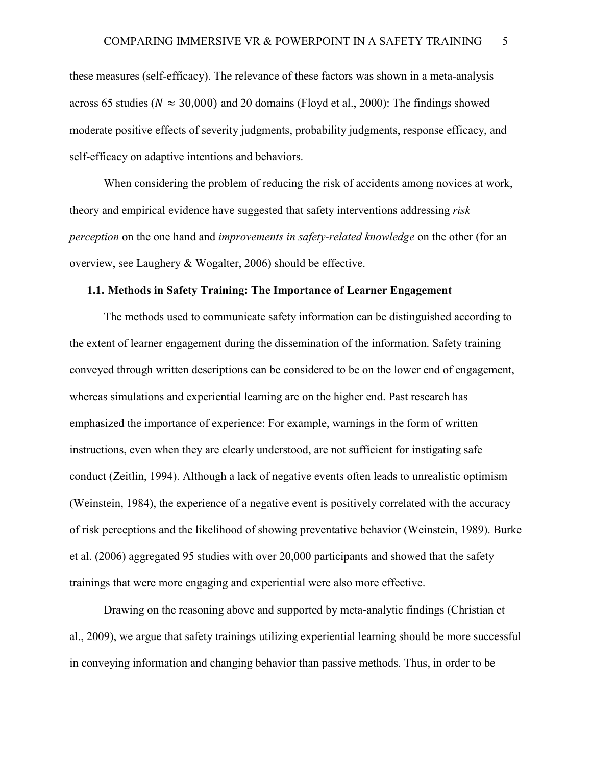these measures (self-efficacy). The relevance of these factors was shown in a meta-analysis across 65 studies ($N \approx 30{,}000$) and 20 domains (Floyd et al., 2000): The findings showed moderate positive effects of severity judgments, probability judgments, response efficacy, and self-efficacy on adaptive intentions and behaviors.

When considering the problem of reducing the risk of accidents among novices at work, theory and empirical evidence have suggested that safety interventions addressing *risk perception* on the one hand and *improvements in safety-related knowledge* on the other (for an overview, see Laughery & Wogalter, 2006) should be effective.

### 1.1. Methods in Safety Training: The Importance of Learner Engagement

The methods used to communicate safety information can be distinguished according to the extent of learner engagement during the dissemination of the information. Safety training conveyed through written descriptions can be considered to be on the lower end of engagement, whereas simulations and experiential learning are on the higher end. Past research has emphasized the importance of experience: For example, warnings in the form of written instructions, even when they are clearly understood, are not sufficient for instigating safe conduct (Zeitlin, 1994). Although a lack of negative events often leads to unrealistic optimism (Weinstein, 1984), the experience of a negative event is positively correlated with the accuracy of risk perceptions and the likelihood of showing preventative behavior (Weinstein, 1989). Burke et al. (2006) aggregated 95 studies with over 20,000 participants and showed that the safety trainings that were more engaging and experiential were also more effective.

Drawing on the reasoning above and supported by meta-analytic findings (Christian et al., 2009), we argue that safety trainings utilizing experiential learning should be more successful in conveying information and changing behavior than passive methods. Thus, in order to be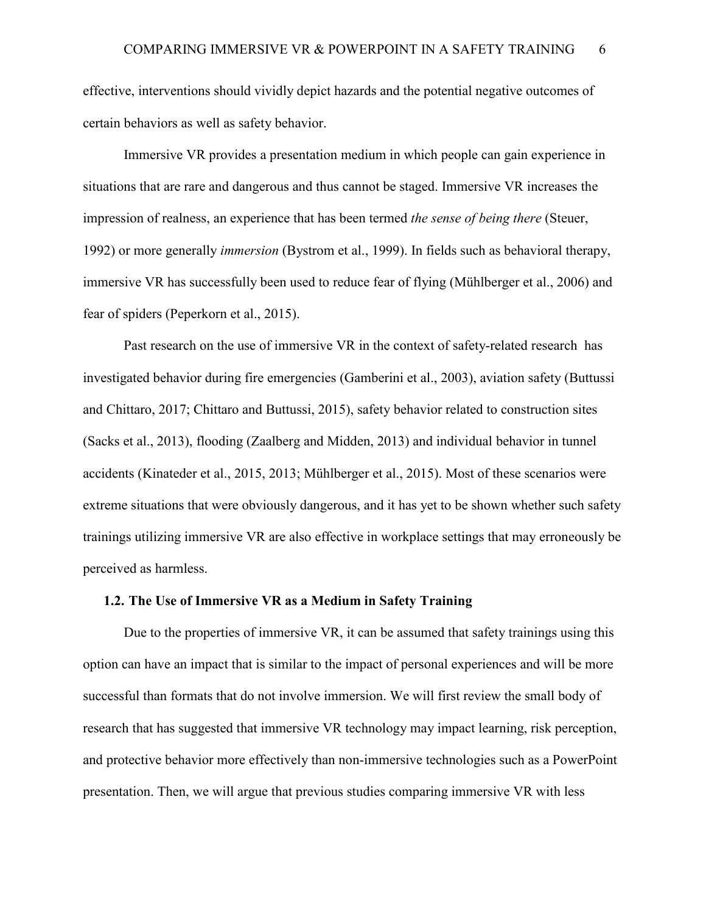effective, interventions should vividly depict hazards and the potential negative outcomes of certain behaviors as well as safety behavior.

Immersive VR provides a presentation medium in which people can gain experience in situations that are rare and dangerous and thus cannot be staged. Immersive VR increases the impression of realness, an experience that has been termed *the sense of being there* (Steuer, 1992) or more generally *immersion* (Bystrom et al., 1999). In fields such as behavioral therapy, immersive VR has successfully been used to reduce fear of flying (Mühlberger et al., 2006) and fear of spiders (Peperkorn et al., 2015).

Past research on the use of immersive VR in the context of safety-related research has investigated behavior during fire emergencies (Gamberini et al., 2003), aviation safety (Buttussi and Chittaro, 2017; Chittaro and Buttussi, 2015), safety behavior related to construction sites (Sacks et al., 2013), flooding (Zaalberg and Midden, 2013) and individual behavior in tunnel accidents (Kinateder et al., 2015, 2013; Mühlberger et al., 2015). Most of these scenarios were extreme situations that were obviously dangerous, and it has yet to be shown whether such safety trainings utilizing immersive VR are also effective in workplace settings that may erroneously be perceived as harmless.

### 1.2. The Use of Immersive VR as a Medium in Safety Training

Due to the properties of immersive VR, it can be assumed that safety trainings using this option can have an impact that is similar to the impact of personal experiences and will be more successful than formats that do not involve immersion. We will first review the small body of research that has suggested that immersive VR technology may impact learning, risk perception, and protective behavior more effectively than non-immersive technologies such as a PowerPoint presentation. Then, we will argue that previous studies comparing immersive VR with less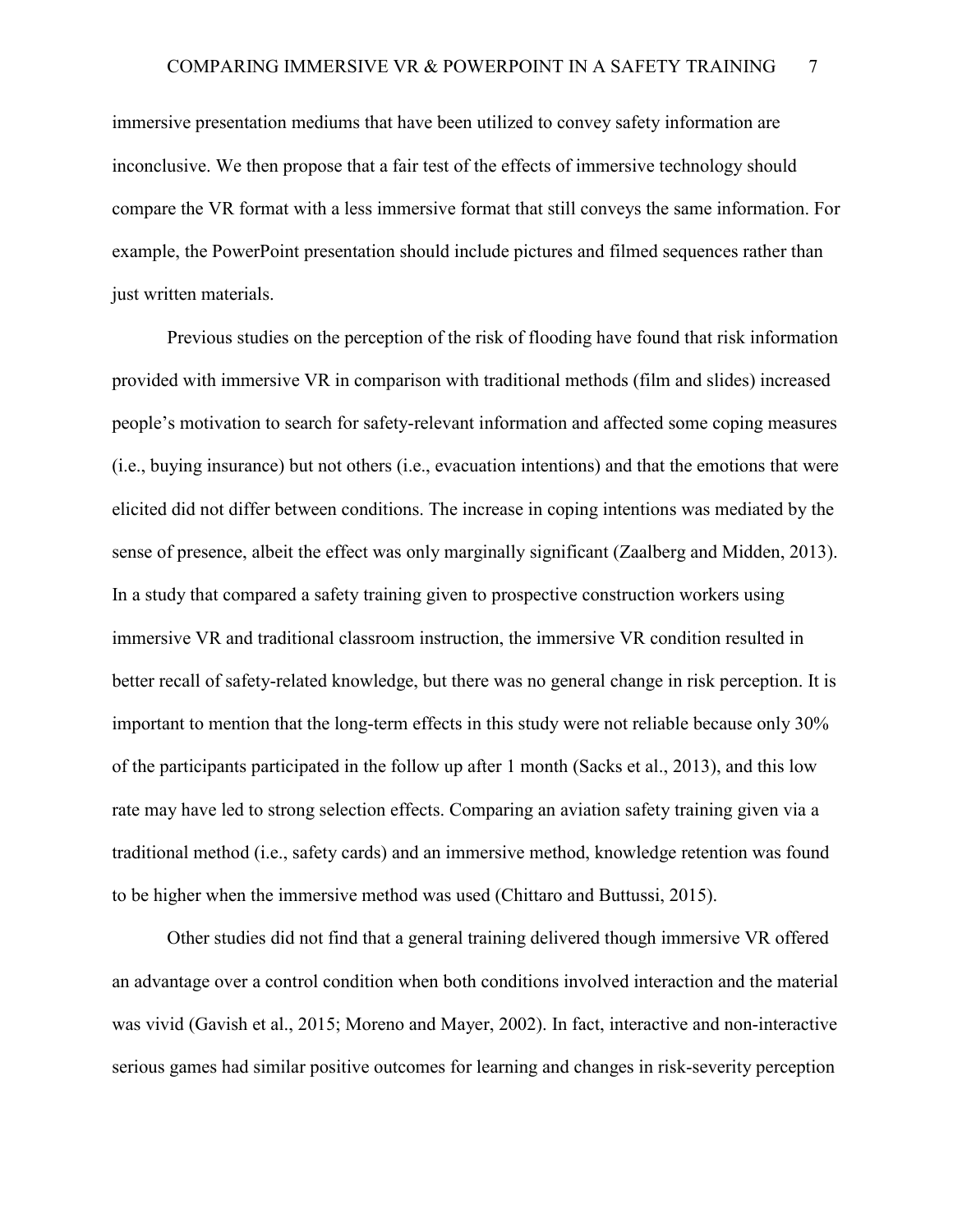immersive presentation mediums that have been utilized to convey safety information are inconclusive. We then propose that a fair test of the effects of immersive technology should compare the VR format with a less immersive format that still conveys the same information. For example, the PowerPoint presentation should include pictures and filmed sequences rather than just written materials.

Previous studies on the perception of the risk of flooding have found that risk information provided with immersive VR in comparison with traditional methods (film and slides) increased people's motivation to search for safety-relevant information and affected some coping measures (i.e., buying insurance) but not others (i.e., evacuation intentions) and that the emotions that were elicited did not differ between conditions. The increase in coping intentions was mediated by the sense of presence, albeit the effect was only marginally significant (Zaalberg and Midden, 2013). In a study that compared a safety training given to prospective construction workers using immersive VR and traditional classroom instruction, the immersive VR condition resulted in better recall of safety-related knowledge, but there was no general change in risk perception. It is important to mention that the long-term effects in this study were not reliable because only 30% of the participants participated in the follow up after 1 month (Sacks et al., 2013), and this low rate may have led to strong selection effects. Comparing an aviation safety training given via a traditional method (i.e., safety cards) and an immersive method, knowledge retention was found to be higher when the immersive method was used (Chittaro and Buttussi, 2015).

Other studies did not find that a general training delivered though immersive VR offered an advantage over a control condition when both conditions involved interaction and the material was vivid (Gavish et al., 2015; Moreno and Mayer, 2002). In fact, interactive and non-interactive serious games had similar positive outcomes for learning and changes in risk-severity perception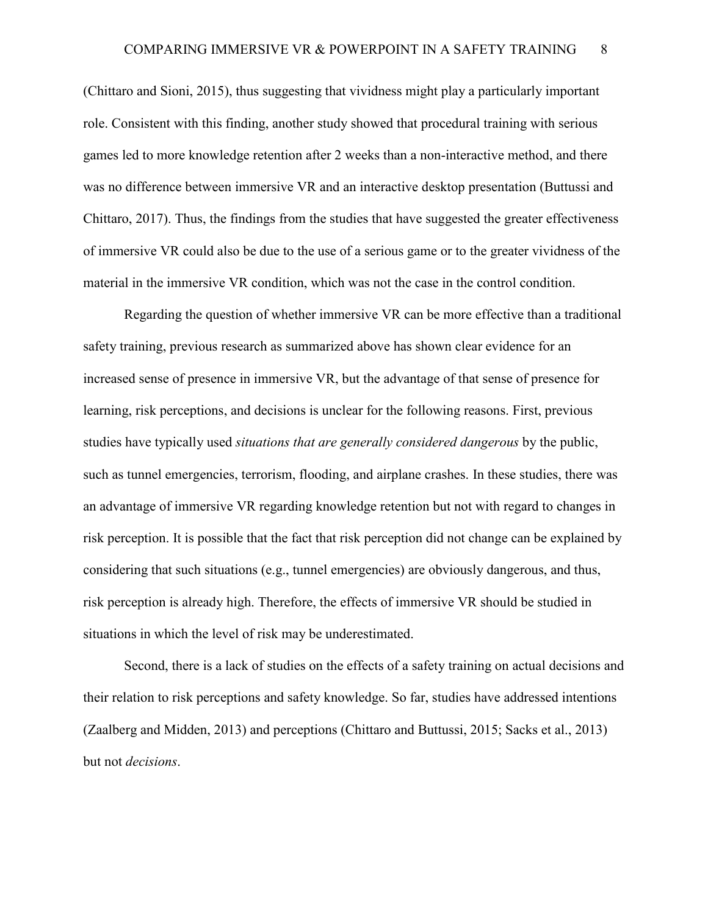(Chittaro and Sioni, 2015), thus suggesting that vividness might play a particularly important role. Consistent with this finding, another study showed that procedural training with serious games led to more knowledge retention after 2 weeks than a non-interactive method, and there was no difference between immersive VR and an interactive desktop presentation (Buttussi and Chittaro, 2017). Thus, the findings from the studies that have suggested the greater effectiveness of immersive VR could also be due to the use of a serious game or to the greater vividness of the material in the immersive VR condition, which was not the case in the control condition.

Regarding the question of whether immersive VR can be more effective than a traditional safety training, previous research as summarized above has shown clear evidence for an increased sense of presence in immersive VR, but the advantage of that sense of presence for learning, risk perceptions, and decisions is unclear for the following reasons. First, previous studies have typically used *situations that are generally considered dangerous* by the public, such as tunnel emergencies, terrorism, flooding, and airplane crashes. In these studies, there was an advantage of immersive VR regarding knowledge retention but not with regard to changes in risk perception. It is possible that the fact that risk perception did not change can be explained by considering that such situations (e.g., tunnel emergencies) are obviously dangerous, and thus, risk perception is already high. Therefore, the effects of immersive VR should be studied in situations in which the level of risk may be underestimated.

Second, there is a lack of studies on the effects of a safety training on actual decisions and their relation to risk perceptions and safety knowledge. So far, studies have addressed intentions (Zaalberg and Midden, 2013) and perceptions (Chittaro and Buttussi, 2015; Sacks et al., 2013) but not *decisions*.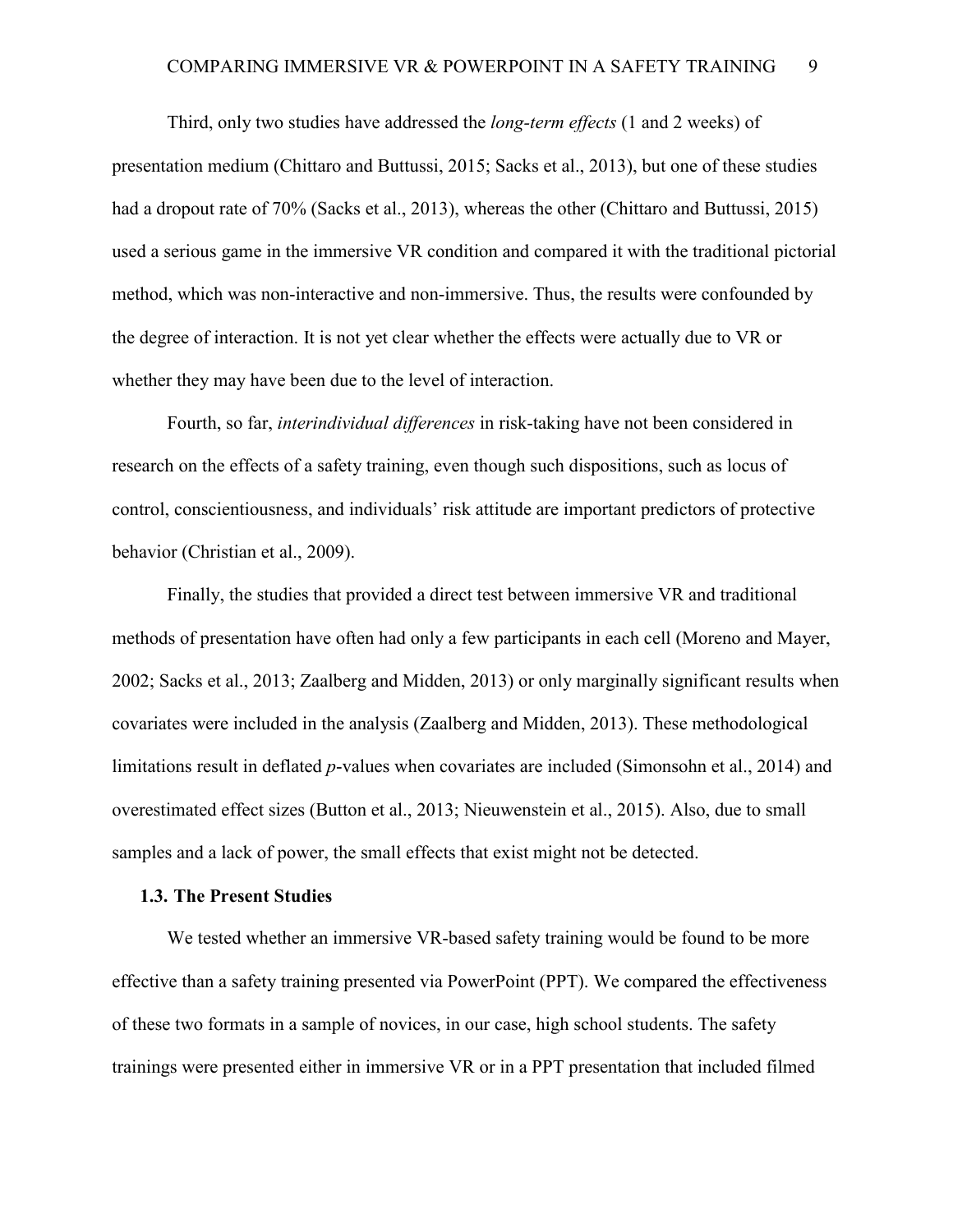Third, only two studies have addressed the *long-term effects* (1 and 2 weeks) of presentation medium (Chittaro and Buttussi, 2015; Sacks et al., 2013), but one of these studies had a dropout rate of 70% (Sacks et al., 2013), whereas the other (Chittaro and Buttussi, 2015) used a serious game in the immersive VR condition and compared it with the traditional pictorial method, which was non-interactive and non-immersive. Thus, the results were confounded by the degree of interaction. It is not yet clear whether the effects were actually due to VR or whether they may have been due to the level of interaction.

Fourth, so far, *interindividual differences* in risk-taking have not been considered in research on the effects of a safety training, even though such dispositions, such as locus of control, conscientiousness, and individuals' risk attitude are important predictors of protective behavior (Christian et al., 2009).

Finally, the studies that provided a direct test between immersive VR and traditional methods of presentation have often had only a few participants in each cell (Moreno and Mayer, 2002; Sacks et al., 2013; Zaalberg and Midden, 2013) or only marginally significant results when covariates were included in the analysis (Zaalberg and Midden, 2013). These methodological limitations result in deflated *p*-values when covariates are included (Simonsohn et al., 2014) and overestimated effect sizes (Button et al., 2013; Nieuwenstein et al., 2015). Also, due to small samples and a lack of power, the small effects that exist might not be detected.

### 1.3. The Present Studies

We tested whether an immersive VR-based safety training would be found to be more effective than a safety training presented via PowerPoint (PPT). We compared the effectiveness of these two formats in a sample of novices, in our case, high school students. The safety trainings were presented either in immersive VR or in a PPT presentation that included filmed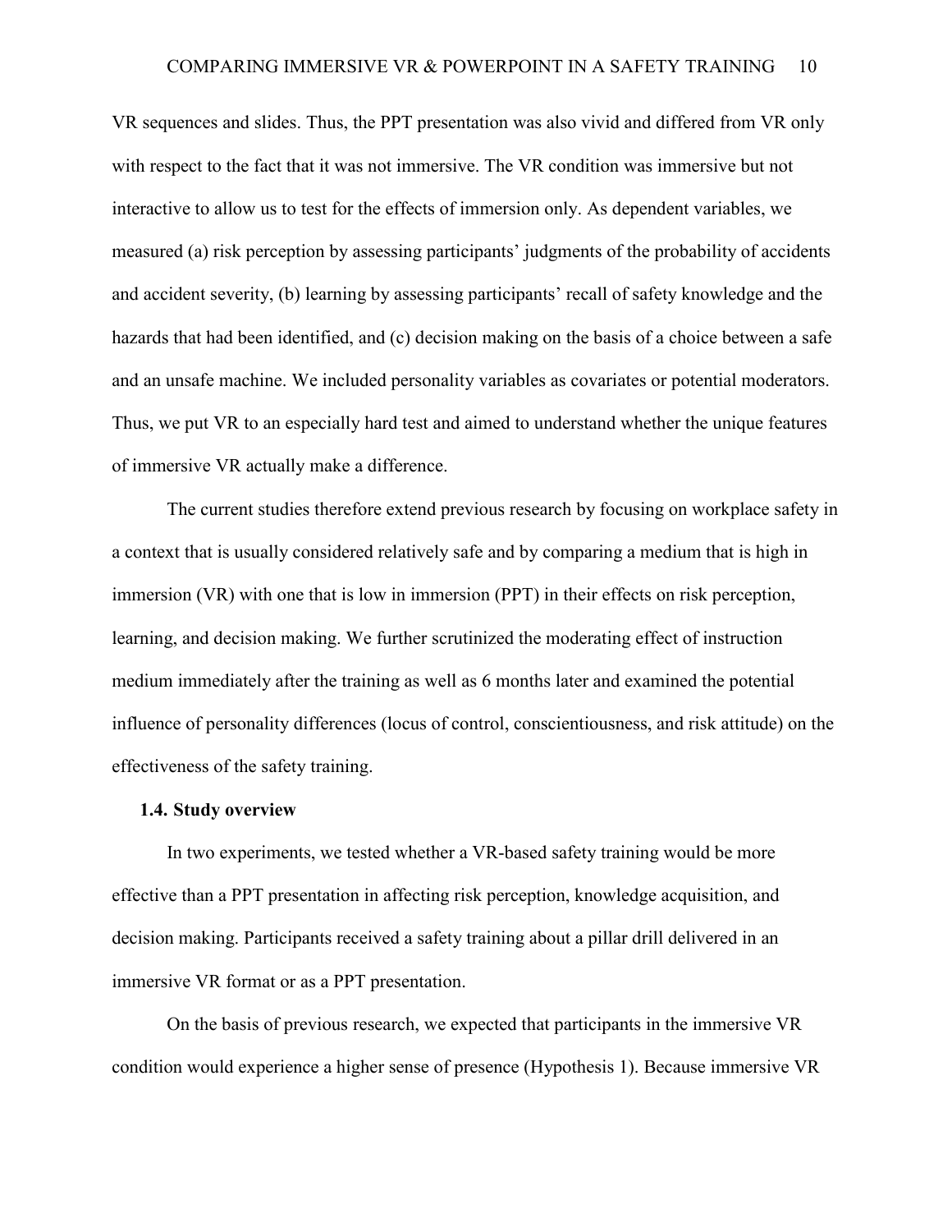VR sequences and slides. Thus, the PPT presentation was also vivid and differed from VR only with respect to the fact that it was not immersive. The VR condition was immersive but not interactive to allow us to test for the effects of immersion only. As dependent variables, we measured (a) risk perception by assessing participants' judgments of the probability of accidents and accident severity, (b) learning by assessing participants' recall of safety knowledge and the hazards that had been identified, and (c) decision making on the basis of a choice between a safe and an unsafe machine. We included personality variables as covariates or potential moderators. Thus, we put VR to an especially hard test and aimed to understand whether the unique features of immersive VR actually make a difference.

The current studies therefore extend previous research by focusing on workplace safety in a context that is usually considered relatively safe and by comparing a medium that is high in immersion (VR) with one that is low in immersion (PPT) in their effects on risk perception, learning, and decision making. We further scrutinized the moderating effect of instruction medium immediately after the training as well as 6 months later and examined the potential influence of personality differences (locus of control, conscientiousness, and risk attitude) on the effectiveness of the safety training.

### 1.4. Study overview

In two experiments, we tested whether a VR-based safety training would be more effective than a PPT presentation in affecting risk perception, knowledge acquisition, and decision making. Participants received a safety training about a pillar drill delivered in an immersive VR format or as a PPT presentation.

On the basis of previous research, we expected that participants in the immersive VR condition would experience a higher sense of presence (Hypothesis 1). Because immersive VR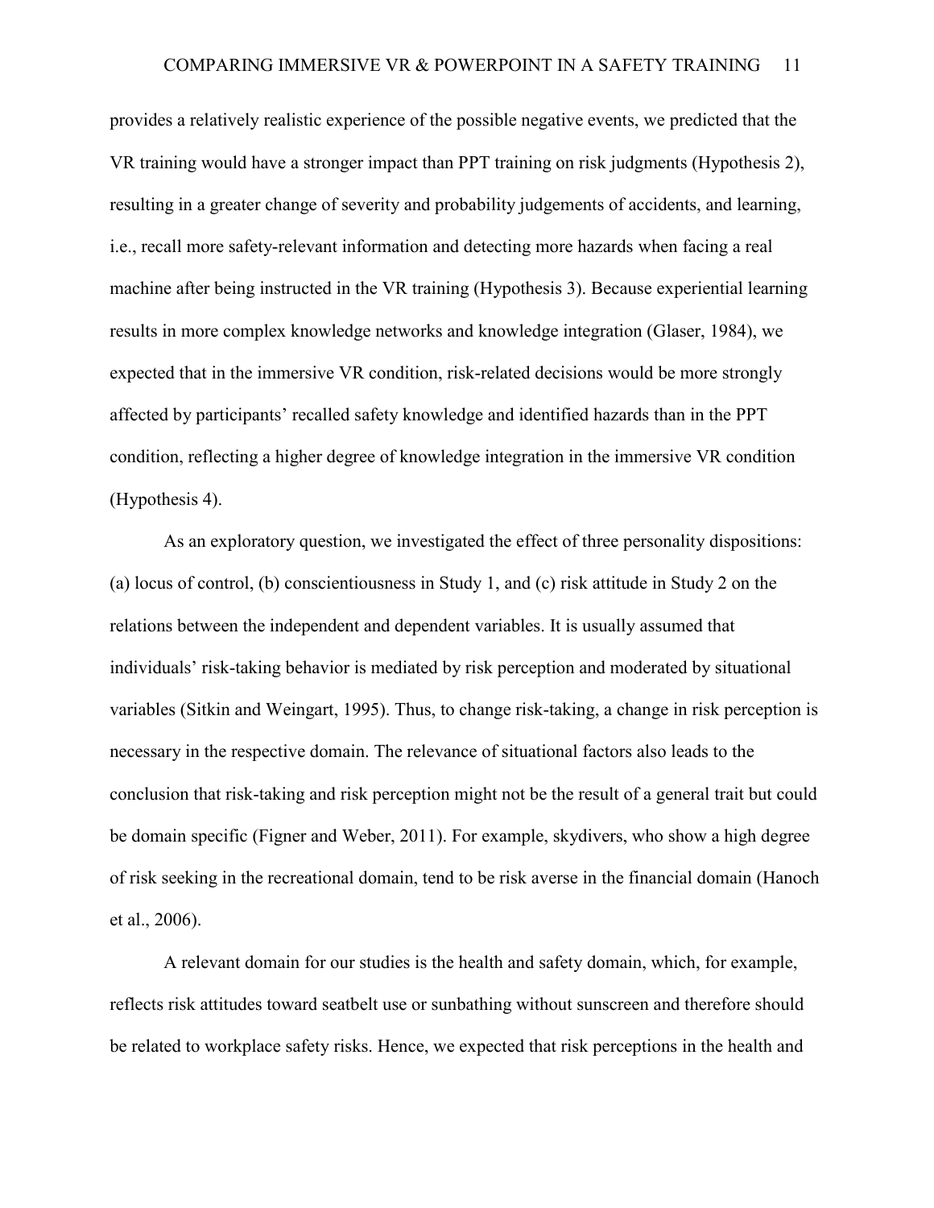provides a relatively realistic experience of the possible negative events, we predicted that the VR training would have a stronger impact than PPT training on risk judgments (Hypothesis 2), resulting in a greater change of severity and probability judgements of accidents, and learning, i.e., recall more safety-relevant information and detecting more hazards when facing a real machine after being instructed in the VR training (Hypothesis 3). Because experiential learning results in more complex knowledge networks and knowledge integration (Glaser, 1984), we expected that in the immersive VR condition, risk-related decisions would be more strongly affected by participants' recalled safety knowledge and identified hazards than in the PPT condition, reflecting a higher degree of knowledge integration in the immersive VR condition (Hypothesis 4).

As an exploratory question, we investigated the effect of three personality dispositions: (a) locus of control, (b) conscientiousness in Study 1, and (c) risk attitude in Study 2 on the relations between the independent and dependent variables. It is usually assumed that individuals' risk-taking behavior is mediated by risk perception and moderated by situational variables (Sitkin and Weingart, 1995). Thus, to change risk-taking, a change in risk perception is necessary in the respective domain. The relevance of situational factors also leads to the conclusion that risk-taking and risk perception might not be the result of a general trait but could be domain specific (Figner and Weber, 2011). For example, skydivers, who show a high degree of risk seeking in the recreational domain, tend to be risk averse in the financial domain (Hanoch et al., 2006).

A relevant domain for our studies is the health and safety domain, which, for example, reflects risk attitudes toward seatbelt use or sunbathing without sunscreen and therefore should be related to workplace safety risks. Hence, we expected that risk perceptions in the health and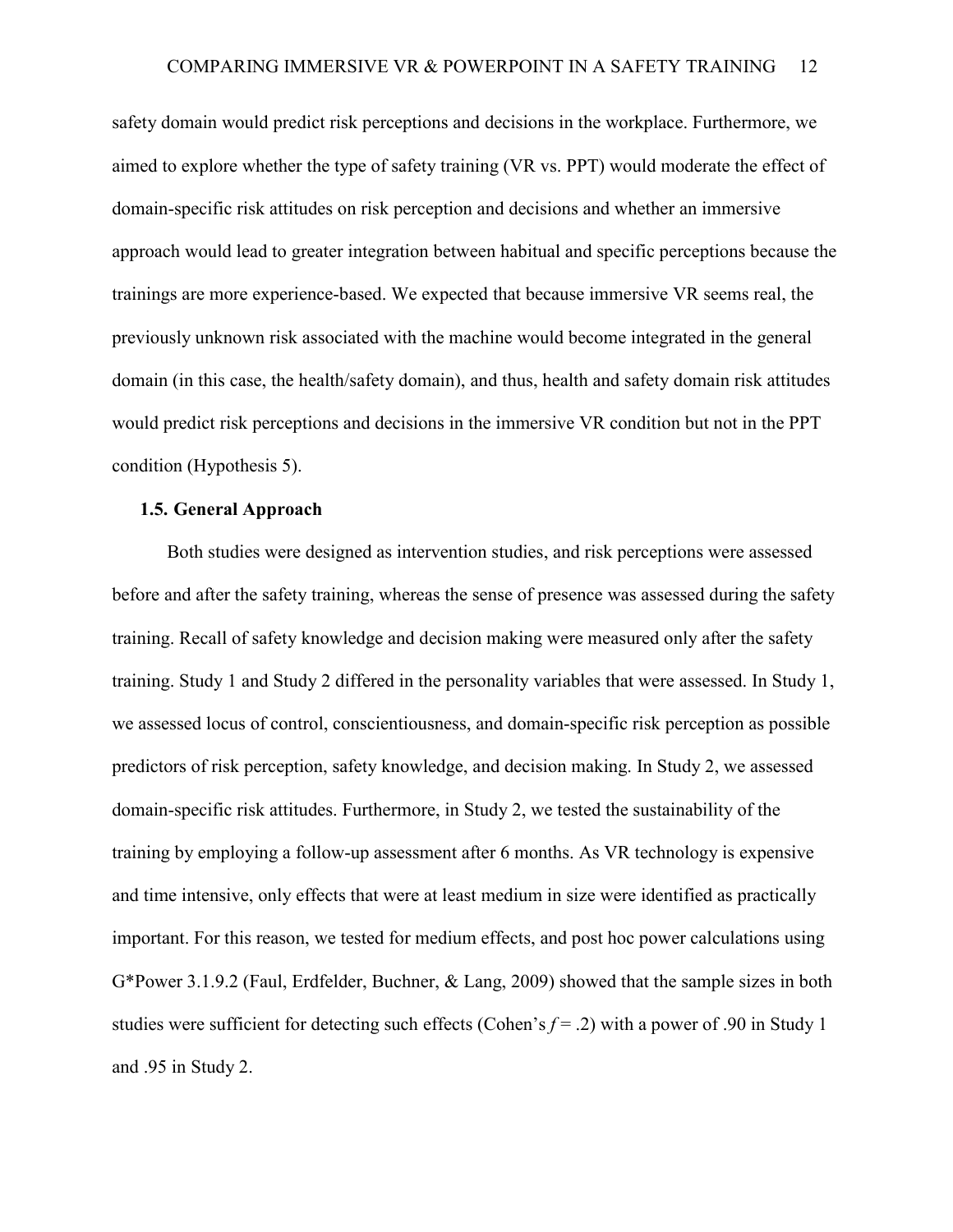safety domain would predict risk perceptions and decisions in the workplace. Furthermore, we aimed to explore whether the type of safety training (VR vs. PPT) would moderate the effect of domain-specific risk attitudes on risk perception and decisions and whether an immersive approach would lead to greater integration between habitual and specific perceptions because the trainings are more experience-based. We expected that because immersive VR seems real, the previously unknown risk associated with the machine would become integrated in the general domain (in this case, the health/safety domain), and thus, health and safety domain risk attitudes would predict risk perceptions and decisions in the immersive VR condition but not in the PPT condition (Hypothesis 5).

### 1.5. General Approach

Both studies were designed as intervention studies, and risk perceptions were assessed before and after the safety training, whereas the sense of presence was assessed during the safety training. Recall of safety knowledge and decision making were measured only after the safety training. Study 1 and Study 2 differed in the personality variables that were assessed. In Study 1, we assessed locus of control, conscientiousness, and domain-specific risk perception as possible predictors of risk perception, safety knowledge, and decision making. In Study 2, we assessed domain-specific risk attitudes. Furthermore, in Study 2, we tested the sustainability of the training by employing a follow-up assessment after 6 months. As VR technology is expensive and time intensive, only effects that were at least medium in size were identified as practically important. For this reason, we tested for medium effects, and post hoc power calculations using G*Power 3.1.9.2 (Faul, Erdfelder, Buchner, & Lang, 2009) showed that the sample sizes in both studies were sufficient for detecting such effects (Cohen's $f = .2$) with a power of .90 in Study 1 and .95 in Study 2.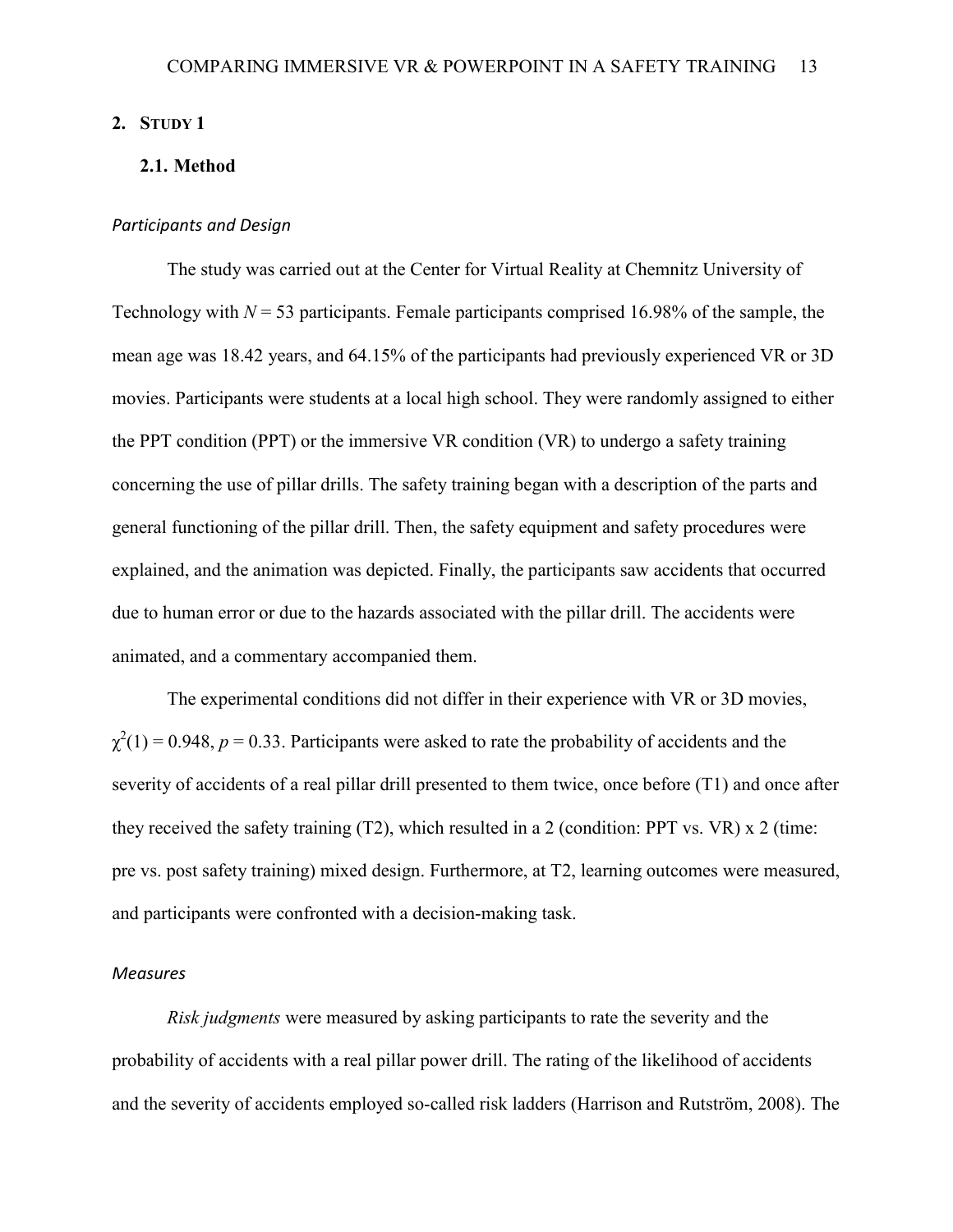## 2. Study 1

### 2.1. Method

*Participants and Design*

The study was carried out at the Center for Virtual Reality at Chemnitz University of Technology with $N = 53$ participants. Female participants comprised 16.98% of the sample, the mean age was 18.42 years, and 64.15% of the participants had previously experienced VR or 3D movies. Participants were students at a local high school. They were randomly assigned to either the PPT condition (PPT) or the immersive VR condition (VR) to undergo a safety training concerning the use of pillar drills. The safety training began with a description of the parts and general functioning of the pillar drill. Then, the safety equipment and safety procedures were explained, and the animation was depicted. Finally, the participants saw accidents that occurred due to human error or due to the hazards associated with the pillar drill. The accidents were animated, and a commentary accompanied them.

The experimental conditions did not differ in their experience with VR or 3D movies, $\chi^2(1) = 0.948$, $p = 0.33$. Participants were asked to rate the probability of accidents and the severity of accidents of a real pillar drill presented to them twice, once before (T1) and once after they received the safety training (T2), which resulted in a 2 (condition: PPT vs. VR) x 2 (time: pre vs. post safety training) mixed design. Furthermore, at T2, learning outcomes were measured, and participants were confronted with a decision-making task.

*Measures*

*Risk judgments* were measured by asking participants to rate the severity and the probability of accidents with a real pillar power drill. The rating of the likelihood of accidents and the severity of accidents employed so-called risk ladders (Harrison and Rutström, 2008). The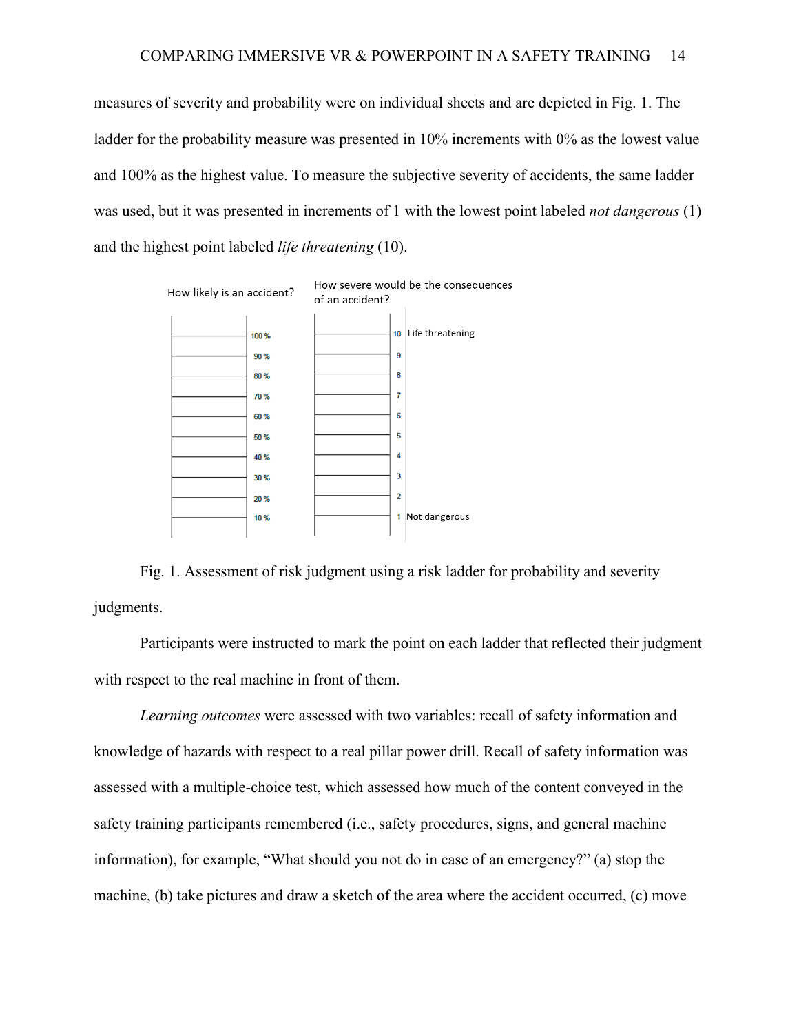measures of severity and probability were on individual sheets and are depicted in Fig. 1. The ladder for the probability measure was presented in 10% increments with 0% as the lowest value and 100% as the highest value. To measure the subjective severity of accidents, the same ladder was used, but it was presented in increments of 1 with the lowest point labeled *not dangerous* (1) and the highest point labeled *life threatening* (10).

Fig. 1. Assessment of risk judgment using a risk ladder for probability and severity judgments.

Participants were instructed to mark the point on each ladder that reflected their judgment with respect to the real machine in front of them.

*Learning outcomes* were assessed with two variables: recall of safety information and knowledge of hazards with respect to a real pillar power drill. Recall of safety information was assessed with a multiple-choice test, which assessed how much of the content conveyed in the safety training participants remembered (i.e., safety procedures, signs, and general machine information), for example, "What should you not do in case of an emergency?" (a) stop the machine, (b) take pictures and draw a sketch of the area where the accident occurred, (c) move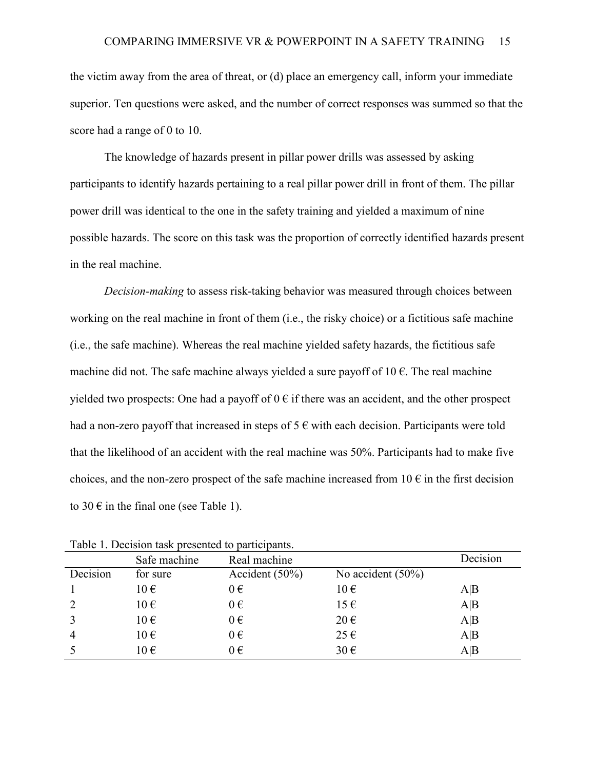the victim away from the area of threat, or (d) place an emergency call, inform your immediate superior. Ten questions were asked, and the number of correct responses was summed so that the score had a range of 0 to 10.

The knowledge of hazards present in pillar power drills was assessed by asking participants to identify hazards pertaining to a real pillar power drill in front of them. The pillar power drill was identical to the one in the safety training and yielded a maximum of nine possible hazards. The score on this task was the proportion of correctly identified hazards present in the real machine.

*Decision-making* to assess risk-taking behavior was measured through choices between working on the real machine in front of them (i.e., the risky choice) or a fictitious safe machine (i.e., the safe machine). Whereas the real machine yielded safety hazards, the fictitious safe machine did not. The safe machine always yielded a sure payoff of 10 €. The real machine yielded two prospects: One had a payoff of 0 € if there was an accident, and the other prospect had a non-zero payoff that increased in steps of 5 € with each decision. Participants were told that the likelihood of an accident with the real machine was 50%. Participants had to make five choices, and the non-zero prospect of the safe machine increased from 10 € in the first decision to 30 € in the final one (see Table 1).

Table 1. Decision task presented to participants.

| | Safe machine | Real machine | | Decision |
|---|---|---|---|---|
| Decision | for sure | Accident (50%) | No accident (50%) | |
| 1 | 10 € | 0 € | 10 € | A\|B |
| 2 | 10 € | 0 € | 15 € | A\|B |
| 3 | 10 € | 0 € | 20 € | A\|B |
| 4 | 10 € | 0 € | 25 € | A\|B |
| 5 | 10 € | 0 € | 30 € | A\|B |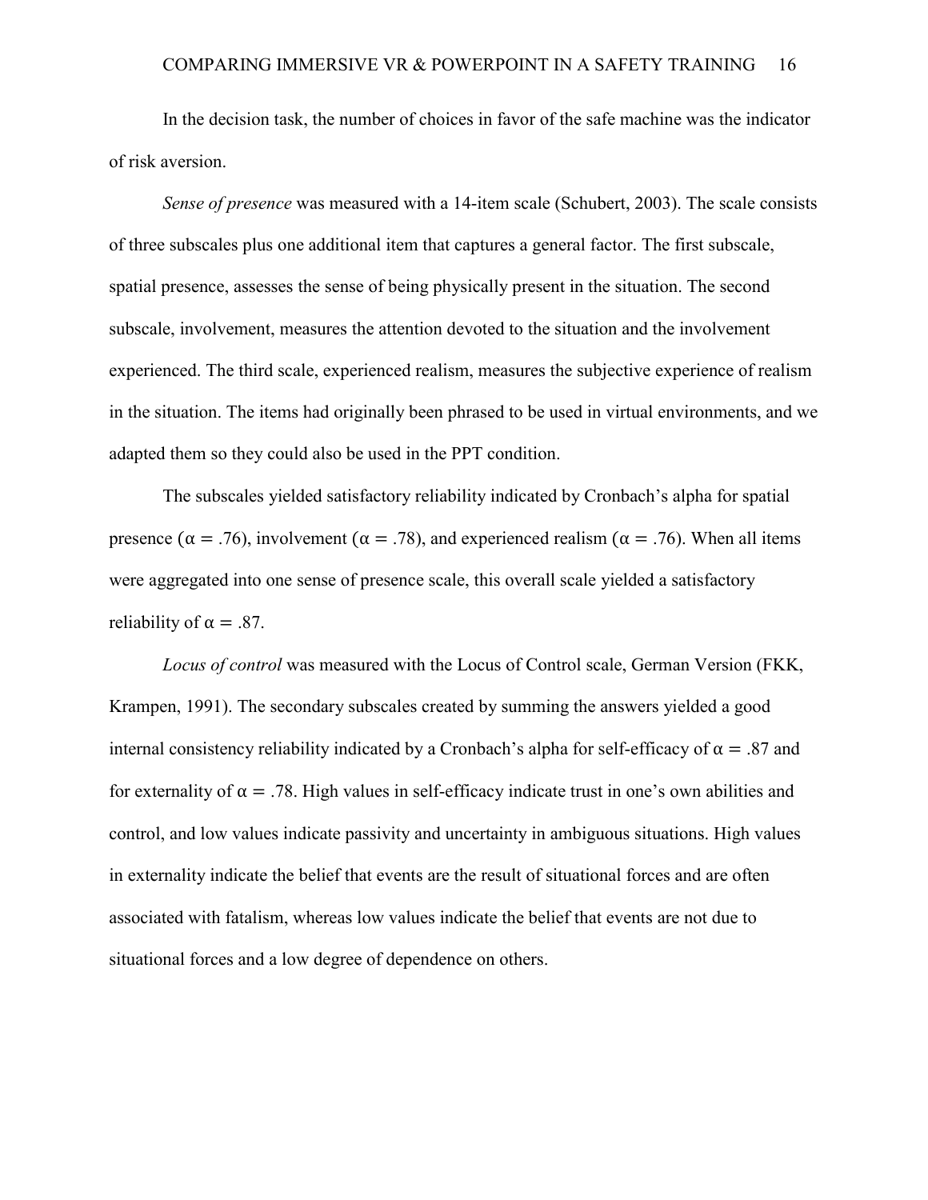In the decision task, the number of choices in favor of the safe machine was the indicator of risk aversion.

*Sense of presence* was measured with a 14-item scale (Schubert, 2003). The scale consists of three subscales plus one additional item that captures a general factor. The first subscale, spatial presence, assesses the sense of being physically present in the situation. The second subscale, involvement, measures the attention devoted to the situation and the involvement experienced. The third scale, experienced realism, measures the subjective experience of realism in the situation. The items had originally been phrased to be used in virtual environments, and we adapted them so they could also be used in the PPT condition.

The subscales yielded satisfactory reliability indicated by Cronbach's alpha for spatial presence ($\alpha = .76$), involvement ($\alpha = .78$), and experienced realism ($\alpha = .76$). When all items were aggregated into one sense of presence scale, this overall scale yielded a satisfactory reliability of $\alpha = .87$.

*Locus of control* was measured with the Locus of Control scale, German Version (FKK, Krampen, 1991). The secondary subscales created by summing the answers yielded a good internal consistency reliability indicated by a Cronbach's alpha for self-efficacy of $\alpha = .87$ and for externality of $\alpha = .78$. High values in self-efficacy indicate trust in one's own abilities and control, and low values indicate passivity and uncertainty in ambiguous situations. High values in externality indicate the belief that events are the result of situational forces and are often associated with fatalism, whereas low values indicate the belief that events are not due to situational forces and a low degree of dependence on others.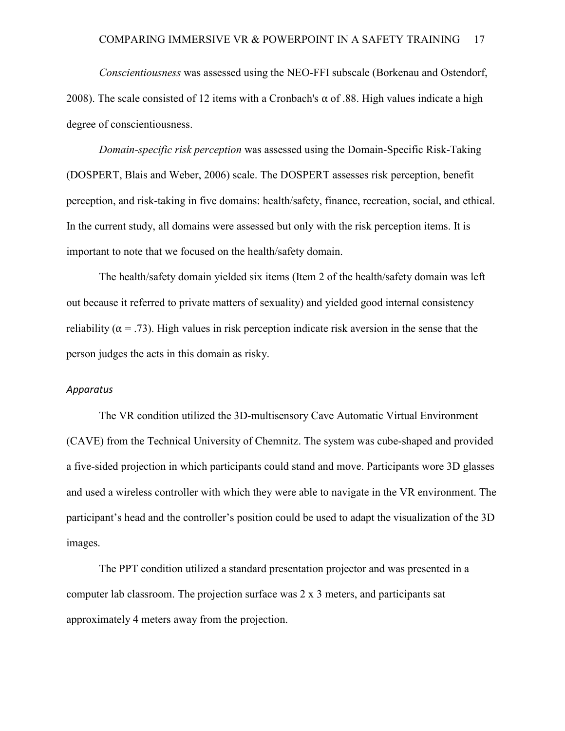*Conscientiousness* was assessed using the NEO-FFI subscale (Borkenau and Ostendorf, 2008). The scale consisted of 12 items with a Cronbach's $\alpha$ of .88. High values indicate a high degree of conscientiousness.

*Domain-specific risk perception* was assessed using the Domain-Specific Risk-Taking (DOSPERT, Blais and Weber, 2006) scale. The DOSPERT assesses risk perception, benefit perception, and risk-taking in five domains: health/safety, finance, recreation, social, and ethical. In the current study, all domains were assessed but only with the risk perception items. It is important to note that we focused on the health/safety domain.

The health/safety domain yielded six items (Item 2 of the health/safety domain was left out because it referred to private matters of sexuality) and yielded good internal consistency reliability ($\alpha = .73$). High values in risk perception indicate risk aversion in the sense that the person judges the acts in this domain as risky.

### *Apparatus*

The VR condition utilized the 3D-multisensory Cave Automatic Virtual Environment (CAVE) from the Technical University of Chemnitz. The system was cube-shaped and provided a five-sided projection in which participants could stand and move. Participants wore 3D glasses and used a wireless controller with which they were able to navigate in the VR environment. The participant's head and the controller's position could be used to adapt the visualization of the 3D images.

The PPT condition utilized a standard presentation projector and was presented in a computer lab classroom. The projection surface was 2 x 3 meters, and participants sat approximately 4 meters away from the projection.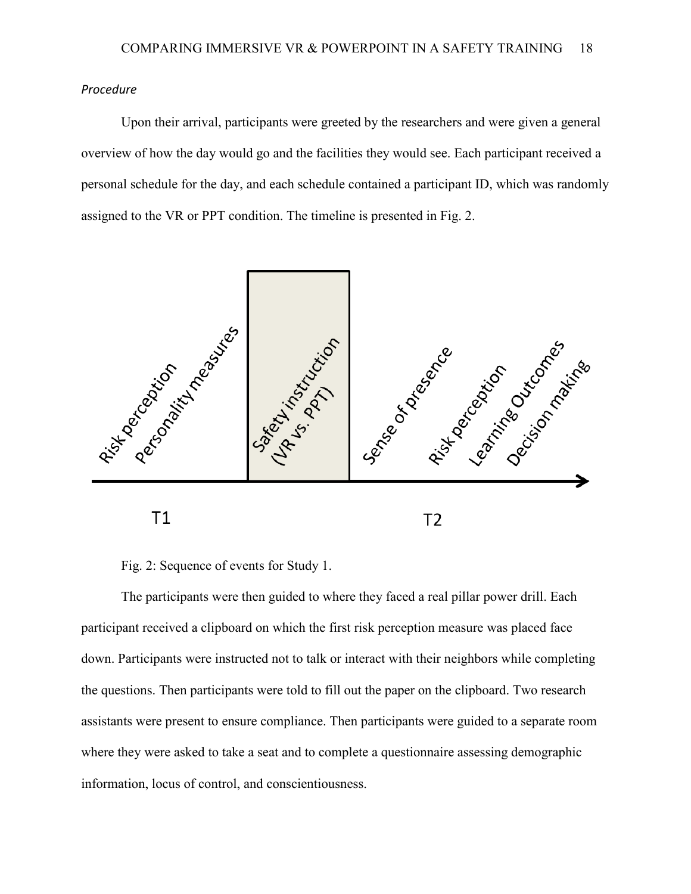*Procedure*

Upon their arrival, participants were greeted by the researchers and were given a general overview of how the day would go and the facilities they would see. Each participant received a personal schedule for the day, and each schedule contained a participant ID, which was randomly assigned to the VR or PPT condition. The timeline is presented in Fig. 2.

Fig. 2: Sequence of events for Study 1.

The participants were then guided to where they faced a real pillar power drill. Each participant received a clipboard on which the first risk perception measure was placed face down. Participants were instructed not to talk or interact with their neighbors while completing the questions. Then participants were told to fill out the paper on the clipboard. Two research assistants were present to ensure compliance. Then participants were guided to a separate room where they were asked to take a seat and to complete a questionnaire assessing demographic information, locus of control, and conscientiousness.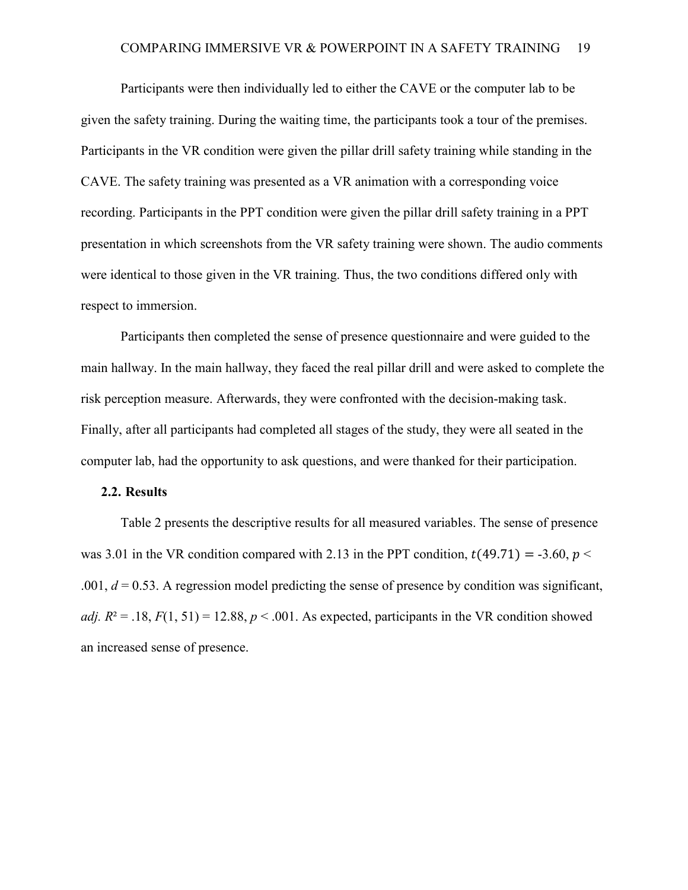Participants were then individually led to either the CAVE or the computer lab to be given the safety training. During the waiting time, the participants took a tour of the premises. Participants in the VR condition were given the pillar drill safety training while standing in the CAVE. The safety training was presented as a VR animation with a corresponding voice recording. Participants in the PPT condition were given the pillar drill safety training in a PPT presentation in which screenshots from the VR safety training were shown. The audio comments were identical to those given in the VR training. Thus, the two conditions differed only with respect to immersion.

Participants then completed the sense of presence questionnaire and were guided to the main hallway. In the main hallway, they faced the real pillar drill and were asked to complete the risk perception measure. Afterwards, they were confronted with the decision-making task. Finally, after all participants had completed all stages of the study, they were all seated in the computer lab, had the opportunity to ask questions, and were thanked for their participation.

### 2.2. Results

Table 2 presents the descriptive results for all measured variables. The sense of presence was 3.01 in the VR condition compared with 2.13 in the PPT condition, $t(49.71) = -3.60$, $p < .001$, $d = 0.53$. A regression model predicting the sense of presence by condition was significant, *adj.* $R^2 = .18$, $F(1, 51) = 12.88$, $p < .001$. As expected, participants in the VR condition showed an increased sense of presence.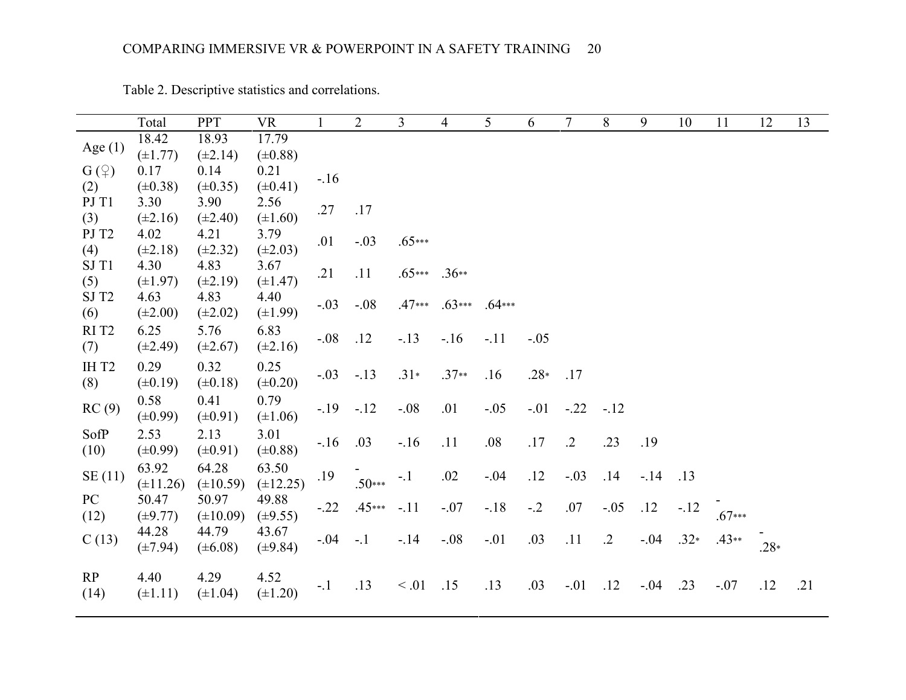Table 2. Descriptive statistics and correlations.

| | Total | PPT | VR | 1 | 2 | 3 | 4 | 5 | 6 | 7 | 8 | 9 | 10 | 11 | 12 | 13 |
|---|---|---|---|---|---|---|---|---|---|---|---|---|---|---|---|---|
| Age (1) | 18.42 (±1.77) | 18.93 (±2.14) | 17.79 (±0.88) | | | | | | | | | | | | | |
| G (♀) (2) | 0.17 (±0.38) | 0.14 (±0.35) | 0.21 (±0.41) | -.16 | | | | | | | | | | | | |
| PJ T1 (3) | 3.30 (±2.16) | 3.90 (±2.40) | 2.56 (±1.60) | .27 | .17 | | | | | | | | | | | |
| PJ T2 (4) | 4.02 (±2.18) | 4.21 (±2.32) | 3.79 (±2.03) | .01 | -.03 | .65*** | | | | | | | | | | |
| SJ T1 (5) | 4.30 (±1.97) | 4.83 (±2.19) | 3.67 (±1.47) | .21 | .11 | .65*** | .36** | | | | | | | | | |
| SJ T2 (6) | 4.63 (±2.00) | 4.83 (±2.02) | 4.40 (±1.99) | -.03 | -.08 | .47*** | .63*** | .64*** | | | | | | | | |
| RI T2 (7) | 6.25 (±2.49) | 5.76 (±2.67) | 6.83 (±2.16) | -.08 | .12 | -.13 | -.16 | -.11 | -.05 | | | | | | | |
| IH T2 (8) | 0.29 (±0.19) | 0.32 (±0.18) | 0.25 (±0.20) | -.03 | -.13 | .31* | .37** | .16 | .28* | .17 | | | | | | |
| RC (9) | 0.58 (±0.99) | 0.41 (±0.91) | 0.79 (±1.06) | -.19 | -.12 | -.08 | .01 | -.05 | -.01 | -.22 | -.12 | | | | | |
| SofP (10) | 2.53 (±0.99) | 2.13 (±0.91) | 3.01 (±0.88) | -.16 | .03 | -.16 | .11 | .08 | .17 | .2 | .23 | .19 | | | | |
| SE (11) | 63.92 (±11.26) | 64.28 (±10.59) | 63.50 (±12.25) | .19 | -.50*** | -.1 | .02 | -.04 | .12 | -.03 | .14 | -.14 | .13 | | | |
| PC (12) | 50.47 (±9.77) | 50.97 (±10.09) | 49.88 (±9.55) | -.22 | .45*** | -.11 | -.07 | -.18 | -.2 | .07 | -.05 | .12 | -.12 | -.67*** | | |
| C (13) | 44.28 (±7.94) | 44.79 (±6.08) | 43.67 (±9.84) | -.04 | -.1 | -.14 | -.08 | -.01 | .03 | .11 | .2 | -.04 | .32* | .43** | -.28* | |
| RP (14) | 4.40 (±1.11) | 4.29 (±1.04) | 4.52 (±1.20) | -.1 | .13 | < .01 | .15 | .13 | .03 | -.01 | .12 | -.04 | .23 | -.07 | .12 | .21 |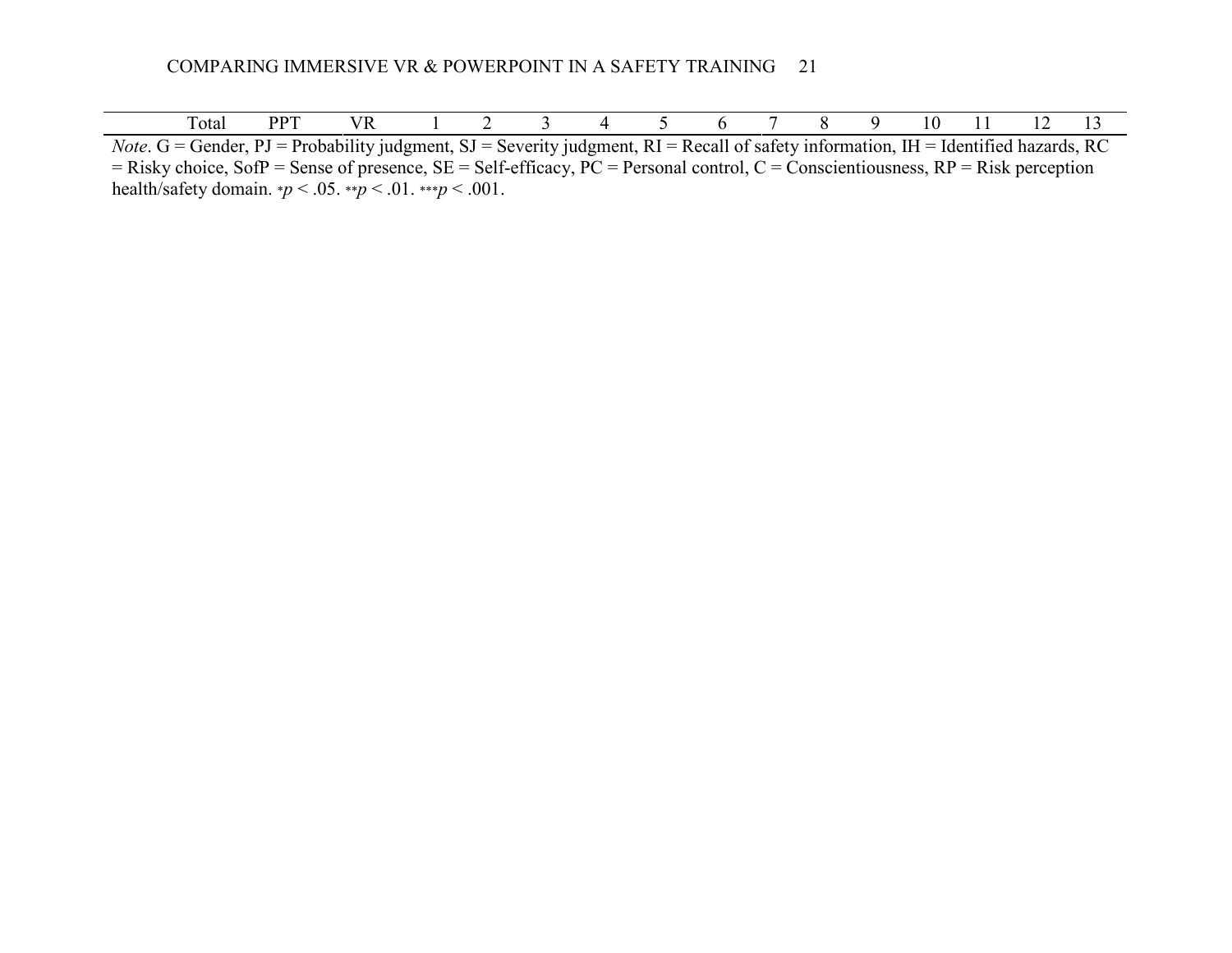| | Total | PPT | VR | 1 | 2 | 3 | 4 | 5 | 6 | 7 | 8 | 9 | 10 | 11 | 12 | 13 |
|---|---|---|---|---|---|---|---|---|---|---|---|---|---|---|---|---|

*Note*. G = Gender, PJ = Probability judgment, SJ = Severity judgment, RI = Recall of safety information, IH = Identified hazards, RC = Risky choice, SofP = Sense of presence, SE = Self-efficacy, PC = Personal control, C = Conscientiousness, RP = Risk perception health/safety domain. *$p < .05$. **$p < .01$. ***$p < .001$.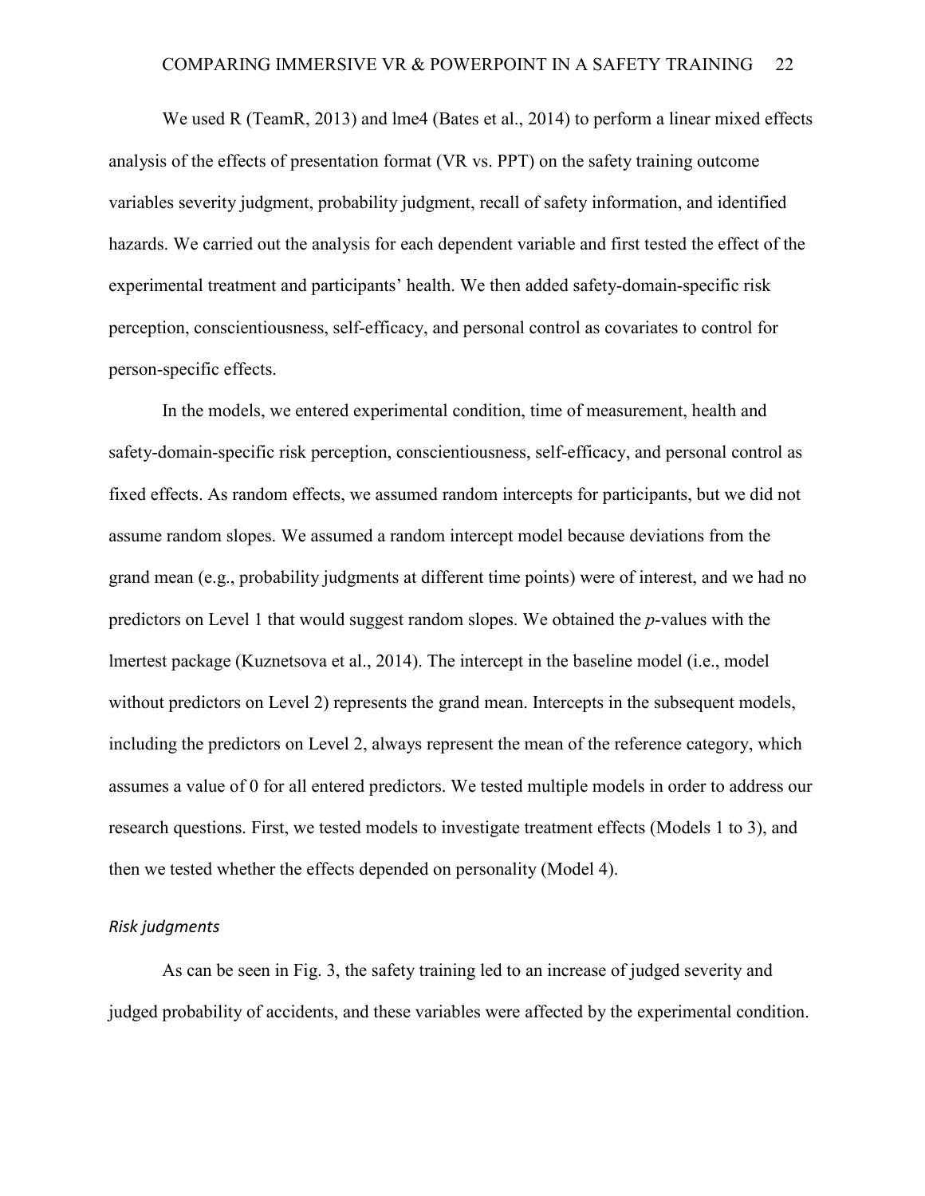We used R (TeamR, 2013) and lme4 (Bates et al., 2014) to perform a linear mixed effects analysis of the effects of presentation format (VR vs. PPT) on the safety training outcome variables severity judgment, probability judgment, recall of safety information, and identified hazards. We carried out the analysis for each dependent variable and first tested the effect of the experimental treatment and participants' health. We then added safety-domain-specific risk perception, conscientiousness, self-efficacy, and personal control as covariates to control for person-specific effects.

In the models, we entered experimental condition, time of measurement, health and safety-domain-specific risk perception, conscientiousness, self-efficacy, and personal control as fixed effects. As random effects, we assumed random intercepts for participants, but we did not assume random slopes. We assumed a random intercept model because deviations from the grand mean (e.g., probability judgments at different time points) were of interest, and we had no predictors on Level 1 that would suggest random slopes. We obtained the *p*-values with the lmertest package (Kuznetsova et al., 2014). The intercept in the baseline model (i.e., model without predictors on Level 2) represents the grand mean. Intercepts in the subsequent models, including the predictors on Level 2, always represent the mean of the reference category, which assumes a value of 0 for all entered predictors. We tested multiple models in order to address our research questions. First, we tested models to investigate treatment effects (Models 1 to 3), and then we tested whether the effects depended on personality (Model 4).

### *Risk judgments*

As can be seen in Fig. 3, the safety training led to an increase of judged severity and judged probability of accidents, and these variables were affected by the experimental condition.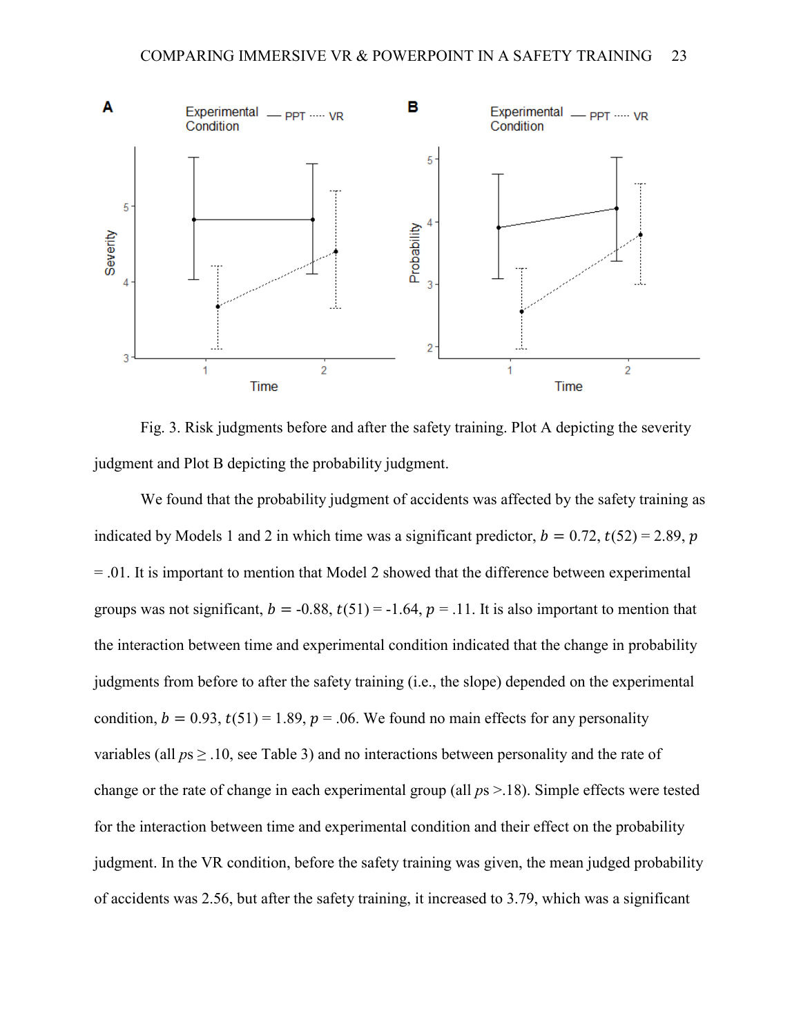Fig. 3. Risk judgments before and after the safety training. Plot A depicting the severity judgment and Plot B depicting the probability judgment.

We found that the probability judgment of accidents was affected by the safety training as indicated by Models 1 and 2 in which time was a significant predictor, $b = 0.72$, $t(52) = 2.89$, $p = .01$. It is important to mention that Model 2 showed that the difference between experimental groups was not significant, $b = -0.88$, $t(51) = -1.64$, $p = .11$. It is also important to mention that the interaction between time and experimental condition indicated that the change in probability judgments from before to after the safety training (i.e., the slope) depended on the experimental condition, $b = 0.93$, $t(51) = 1.89$, $p = .06$. We found no main effects for any personality variables (all $ps \geq .10$, see Table 3) and no interactions between personality and the rate of change or the rate of change in each experimental group (all $ps > .18$). Simple effects were tested for the interaction between time and experimental condition and their effect on the probability judgment. In the VR condition, before the safety training was given, the mean judged probability of accidents was 2.56, but after the safety training, it increased to 3.79, which was a significant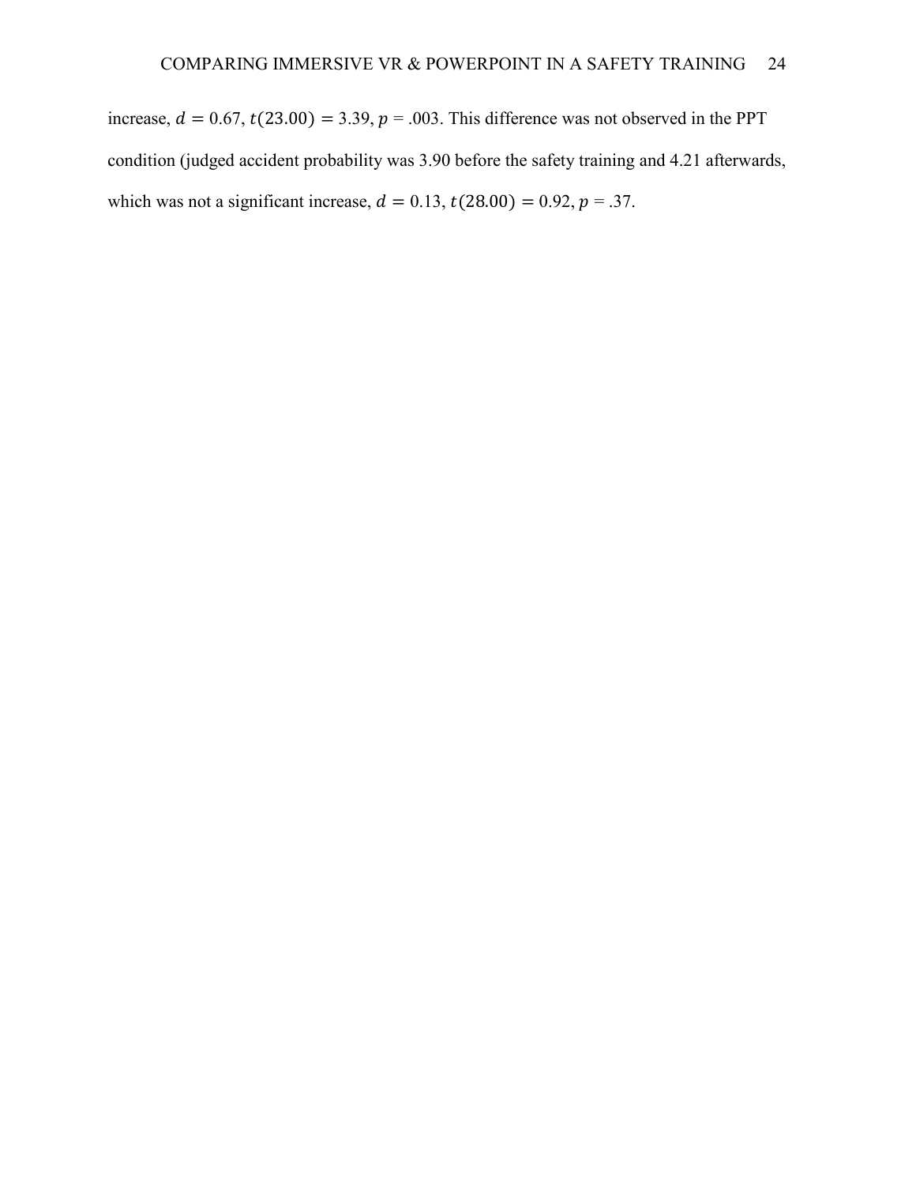increase, $d = 0.67$, $t(23.00) = 3.39$, $p = .003$. This difference was not observed in the PPT condition (judged accident probability was 3.90 before the safety training and 4.21 afterwards, which was not a significant increase, $d = 0.13$, $t(28.00) = 0.92$, $p = .37$.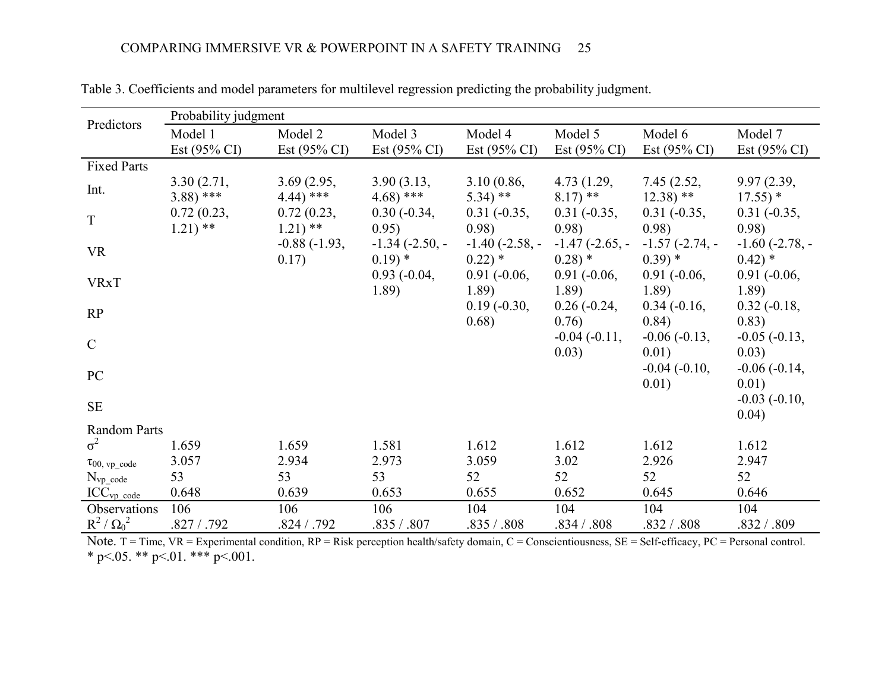Table 3. Coefficients and model parameters for multilevel regression predicting the probability judgment.

| Predictors | Probability judgment | | | | | | |
|---|---|---|---|---|---|---|---|
| | Model 1<br>Est (95% CI) | Model 2<br>Est (95% CI) | Model 3<br>Est (95% CI) | Model 4<br>Est (95% CI) | Model 5<br>Est (95% CI) | Model 6<br>Est (95% CI) | Model 7<br>Est (95% CI) |
| Fixed Parts | | | | | | | |
| Int. | 3.30 (2.71, 3.88) *** | 3.69 (2.95, 4.44) *** | 3.90 (3.13, 4.68) *** | 3.10 (0.86, 5.34) ** | 4.73 (1.29, 8.17) ** | 7.45 (2.52, 12.38) ** | 9.97 (2.39, 17.55) * |
| T | 0.72 (0.23, 1.21) ** | 0.72 (0.23, 1.21) ** | 0.30 (-0.34, 0.95) | 0.31 (-0.35, 0.98) | 0.31 (-0.35, 0.98) | 0.31 (-0.35, 0.98) | 0.31 (-0.35, 0.98) |
| VR | | -0.88 (-1.93, 0.17) | -1.34 (-2.50, -0.19) * | -1.40 (-2.58, -0.22) * | -1.47 (-2.65, -0.28) * | -1.57 (-2.74, -0.39) * | -1.60 (-2.78, -0.42) * |
| VRxT | | | 0.93 (-0.04, 1.89) | 0.91 (-0.06, 1.89) | 0.91 (-0.06, 1.89) | 0.91 (-0.06, 1.89) | 0.91 (-0.06, 1.89) |
| RP | | | | 0.19 (-0.30, 0.68) | 0.26 (-0.24, 0.76) | 0.34 (-0.16, 0.84) | 0.32 (-0.18, 0.83) |
| C | | | | | -0.04 (-0.11, 0.03) | -0.06 (-0.13, 0.01) | -0.05 (-0.13, 0.03) |
| PC | | | | | | -0.04 (-0.10, 0.01) | -0.06 (-0.14, 0.01) |
| SE | | | | | | | -0.03 (-0.10, 0.04) |
| Random Parts | | | | | | | |
| $\sigma^2$ | 1.659 | 1.659 | 1.581 | 1.612 | 1.612 | 1.612 | 1.612 |
| $\tau_{00,\ vp\_code}$ | 3.057 | 2.934 | 2.973 | 3.059 | 3.02 | 2.926 | 2.947 |
| $N_{vp\_code}$ | 53 | 53 | 53 | 52 | 52 | 52 | 52 |
| $ICC_{vp\_code}$ | 0.648 | 0.639 | 0.653 | 0.655 | 0.652 | 0.645 | 0.646 |
| Observations | 106 | 106 | 106 | 104 | 104 | 104 | 104 |
| $R^2$ / $\Omega_0^2$ | .827 / .792 | .824 / .792 | .835 / .807 | .835 / .808 | .834 / .808 | .832 / .808 | .832 / .809 |

Note. T = Time, VR = Experimental condition, RP = Risk perception health/safety domain, C = Conscientiousness, SE = Self-efficacy, PC = Personal control.
* $p<.05$. ** $p<.01$. *** $p<.001$.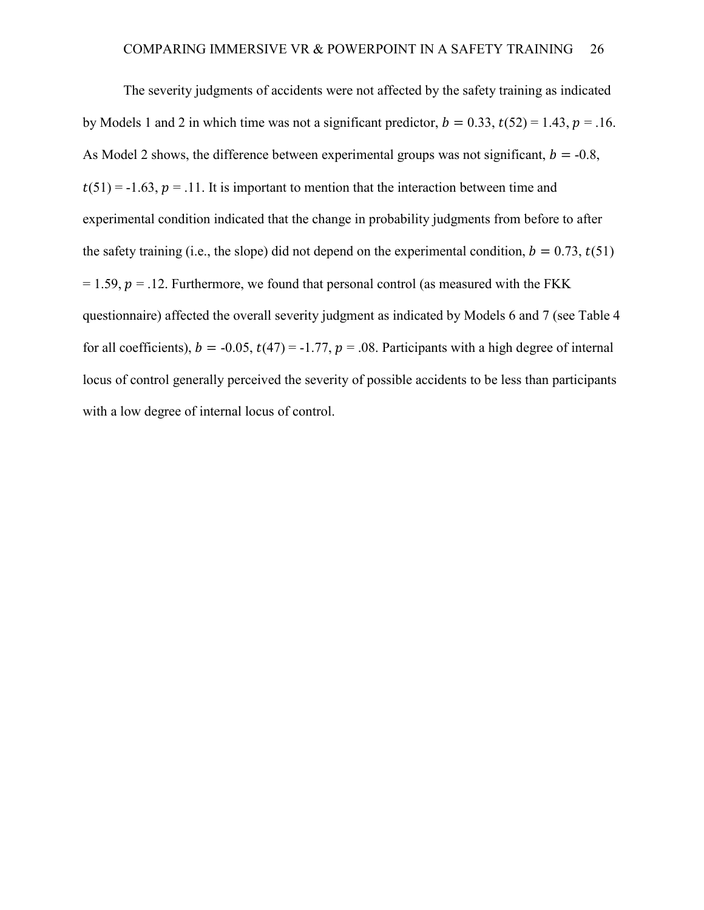The severity judgments of accidents were not affected by the safety training as indicated by Models 1 and 2 in which time was not a significant predictor, $b = 0.33$, $t(52) = 1.43$, $p = .16$. As Model 2 shows, the difference between experimental groups was not significant, $b = -0.8$, $t(51) = -1.63$, $p = .11$. It is important to mention that the interaction between time and experimental condition indicated that the change in probability judgments from before to after the safety training (i.e., the slope) did not depend on the experimental condition, $b = 0.73$, $t(51) = 1.59$, $p = .12$. Furthermore, we found that personal control (as measured with the FKK questionnaire) affected the overall severity judgment as indicated by Models 6 and 7 (see Table 4 for all coefficients), $b = -0.05$, $t(47) = -1.77$, $p = .08$. Participants with a high degree of internal locus of control generally perceived the severity of possible accidents to be less than participants with a low degree of internal locus of control.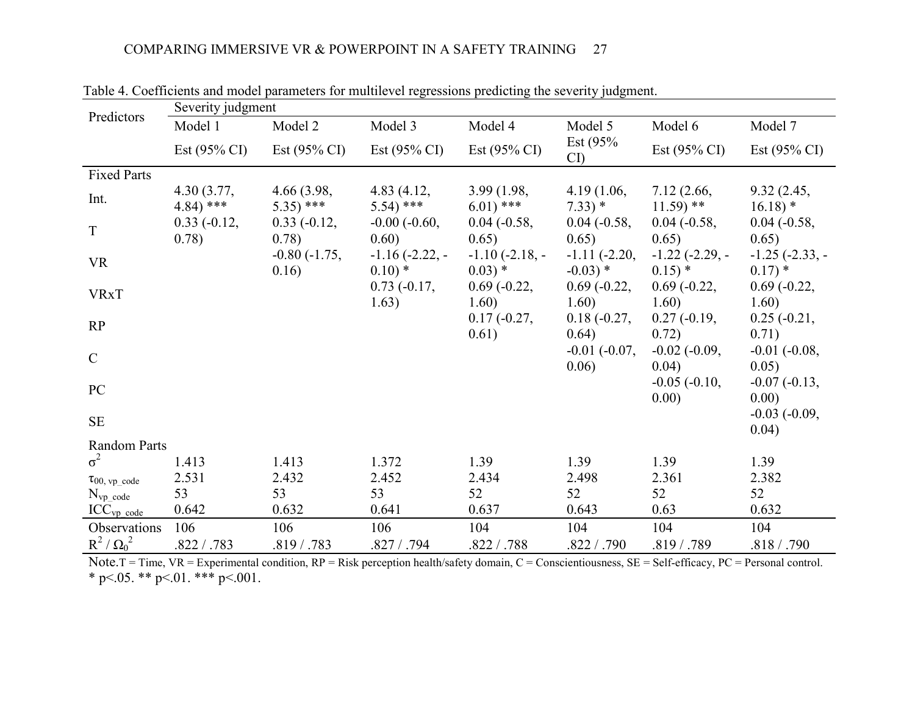Table 4. Coefficients and model parameters for multilevel regressions predicting the severity judgment.

| Predictors | Severity judgment | | | | | | |
|---|---|---|---|---|---|---|---|
| | Model 1 | Model 2 | Model 3 | Model 4 | Model 5 | Model 6 | Model 7 |
| | Est (95% CI) | Est (95% CI) | Est (95% CI) | Est (95% CI) | Est (95% CI) | Est (95% CI) | Est (95% CI) |
| Fixed Parts | | | | | | | |
| Int. | 4.30 (3.77, 4.84) *** | 4.66 (3.98, 5.35) *** | 4.83 (4.12, 5.54) *** | 3.99 (1.98, 6.01) *** | 4.19 (1.06, 7.33) * | 7.12 (2.66, 11.59) ** | 9.32 (2.45, 16.18) * |
| T | 0.33 (-0.12, 0.78) | 0.33 (-0.12, 0.78) | -0.00 (-0.60, 0.60) | 0.04 (-0.58, 0.65) | 0.04 (-0.58, 0.65) | 0.04 (-0.58, 0.65) | 0.04 (-0.58, 0.65) |
| VR | | -0.80 (-1.75, 0.16) | -1.16 (-2.22, -0.10) * | -1.10 (-2.18, -0.03) * | -1.11 (-2.20, -0.03) * | -1.22 (-2.29, -0.15) * | -1.25 (-2.33, -0.17) * |
| VRxT | | | 0.73 (-0.17, 1.63) | 0.69 (-0.22, 1.60) | 0.69 (-0.22, 1.60) | 0.69 (-0.22, 1.60) | 0.69 (-0.22, 1.60) |
| RP | | | | 0.17 (-0.27, 0.61) | 0.18 (-0.27, 0.64) | 0.27 (-0.19, 0.72) | 0.25 (-0.21, 0.71) |
| C | | | | | -0.01 (-0.07, 0.06) | -0.02 (-0.09, 0.04) | -0.01 (-0.08, 0.05) |
| PC | | | | | | -0.05 (-0.10, 0.00) | -0.07 (-0.13, 0.00) |
| SE | | | | | | | -0.03 (-0.09, 0.04) |
| Random Parts | | | | | | | |
| $\sigma^2$ | 1.413 | 1.413 | 1.372 | 1.39 | 1.39 | 1.39 | 1.39 |
| $\tau_{00,\ vp\_code}$ | 2.531 | 2.432 | 2.452 | 2.434 | 2.498 | 2.361 | 2.382 |
| $N_{vp\_code}$ | 53 | 53 | 53 | 52 | 52 | 52 | 52 |
| $ICC_{vp\_code}$ | 0.642 | 0.632 | 0.641 | 0.637 | 0.643 | 0.63 | 0.632 |
| Observations | 106 | 106 | 106 | 104 | 104 | 104 | 104 |
| $R^2$ / $\Omega_0^2$ | .822 / .783 | .819 / .783 | .827 / .794 | .822 / .788 | .822 / .790 | .819 / .789 | .818 / .790 |

Note. T = Time, VR = Experimental condition, RP = Risk perception health/safety domain, C = Conscientiousness, SE = Self-efficacy, PC = Personal control.
* p<.05. ** p<.01. *** p<.001.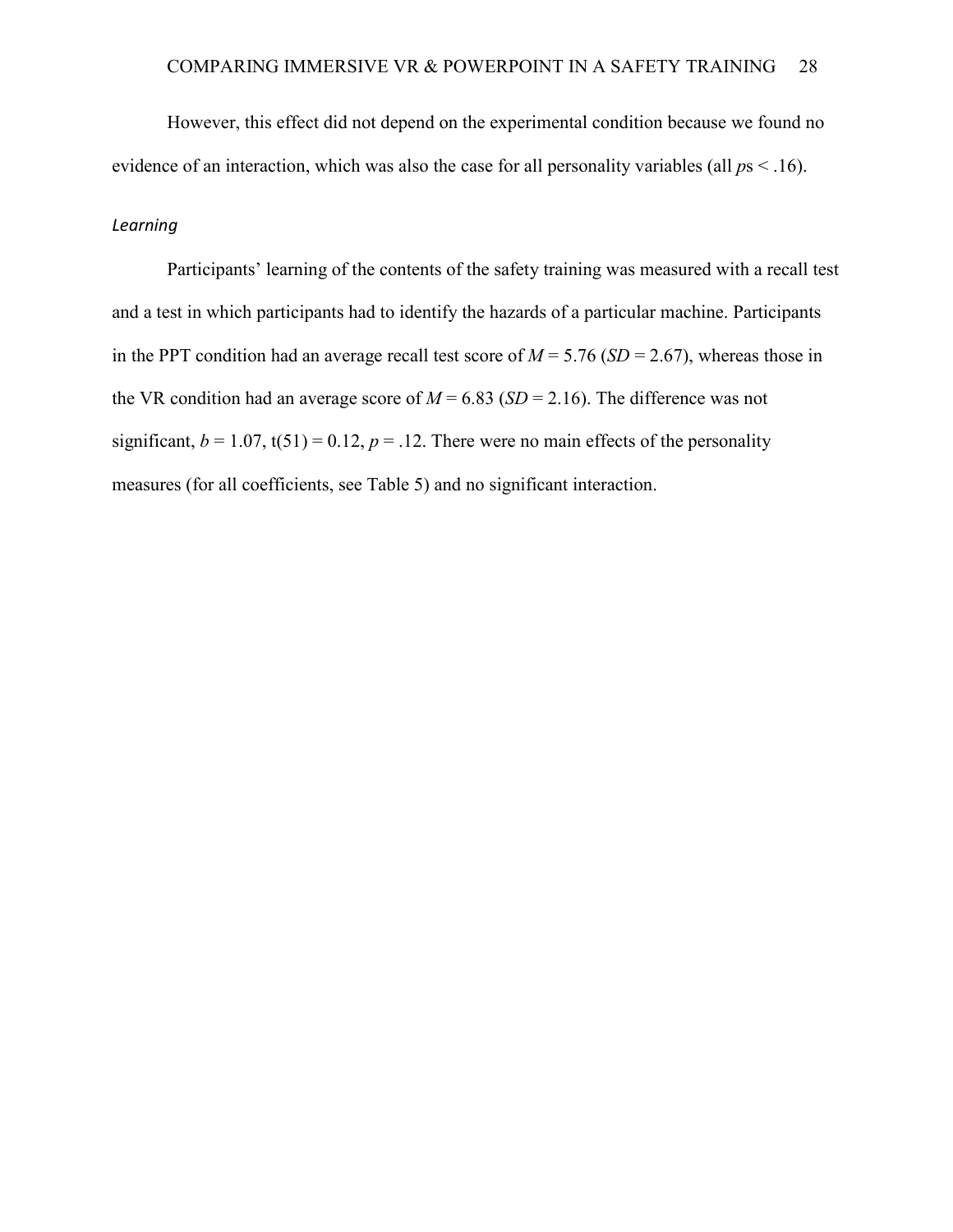However, this effect did not depend on the experimental condition because we found no evidence of an interaction, which was also the case for all personality variables (all *p*s $< .16$).

### *Learning*

Participants' learning of the contents of the safety training was measured with a recall test and a test in which participants had to identify the hazards of a particular machine. Participants in the PPT condition had an average recall test score of $M = 5.76$ ($SD = 2.67$), whereas those in the VR condition had an average score of $M = 6.83$ ($SD = 2.16$). The difference was not significant, $b = 1.07$, $t(51) = 0.12$, $p = .12$. There were no main effects of the personality measures (for all coefficients, see Table 5) and no significant interaction.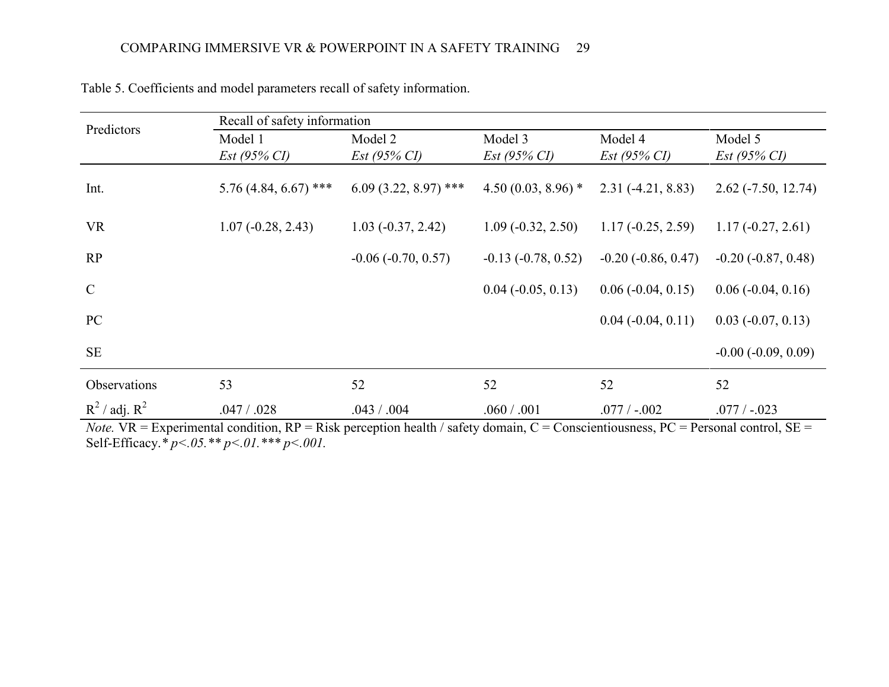Table 5. Coefficients and model parameters recall of safety information.

| Predictors | Recall of safety information | | | | |
|---|---|---|---|---|---|
| | Model 1 | Model 2 | Model 3 | Model 4 | Model 5 |
| | *Est (95% CI)* | *Est (95% CI)* | *Est (95% CI)* | *Est (95% CI)* | *Est (95% CI)* |
| Int. | 5.76 (4.84, 6.67) *** | 6.09 (3.22, 8.97) *** | 4.50 (0.03, 8.96) * | 2.31 (-4.21, 8.83) | 2.62 (-7.50, 12.74) |
| VR | 1.07 (-0.28, 2.43) | 1.03 (-0.37, 2.42) | 1.09 (-0.32, 2.50) | 1.17 (-0.25, 2.59) | 1.17 (-0.27, 2.61) |
| RP | | -0.06 (-0.70, 0.57) | -0.13 (-0.78, 0.52) | -0.20 (-0.86, 0.47) | -0.20 (-0.87, 0.48) |
| C | | | 0.04 (-0.05, 0.13) | 0.06 (-0.04, 0.15) | 0.06 (-0.04, 0.16) |
| PC | | | | 0.04 (-0.04, 0.11) | 0.03 (-0.07, 0.13) |
| SE | | | | | -0.00 (-0.09, 0.09) |
| Observations | 53 | 52 | 52 | 52 | 52 |
| $R^2$ / adj. $R^2$ | .047 / .028 | .043 / .004 | .060 / .001 | .077 / -.002 | .077 / -.023 |

*Note.* VR = Experimental condition, RP = Risk perception health / safety domain, C = Conscientiousness, PC = Personal control, SE = Self-Efficacy. * *p<.05.* ** *p<.01.* *** *p<.001.*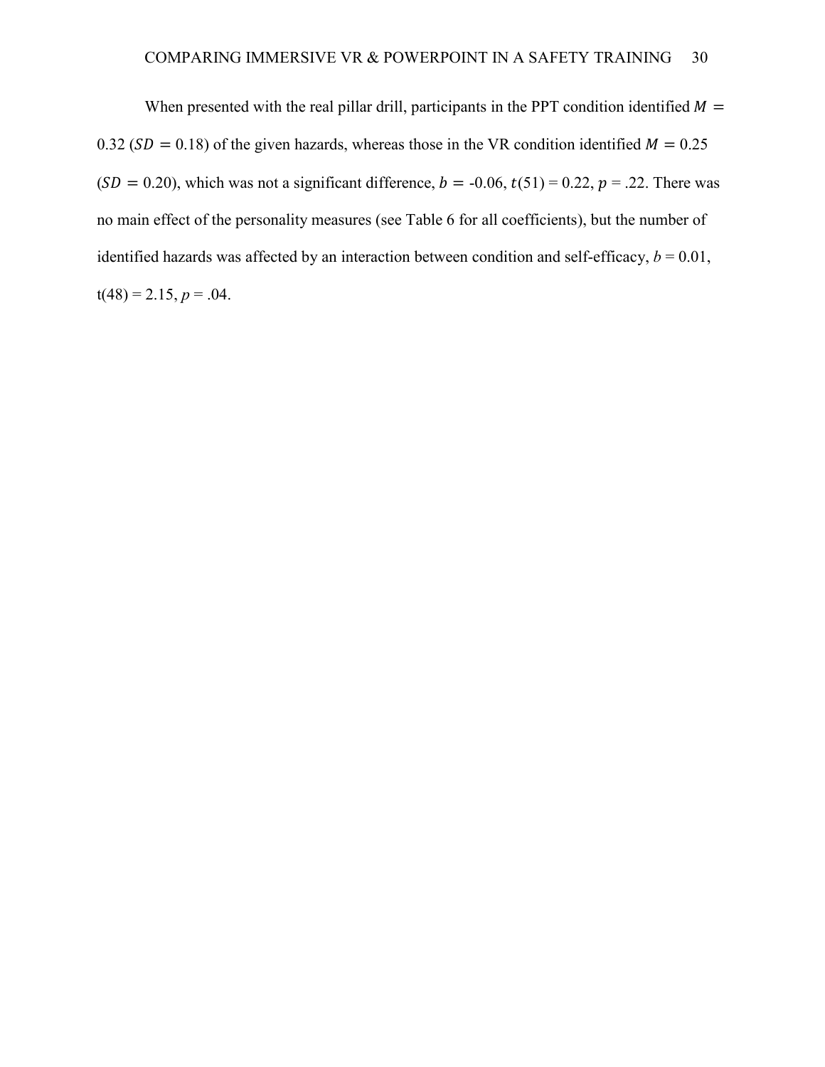When presented with the real pillar drill, participants in the PPT condition identified $M =$ 0.32 ($SD = 0.18$) of the given hazards, whereas those in the VR condition identified $M = 0.25$ ($SD = 0.20$), which was not a significant difference, $b =$ -0.06, $t(51) = 0.22$, $p = .22$. There was no main effect of the personality measures (see Table 6 for all coefficients), but the number of identified hazards was affected by an interaction between condition and self-efficacy, $b = 0.01$, $t(48) = 2.15$, $p = .04$.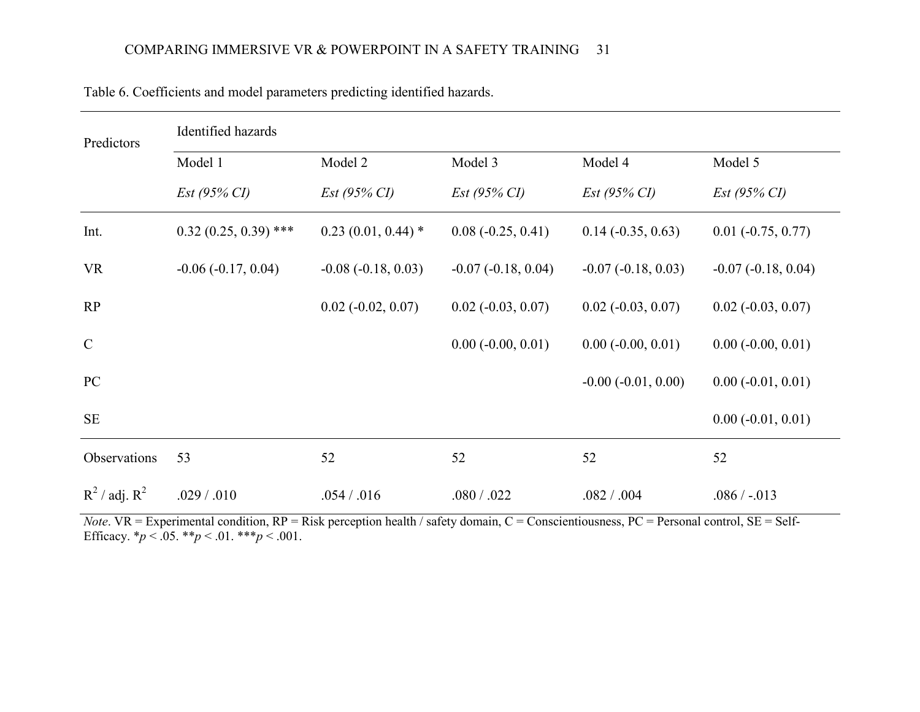Table 6. Coefficients and model parameters predicting identified hazards.

| Predictors | Identified hazards | | | | |
|---|---|---|---|---|---|
| | Model 1 | Model 2 | Model 3 | Model 4 | Model 5 |
| | *Est (95% CI)* | *Est (95% CI)* | *Est (95% CI)* | *Est (95% CI)* | *Est (95% CI)* |
| Int. | 0.32 (0.25, 0.39) *** | 0.23 (0.01, 0.44) * | 0.08 (-0.25, 0.41) | 0.14 (-0.35, 0.63) | 0.01 (-0.75, 0.77) |
| VR | -0.06 (-0.17, 0.04) | -0.08 (-0.18, 0.03) | -0.07 (-0.18, 0.04) | -0.07 (-0.18, 0.03) | -0.07 (-0.18, 0.04) |
| RP | | 0.02 (-0.02, 0.07) | 0.02 (-0.03, 0.07) | 0.02 (-0.03, 0.07) | 0.02 (-0.03, 0.07) |
| C | | | 0.00 (-0.00, 0.01) | 0.00 (-0.00, 0.01) | 0.00 (-0.00, 0.01) |
| PC | | | | -0.00 (-0.01, 0.00) | 0.00 (-0.01, 0.01) |
| SE | | | | | 0.00 (-0.01, 0.01) |
| Observations | 53 | 52 | 52 | 52 | 52 |
| $R^2$ / adj. $R^2$ | .029 / .010 | .054 / .016 | .080 / .022 | .082 / .004 | .086 / -.013 |

*Note*. VR = Experimental condition, RP = Risk perception health / safety domain, C = Conscientiousness, PC = Personal control, SE = Self-Efficacy. \**p* < .05. \*\**p* < .01. \*\*\**p* < .001.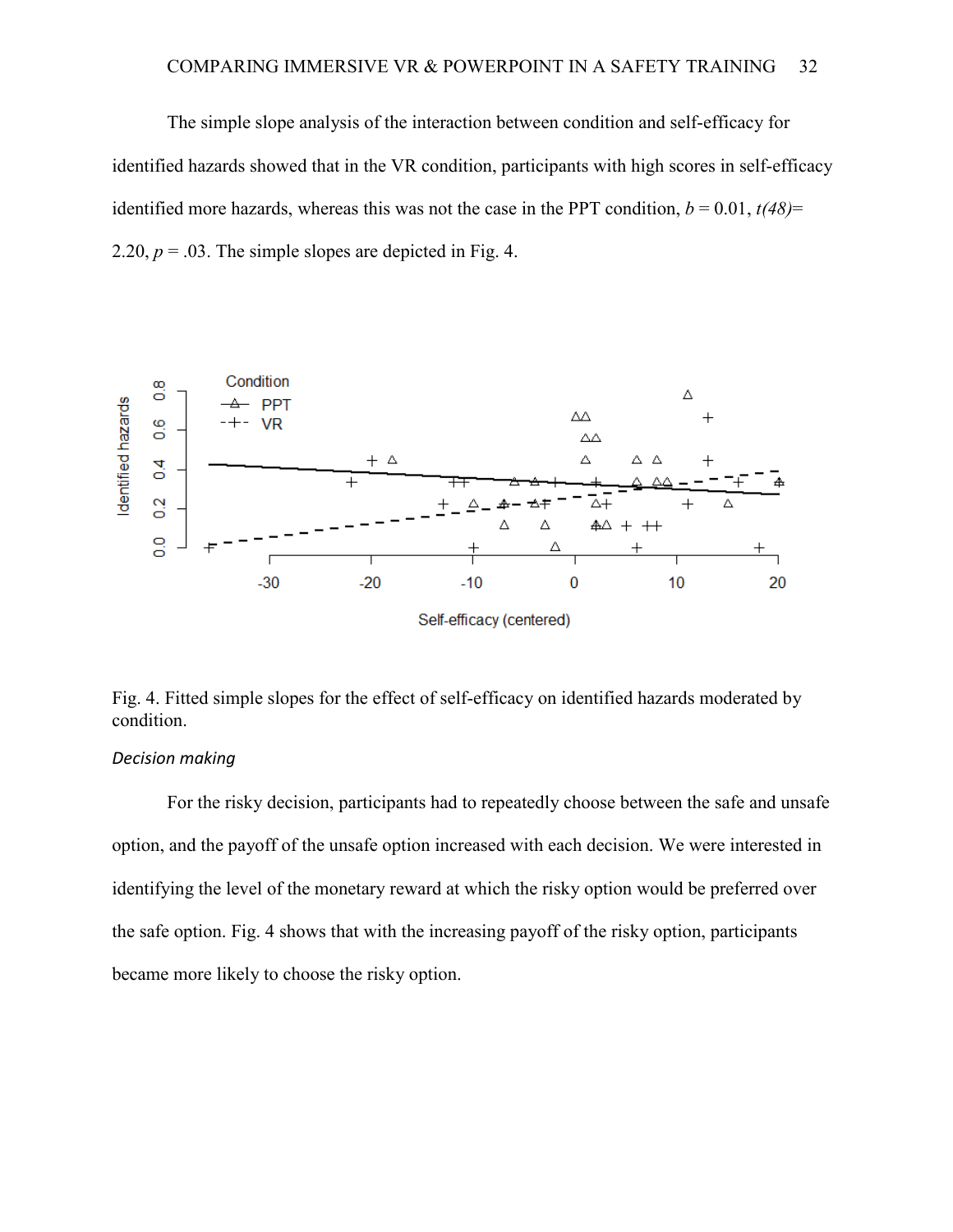The simple slope analysis of the interaction between condition and self-efficacy for identified hazards showed that in the VR condition, participants with high scores in self-efficacy identified more hazards, whereas this was not the case in the PPT condition, $b = 0.01$, $t(48) = 2.20$, $p = .03$. The simple slopes are depicted in Fig. 4.

Fig. 4. Fitted simple slopes for the effect of self-efficacy on identified hazards moderated by condition.

*Decision making*

For the risky decision, participants had to repeatedly choose between the safe and unsafe option, and the payoff of the unsafe option increased with each decision. We were interested in identifying the level of the monetary reward at which the risky option would be preferred over the safe option. Fig. 4 shows that with the increasing payoff of the risky option, participants became more likely to choose the risky option.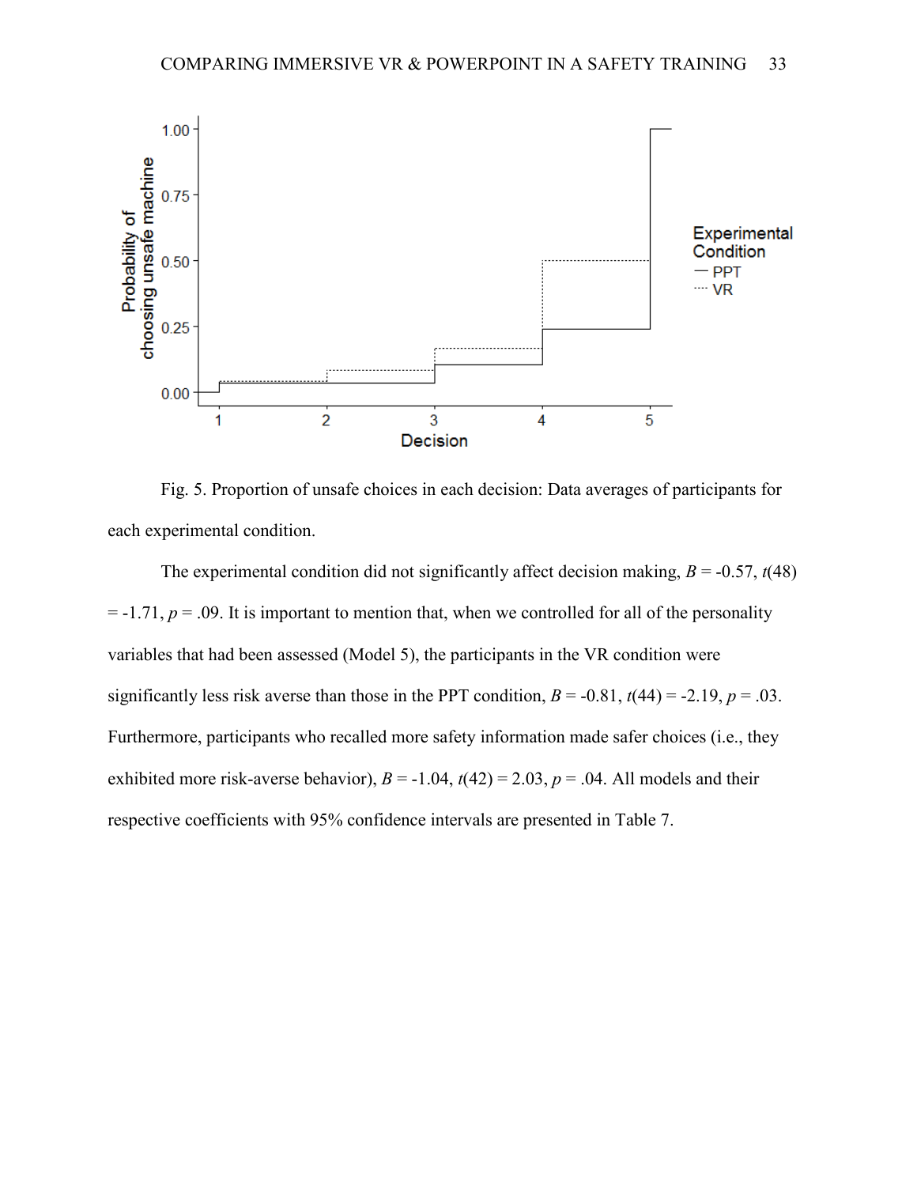Fig. 5. Proportion of unsafe choices in each decision: Data averages of participants for each experimental condition.

The experimental condition did not significantly affect decision making, $B = -0.57$, $t(48) = -1.71$, $p = .09$. It is important to mention that, when we controlled for all of the personality variables that had been assessed (Model 5), the participants in the VR condition were significantly less risk averse than those in the PPT condition, $B = -0.81$, $t(44) = -2.19$, $p = .03$. Furthermore, participants who recalled more safety information made safer choices (i.e., they exhibited more risk-averse behavior), $B = -1.04$, $t(42) = 2.03$, $p = .04$. All models and their respective coefficients with 95% confidence intervals are presented in Table 7.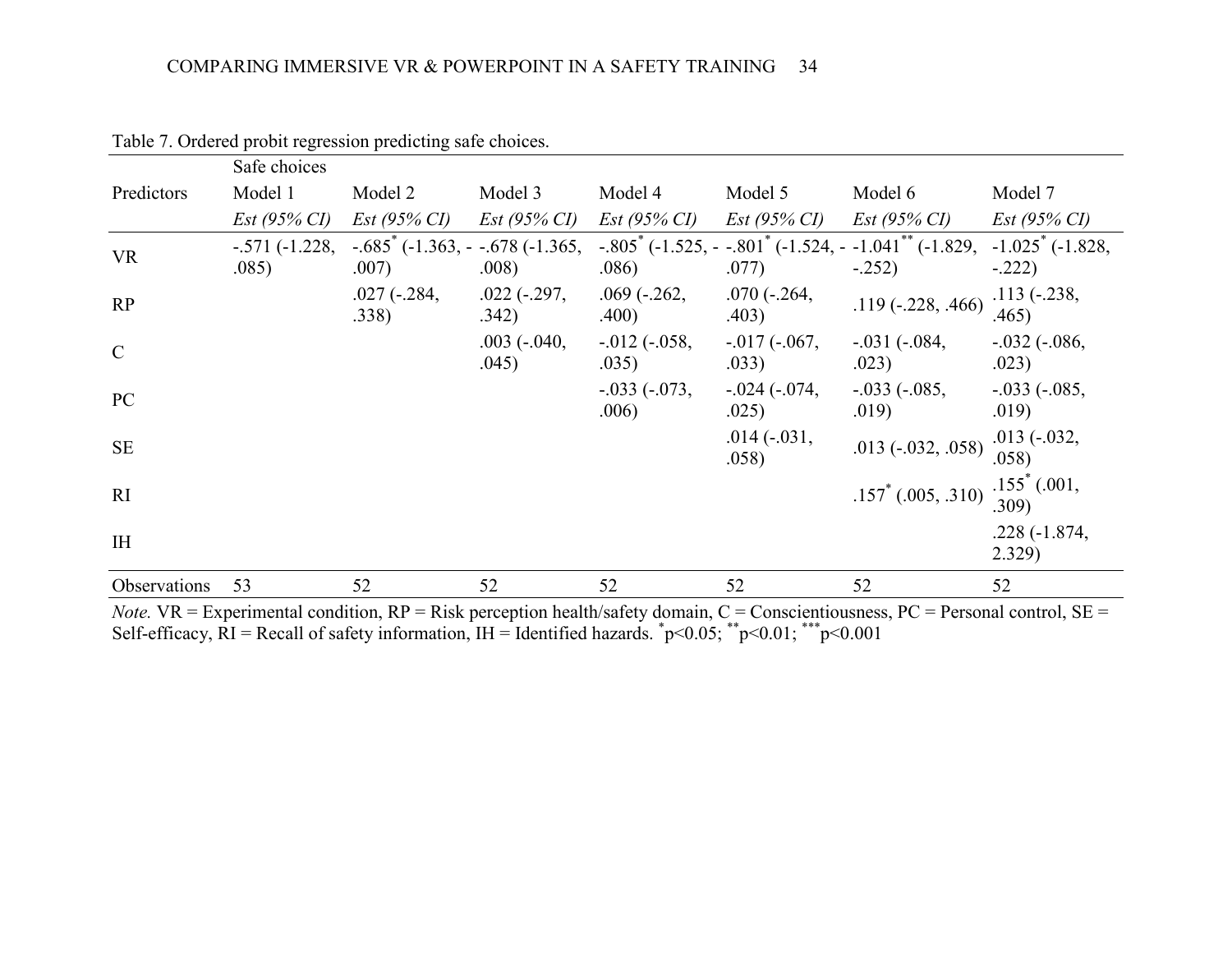Table 7. Ordered probit regression predicting safe choices.

| Predictors | Safe choices Model 1 | Model 2 | Model 3 | Model 4 | Model 5 | Model 6 | Model 7 |
|---|---|---|---|---|---|---|---|
| | *Est (95% CI)* | *Est (95% CI)* | *Est (95% CI)* | *Est (95% CI)* | *Est (95% CI)* | *Est (95% CI)* | *Est (95% CI)* |
| VR | -.571 (-1.228, .085) | -.685* (-1.363, -.007) | -.678 (-1.365, .008) | -.805* (-1.525, -.086) | -.801* (-1.524, -.077) | -1.041** (-1.829, -.252) | -1.025* (-1.828, -.222) |
| RP | | .027 (-.284, .338) | .022 (-.297, .342) | .069 (-.262, .400) | .070 (-.264, .403) | .119 (-.228, .466) | .113 (-.238, .465) |
| C | | | .003 (-.040, .045) | -.012 (-.058, .035) | -.017 (-.067, .033) | -.031 (-.084, .023) | -.032 (-.086, .023) |
| PC | | | | -.033 (-.073, .006) | -.024 (-.074, .025) | -.033 (-.085, .019) | -.033 (-.085, .019) |
| SE | | | | | .014 (-.031, .058) | .013 (-.032, .058) | .013 (-.032, .058) |
| RI | | | | | | .157* (.005, .310) | .155* (.001, .309) |
| IH | | | | | | | .228 (-1.874, 2.329) |
| Observations | 53 | 52 | 52 | 52 | 52 | 52 | 52 |

*Note.* VR = Experimental condition, RP = Risk perception health/safety domain, C = Conscientiousness, PC = Personal control, SE = Self-efficacy, RI = Recall of safety information, IH = Identified hazards. * $p<0.05$; ** $p<0.01$; *** $p<0.001$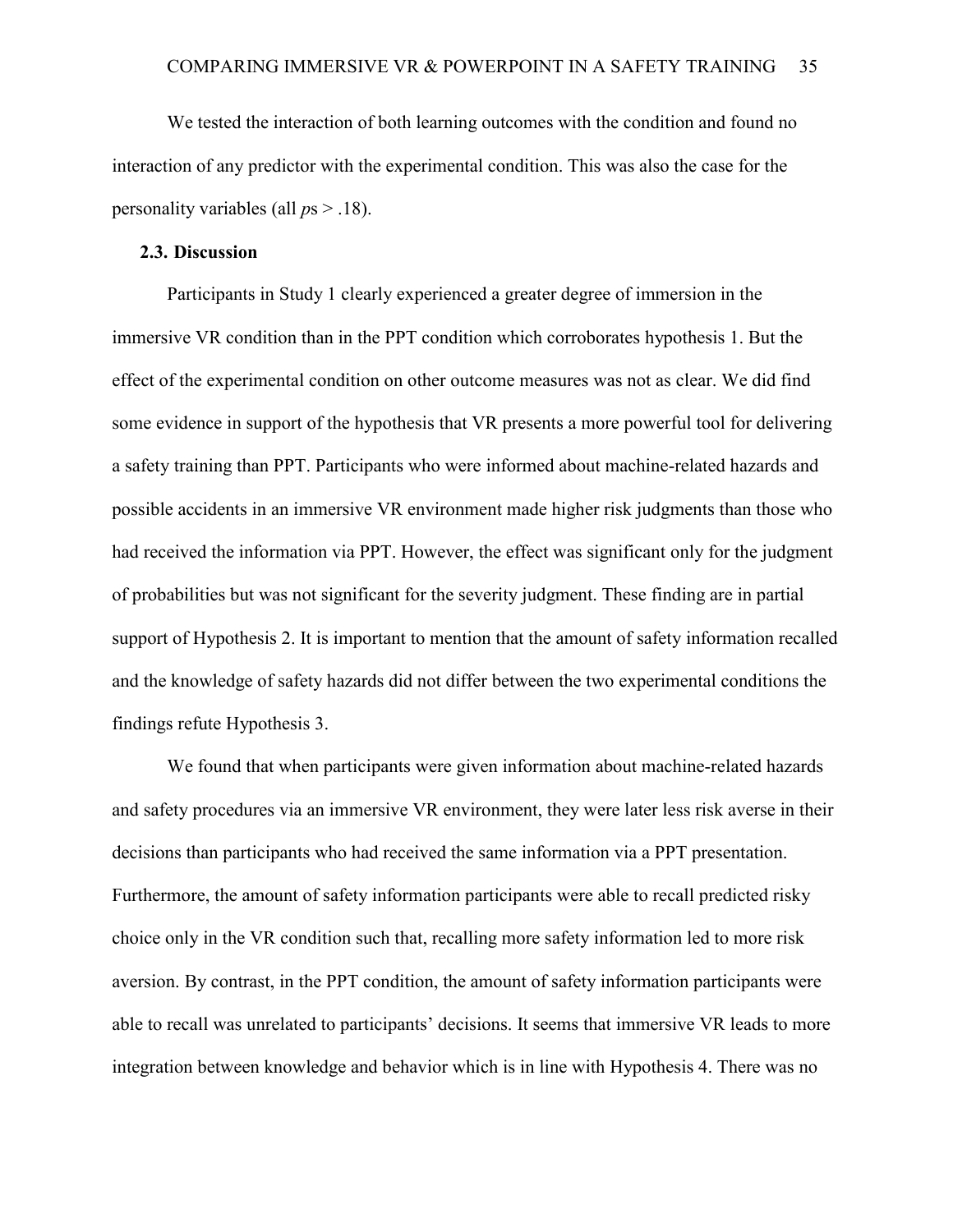We tested the interaction of both learning outcomes with the condition and found no interaction of any predictor with the experimental condition. This was also the case for the personality variables (all $p$s > .18).

### 2.3. Discussion

Participants in Study 1 clearly experienced a greater degree of immersion in the immersive VR condition than in the PPT condition which corroborates hypothesis 1. But the effect of the experimental condition on other outcome measures was not as clear. We did find some evidence in support of the hypothesis that VR presents a more powerful tool for delivering a safety training than PPT. Participants who were informed about machine-related hazards and possible accidents in an immersive VR environment made higher risk judgments than those who had received the information via PPT. However, the effect was significant only for the judgment of probabilities but was not significant for the severity judgment. These finding are in partial support of Hypothesis 2. It is important to mention that the amount of safety information recalled and the knowledge of safety hazards did not differ between the two experimental conditions the findings refute Hypothesis 3.

We found that when participants were given information about machine-related hazards and safety procedures via an immersive VR environment, they were later less risk averse in their decisions than participants who had received the same information via a PPT presentation. Furthermore, the amount of safety information participants were able to recall predicted risky choice only in the VR condition such that, recalling more safety information led to more risk aversion. By contrast, in the PPT condition, the amount of safety information participants were able to recall was unrelated to participants' decisions. It seems that immersive VR leads to more integration between knowledge and behavior which is in line with Hypothesis 4. There was no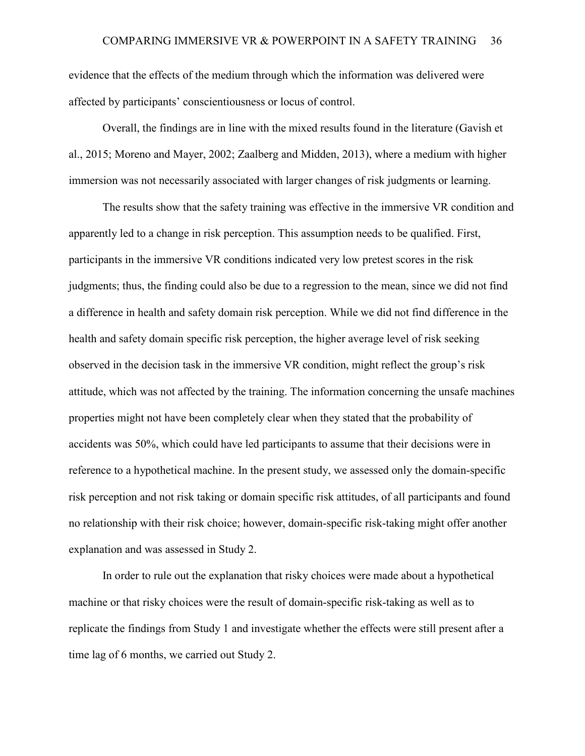evidence that the effects of the medium through which the information was delivered were affected by participants' conscientiousness or locus of control.

Overall, the findings are in line with the mixed results found in the literature (Gavish et al., 2015; Moreno and Mayer, 2002; Zaalberg and Midden, 2013), where a medium with higher immersion was not necessarily associated with larger changes of risk judgments or learning.

The results show that the safety training was effective in the immersive VR condition and apparently led to a change in risk perception. This assumption needs to be qualified. First, participants in the immersive VR conditions indicated very low pretest scores in the risk judgments; thus, the finding could also be due to a regression to the mean, since we did not find a difference in health and safety domain risk perception. While we did not find difference in the health and safety domain specific risk perception, the higher average level of risk seeking observed in the decision task in the immersive VR condition, might reflect the group's risk attitude, which was not affected by the training. The information concerning the unsafe machines properties might not have been completely clear when they stated that the probability of accidents was 50%, which could have led participants to assume that their decisions were in reference to a hypothetical machine. In the present study, we assessed only the domain-specific risk perception and not risk taking or domain specific risk attitudes, of all participants and found no relationship with their risk choice; however, domain-specific risk-taking might offer another explanation and was assessed in Study 2.

In order to rule out the explanation that risky choices were made about a hypothetical machine or that risky choices were the result of domain-specific risk-taking as well as to replicate the findings from Study 1 and investigate whether the effects were still present after a time lag of 6 months, we carried out Study 2.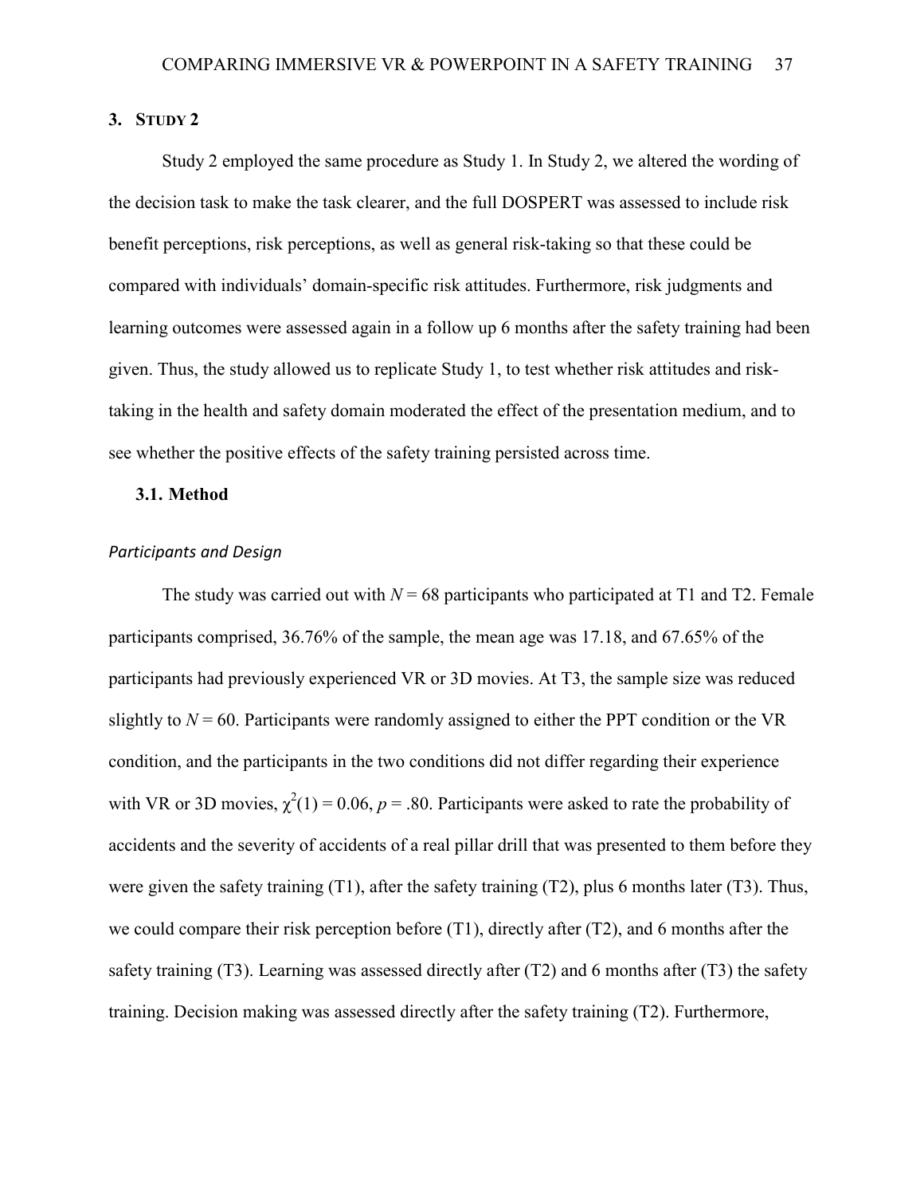# 3. Study 2

Study 2 employed the same procedure as Study 1. In Study 2, we altered the wording of the decision task to make the task clearer, and the full DOSPERT was assessed to include risk benefit perceptions, risk perceptions, as well as general risk-taking so that these could be compared with individuals' domain-specific risk attitudes. Furthermore, risk judgments and learning outcomes were assessed again in a follow up 6 months after the safety training had been given. Thus, the study allowed us to replicate Study 1, to test whether risk attitudes and risk-taking in the health and safety domain moderated the effect of the presentation medium, and to see whether the positive effects of the safety training persisted across time.

## 3.1. Method

### *Participants and Design*

The study was carried out with $N = 68$ participants who participated at T1 and T2. Female participants comprised, 36.76% of the sample, the mean age was 17.18, and 67.65% of the participants had previously experienced VR or 3D movies. At T3, the sample size was reduced slightly to $N = 60$. Participants were randomly assigned to either the PPT condition or the VR condition, and the participants in the two conditions did not differ regarding their experience with VR or 3D movies, $\chi^2(1) = 0.06$, $p = .80$. Participants were asked to rate the probability of accidents and the severity of accidents of a real pillar drill that was presented to them before they were given the safety training (T1), after the safety training (T2), plus 6 months later (T3). Thus, we could compare their risk perception before (T1), directly after (T2), and 6 months after the safety training (T3). Learning was assessed directly after (T2) and 6 months after (T3) the safety training. Decision making was assessed directly after the safety training (T2). Furthermore,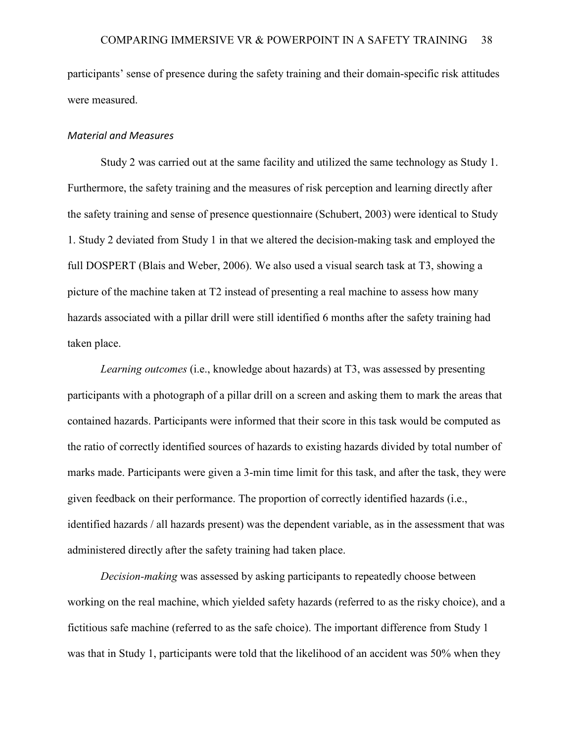participants' sense of presence during the safety training and their domain-specific risk attitudes were measured.

### *Material and Measures*

Study 2 was carried out at the same facility and utilized the same technology as Study 1. Furthermore, the safety training and the measures of risk perception and learning directly after the safety training and sense of presence questionnaire (Schubert, 2003) were identical to Study 1. Study 2 deviated from Study 1 in that we altered the decision-making task and employed the full DOSPERT (Blais and Weber, 2006). We also used a visual search task at T3, showing a picture of the machine taken at T2 instead of presenting a real machine to assess how many hazards associated with a pillar drill were still identified 6 months after the safety training had taken place.

*Learning outcomes* (i.e., knowledge about hazards) at T3, was assessed by presenting participants with a photograph of a pillar drill on a screen and asking them to mark the areas that contained hazards. Participants were informed that their score in this task would be computed as the ratio of correctly identified sources of hazards to existing hazards divided by total number of marks made. Participants were given a 3-min time limit for this task, and after the task, they were given feedback on their performance. The proportion of correctly identified hazards (i.e., identified hazards / all hazards present) was the dependent variable, as in the assessment that was administered directly after the safety training had taken place.

*Decision-making* was assessed by asking participants to repeatedly choose between working on the real machine, which yielded safety hazards (referred to as the risky choice), and a fictitious safe machine (referred to as the safe choice). The important difference from Study 1 was that in Study 1, participants were told that the likelihood of an accident was 50% when they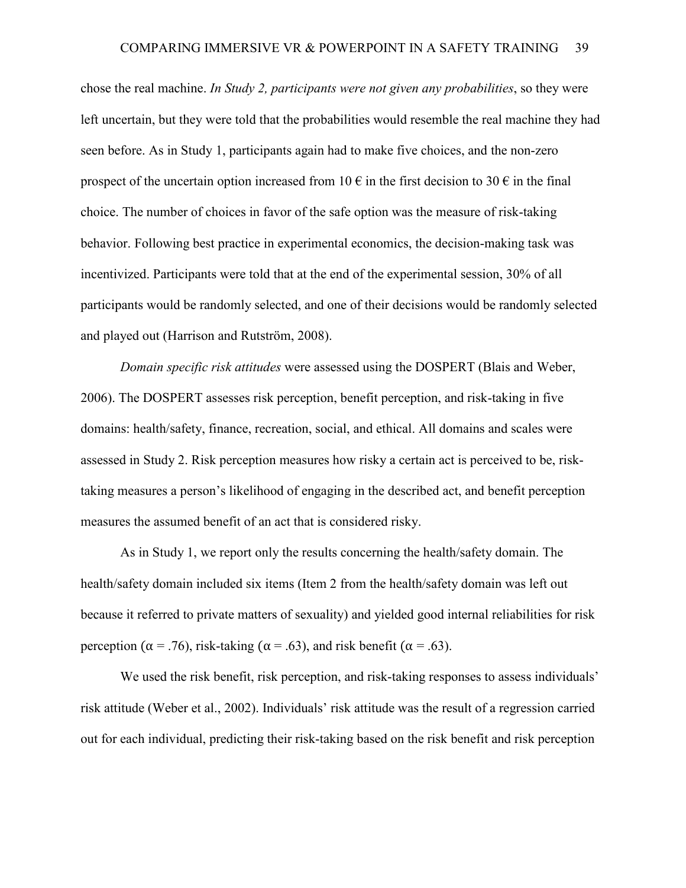chose the real machine. *In Study 2, participants were not given any probabilities*, so they were left uncertain, but they were told that the probabilities would resemble the real machine they had seen before. As in Study 1, participants again had to make five choices, and the non-zero prospect of the uncertain option increased from 10 € in the first decision to 30 € in the final choice. The number of choices in favor of the safe option was the measure of risk-taking behavior. Following best practice in experimental economics, the decision-making task was incentivized. Participants were told that at the end of the experimental session, 30% of all participants would be randomly selected, and one of their decisions would be randomly selected and played out (Harrison and Rutström, 2008).

*Domain specific risk attitudes* were assessed using the DOSPERT (Blais and Weber, 2006). The DOSPERT assesses risk perception, benefit perception, and risk-taking in five domains: health/safety, finance, recreation, social, and ethical. All domains and scales were assessed in Study 2. Risk perception measures how risky a certain act is perceived to be, risk-taking measures a person's likelihood of engaging in the described act, and benefit perception measures the assumed benefit of an act that is considered risky.

As in Study 1, we report only the results concerning the health/safety domain. The health/safety domain included six items (Item 2 from the health/safety domain was left out because it referred to private matters of sexuality) and yielded good internal reliabilities for risk perception ($\alpha = .76$), risk-taking ($\alpha = .63$), and risk benefit ($\alpha = .63$).

We used the risk benefit, risk perception, and risk-taking responses to assess individuals' risk attitude (Weber et al., 2002). Individuals' risk attitude was the result of a regression carried out for each individual, predicting their risk-taking based on the risk benefit and risk perception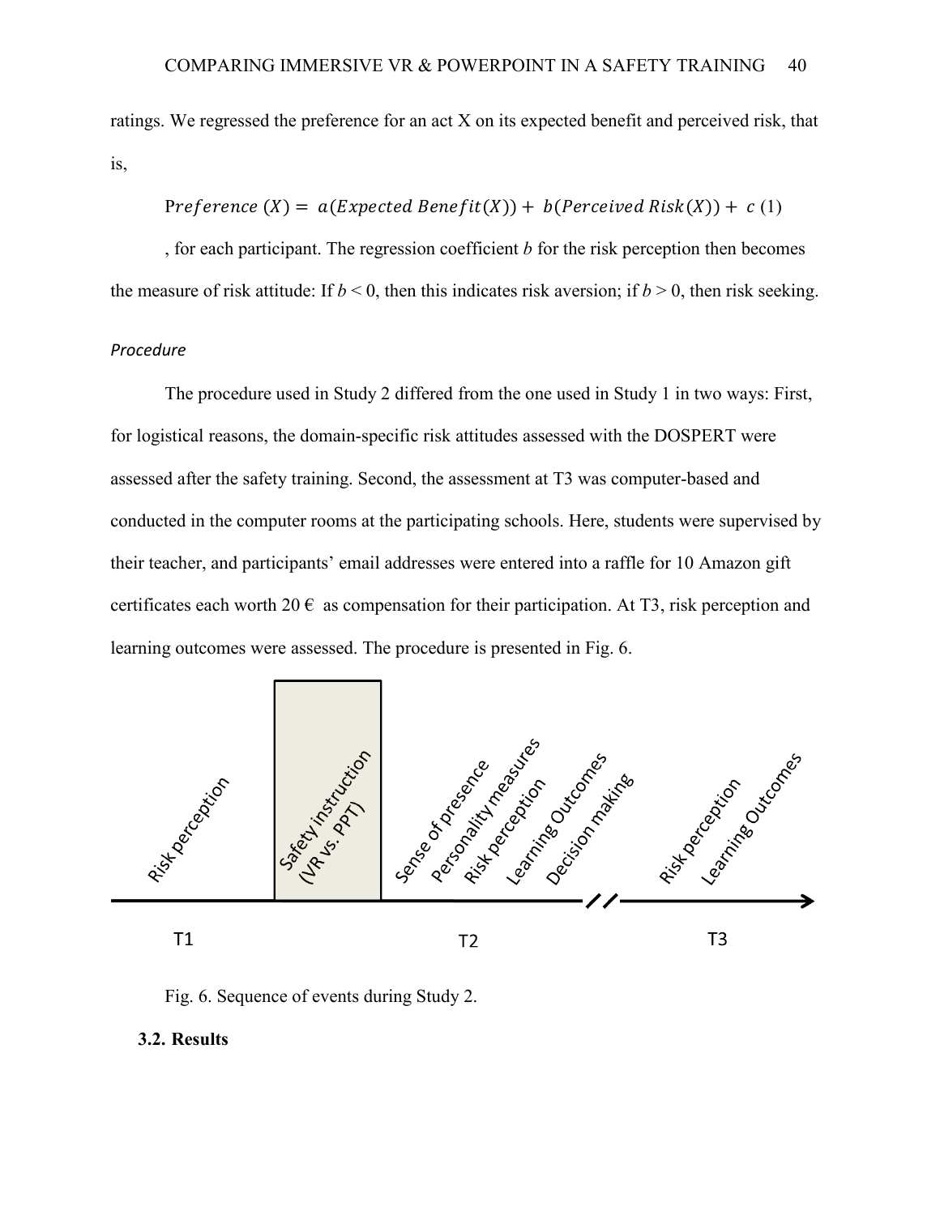ratings. We regressed the preference for an act X on its expected benefit and perceived risk, that is,

$$Preference\ (X) = a(Expected\ Benefit(X)) + b(Perceived\ Risk(X)) + c \quad (1)$$

, for each participant. The regression coefficient *b* for the risk perception then becomes the measure of risk attitude: If $b < 0$, then this indicates risk aversion; if $b > 0$, then risk seeking.

*Procedure*

The procedure used in Study 2 differed from the one used in Study 1 in two ways: First, for logistical reasons, the domain-specific risk attitudes assessed with the DOSPERT were assessed after the safety training. Second, the assessment at T3 was computer-based and conducted in the computer rooms at the participating schools. Here, students were supervised by their teacher, and participants' email addresses were entered into a raffle for 10 Amazon gift certificates each worth 20 € as compensation for their participation. At T3, risk perception and learning outcomes were assessed. The procedure is presented in Fig. 6.

Risk perception | Safety instruction (VR vs. PPT) | Sense of presence | Personality measures | Risk perception | Learning Outcomes | Decision making | Risk perception | Learning Outcomes

T1 | T2 | T3

Fig. 6. Sequence of events during Study 2.

### 3.2. Results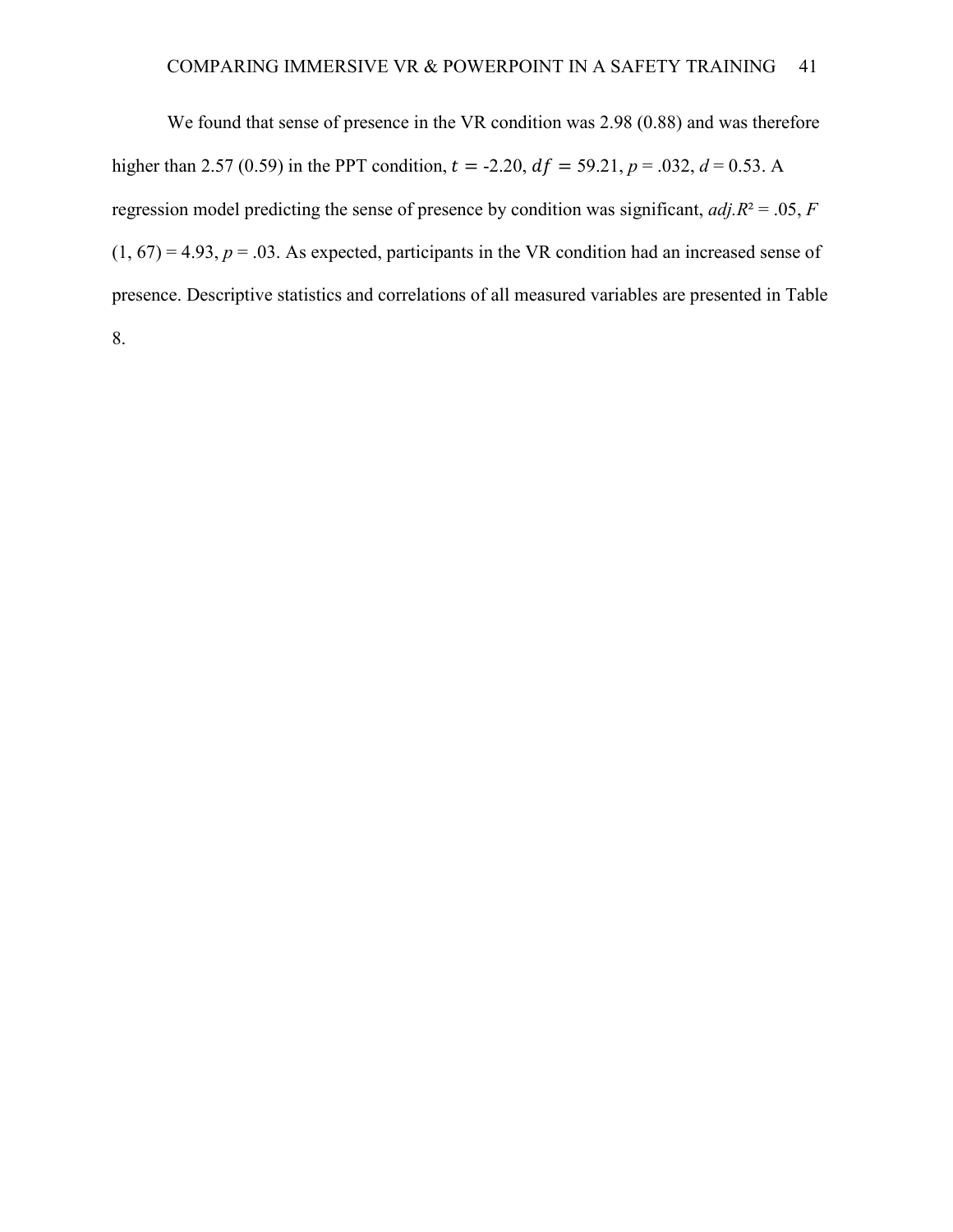We found that sense of presence in the VR condition was 2.98 (0.88) and was therefore higher than 2.57 (0.59) in the PPT condition, $t$ = -2.20, $df$ = 59.21, $p$ = .032, $d$ = 0.53. A regression model predicting the sense of presence by condition was significant, $adj.R^2$ = .05, $F$ (1, 67) = 4.93, $p$ = .03. As expected, participants in the VR condition had an increased sense of presence. Descriptive statistics and correlations of all measured variables are presented in Table 8.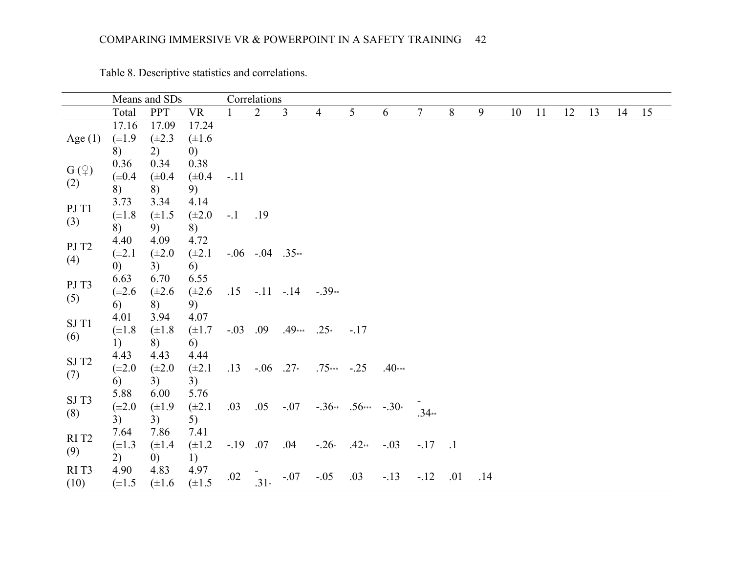Table 8. Descriptive statistics and correlations.

| | Means and SDs | | | Correlations | | | | | | | | | | | | | | |
|---|---|---|---|---|---|---|---|---|---|---|---|---|---|---|---|---|---|---|
| | Total | PPT | VR | 1 | 2 | 3 | 4 | 5 | 6 | 7 | 8 | 9 | 10 | 11 | 12 | 13 | 14 | 15 |
| Age (1) | 17.16 (±1.98) | 17.09 (±2.32) | 17.24 (±1.60) | | | | | | | | | | | | | | | |
| G (♀) (2) | 0.36 (±0.48) | 0.34 (±0.48) | 0.38 (±0.49) | -.11 | | | | | | | | | | | | | | |
| PJ T1 (3) | 3.73 (±1.88) | 3.34 (±1.59) | 4.14 (±2.08) | -.1 | .19 | | | | | | | | | | | | | |
| PJ T2 (4) | 4.40 (±2.10) | 4.09 (±2.03) | 4.72 (±2.16) | -.06 | -.04 | .35** | | | | | | | | | | | | |
| PJ T3 (5) | 6.63 (±2.66) | 6.70 (±2.68) | 6.55 (±2.69) | .15 | -.11 | -.14 | -.39** | | | | | | | | | | | |
| SJ T1 (6) | 4.01 (±1.81) | 3.94 (±1.88) | 4.07 (±1.76) | -.03 | .09 | .49*** | .25* | -.17 | | | | | | | | | | |
| SJ T2 (7) | 4.43 (±2.06) | 4.43 (±2.03) | 4.44 (±2.13) | .13 | -.06 | .27* | .75*** | -.25 | .40*** | | | | | | | | | |
| SJ T3 (8) | 5.88 (±2.03) | 6.00 (±1.93) | 5.76 (±2.15) | .03 | .05 | -.07 | -.36** | .56*** | -.30* | -.34** | | | | | | | | |
| RI T2 (9) | 7.64 (±1.32) | 7.86 (±1.40) | 7.41 (±1.21) | -.19 | .07 | .04 | -.26* | .42** | -.03 | -.17 | .1 | | | | | | | |
| RI T3 (10) | 4.90 (±1.5 | 4.83 (±1.6 | 4.97 (±1.5 | .02 | -.31* | -.07 | -.05 | .03 | -.13 | -.12 | .01 | .14 | | | | | | |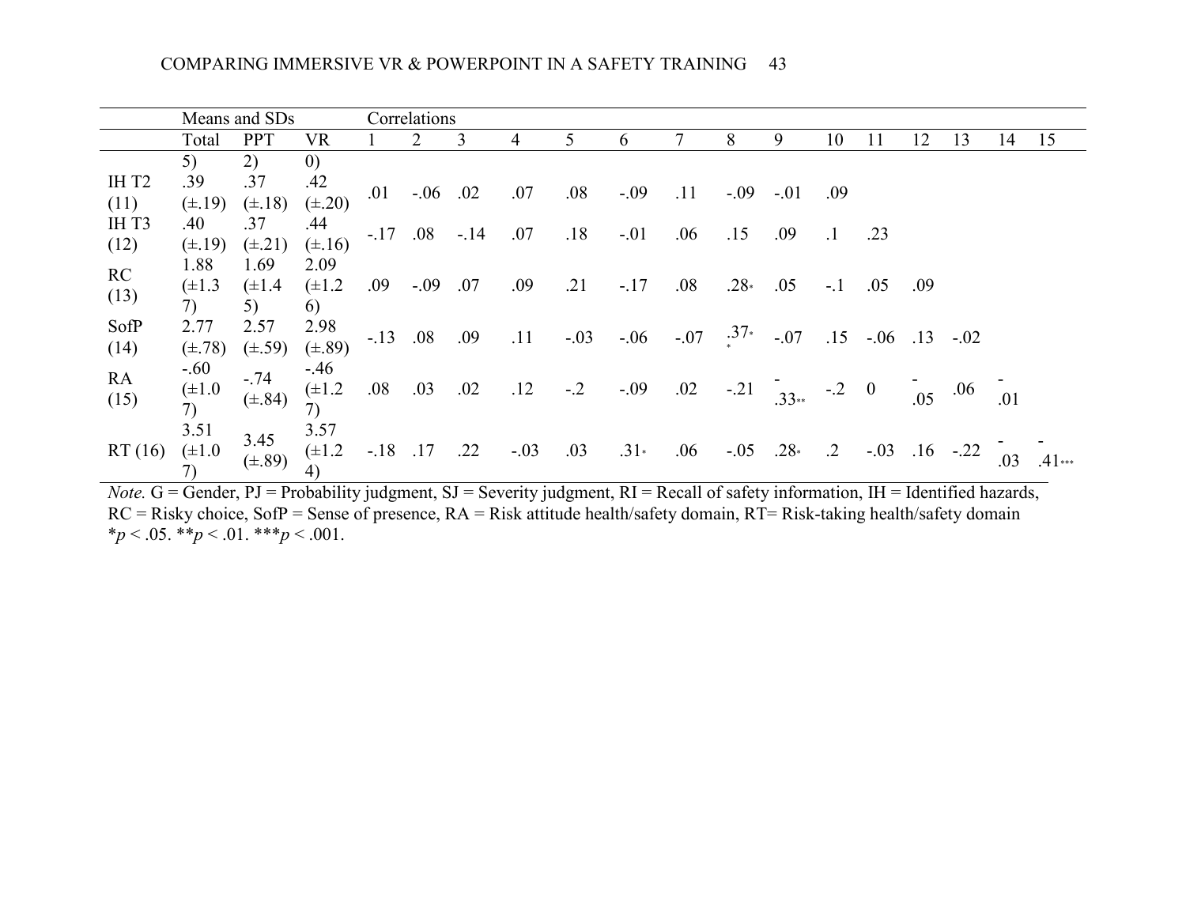| | Means and SDs | | | Correlations | | | | | | | | | | | | | | |
|---|---|---|---|---|---|---|---|---|---|---|---|---|---|---|---|---|---|---|
| | Total | PPT | VR | 1 | 2 | 3 | 4 | 5 | 6 | 7 | 8 | 9 | 10 | 11 | 12 | 13 | 14 | 15 |
| | 5) | 2) | 0) | | | | | | | | | | | | | | | |
| IH T2 (11) | .39 (±.19) | .37 (±.18) | .42 (±.20) | .01 | -.06 | .02 | .07 | .08 | -.09 | .11 | -.09 | -.01 | .09 | | | | | |
| IH T3 (12) | .40 (±.19) | .37 (±.21) | .44 (±.16) | -.17 | .08 | -.14 | .07 | .18 | -.01 | .06 | .15 | .09 | .1 | .23 | | | | |
| RC (13) | 1.88 (±1.37) | 1.69 (±1.45) | 2.09 (±1.26) | .09 | -.09 | .07 | .09 | .21 | -.17 | .08 | .28* | .05 | -.1 | .05 | .09 | | | |
| SofP (14) | 2.77 (±.78) | 2.57 (±.59) | 2.98 (±.89) | -.13 | .08 | .09 | .11 | -.03 | -.06 | -.07 | .37** | -.07 | .15 | -.06 | .13 | -.02 | | |
| RA (15) | -.60 (±1.07) | -.74 (±.84) | -.46 (±1.27) | .08 | .03 | .02 | .12 | -.2 | -.09 | .02 | -.21 | -.33** | -.2 | 0 | -.05 | .06 | -.01 | |
| RT (16) | 3.51 (±1.07) | 3.45 (±.89) | 3.57 (±1.24) | -.18 | .17 | .22 | -.03 | .03 | .31* | .06 | -.05 | .28* | .2 | -.03 | .16 | -.22 | -.03 | -.41*** |

*Note.* G = Gender, PJ = Probability judgment, SJ = Severity judgment, RI = Recall of safety information, IH = Identified hazards, RC = Risky choice, SofP = Sense of presence, RA = Risk attitude health/safety domain, RT= Risk-taking health/safety domain
*$p$ < .05. **$p$ < .01. ***$p$ < .001.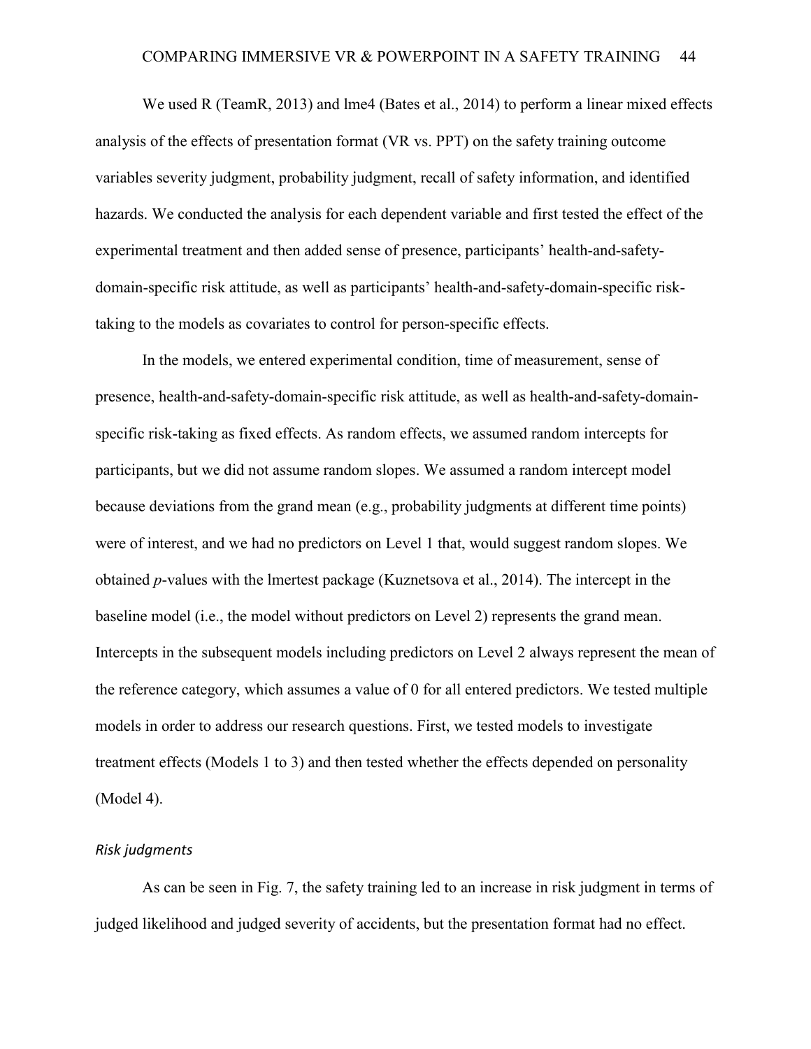We used R (TeamR, 2013) and lme4 (Bates et al., 2014) to perform a linear mixed effects analysis of the effects of presentation format (VR vs. PPT) on the safety training outcome variables severity judgment, probability judgment, recall of safety information, and identified hazards. We conducted the analysis for each dependent variable and first tested the effect of the experimental treatment and then added sense of presence, participants' health-and-safety-domain-specific risk attitude, as well as participants' health-and-safety-domain-specific risk-taking to the models as covariates to control for person-specific effects.

In the models, we entered experimental condition, time of measurement, sense of presence, health-and-safety-domain-specific risk attitude, as well as health-and-safety-domain-specific risk-taking as fixed effects. As random effects, we assumed random intercepts for participants, but we did not assume random slopes. We assumed a random intercept model because deviations from the grand mean (e.g., probability judgments at different time points) were of interest, and we had no predictors on Level 1 that, would suggest random slopes. We obtained *p*-values with the lmertest package (Kuznetsova et al., 2014). The intercept in the baseline model (i.e., the model without predictors on Level 2) represents the grand mean. Intercepts in the subsequent models including predictors on Level 2 always represent the mean of the reference category, which assumes a value of 0 for all entered predictors. We tested multiple models in order to address our research questions. First, we tested models to investigate treatment effects (Models 1 to 3) and then tested whether the effects depended on personality (Model 4).

*Risk judgments*

As can be seen in Fig. 7, the safety training led to an increase in risk judgment in terms of judged likelihood and judged severity of accidents, but the presentation format had no effect.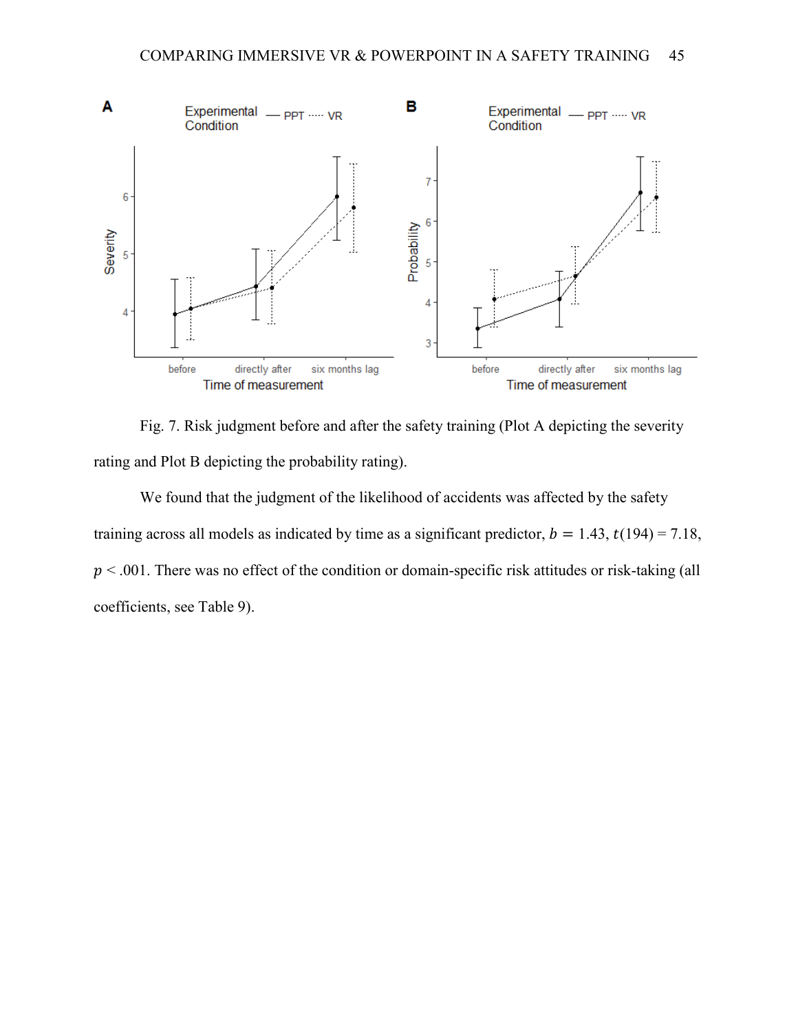Fig. 7. Risk judgment before and after the safety training (Plot A depicting the severity rating and Plot B depicting the probability rating).

We found that the judgment of the likelihood of accidents was affected by the safety training across all models as indicated by time as a significant predictor, $b = 1.43$, $t(194) = 7.18$, $p < .001$. There was no effect of the condition or domain-specific risk attitudes or risk-taking (all coefficients, see Table 9).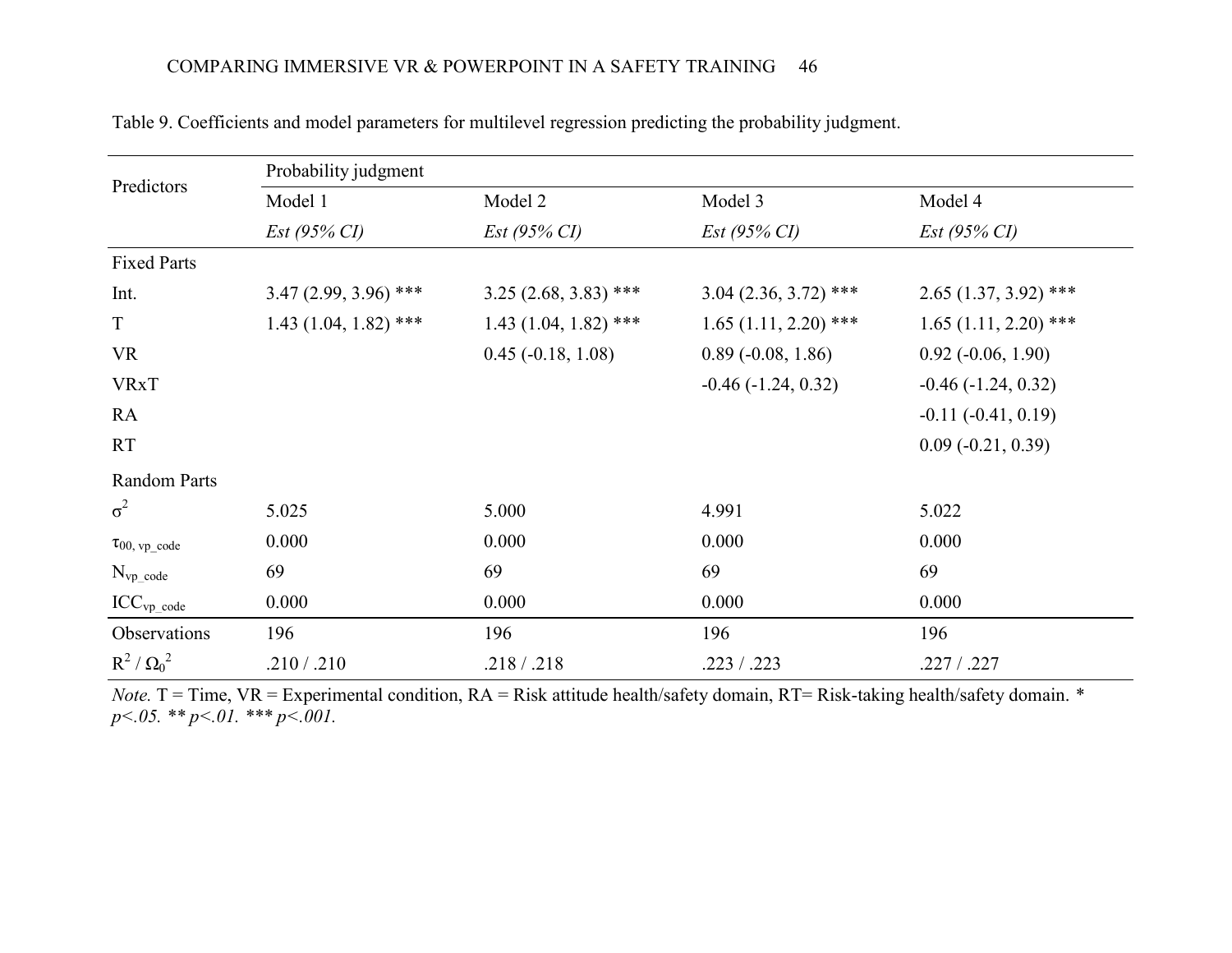Table 9. Coefficients and model parameters for multilevel regression predicting the probability judgment.

| Predictors | Probability judgment | | | |
|---|---|---|---|---|
| | Model 1 | Model 2 | Model 3 | Model 4 |
| | *Est (95% CI)* | *Est (95% CI)* | *Est (95% CI)* | *Est (95% CI)* |
| Fixed Parts | | | | |
| Int. | 3.47 (2.99, 3.96) *** | 3.25 (2.68, 3.83) *** | 3.04 (2.36, 3.72) *** | 2.65 (1.37, 3.92) *** |
| T | 1.43 (1.04, 1.82) *** | 1.43 (1.04, 1.82) *** | 1.65 (1.11, 2.20) *** | 1.65 (1.11, 2.20) *** |
| VR | | 0.45 (-0.18, 1.08) | 0.89 (-0.08, 1.86) | 0.92 (-0.06, 1.90) |
| VRxT | | | -0.46 (-1.24, 0.32) | -0.46 (-1.24, 0.32) |
| RA | | | | -0.11 (-0.41, 0.19) |
| RT | | | | 0.09 (-0.21, 0.39) |
| Random Parts | | | | |
| $\sigma^2$ | 5.025 | 5.000 | 4.991 | 5.022 |
| $\tau_{00,\ vp\_code}$ | 0.000 | 0.000 | 0.000 | 0.000 |
| $N_{vp\_code}$ | 69 | 69 | 69 | 69 |
| $ICC_{vp\_code}$ | 0.000 | 0.000 | 0.000 | 0.000 |
| Observations | 196 | 196 | 196 | 196 |
| $R^2$ / $\Omega_0^2$ | .210 / .210 | .218 / .218 | .223 / .223 | .227 / .227 |

*Note.* T = Time, VR = Experimental condition, RA = Risk attitude health/safety domain, RT= Risk-taking health/safety domain. * *p<.05. ** p<.01. *** p<.001.*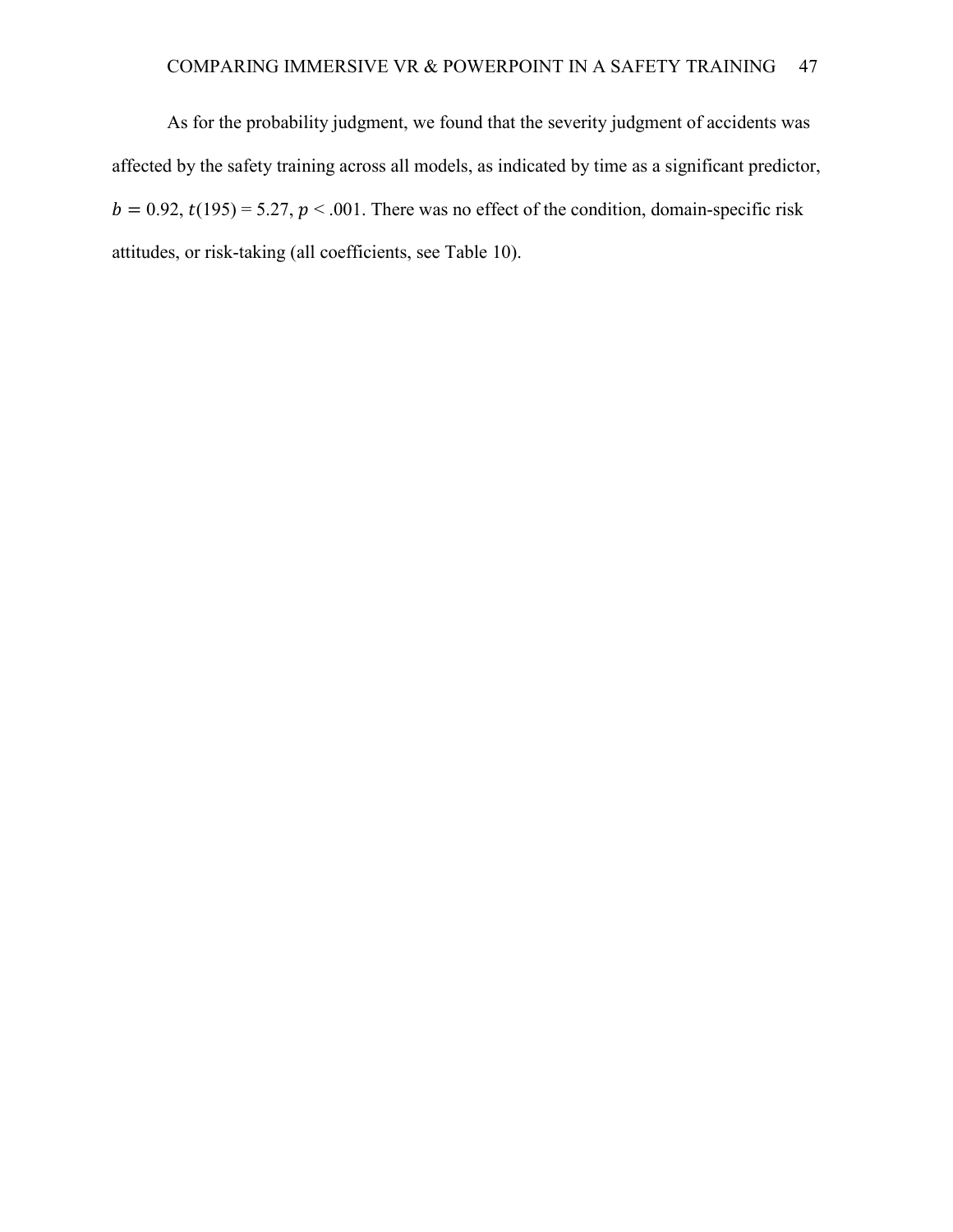As for the probability judgment, we found that the severity judgment of accidents was affected by the safety training across all models, as indicated by time as a significant predictor, $b = 0.92$, $t(195) = 5.27$, $p < .001$. There was no effect of the condition, domain-specific risk attitudes, or risk-taking (all coefficients, see Table 10).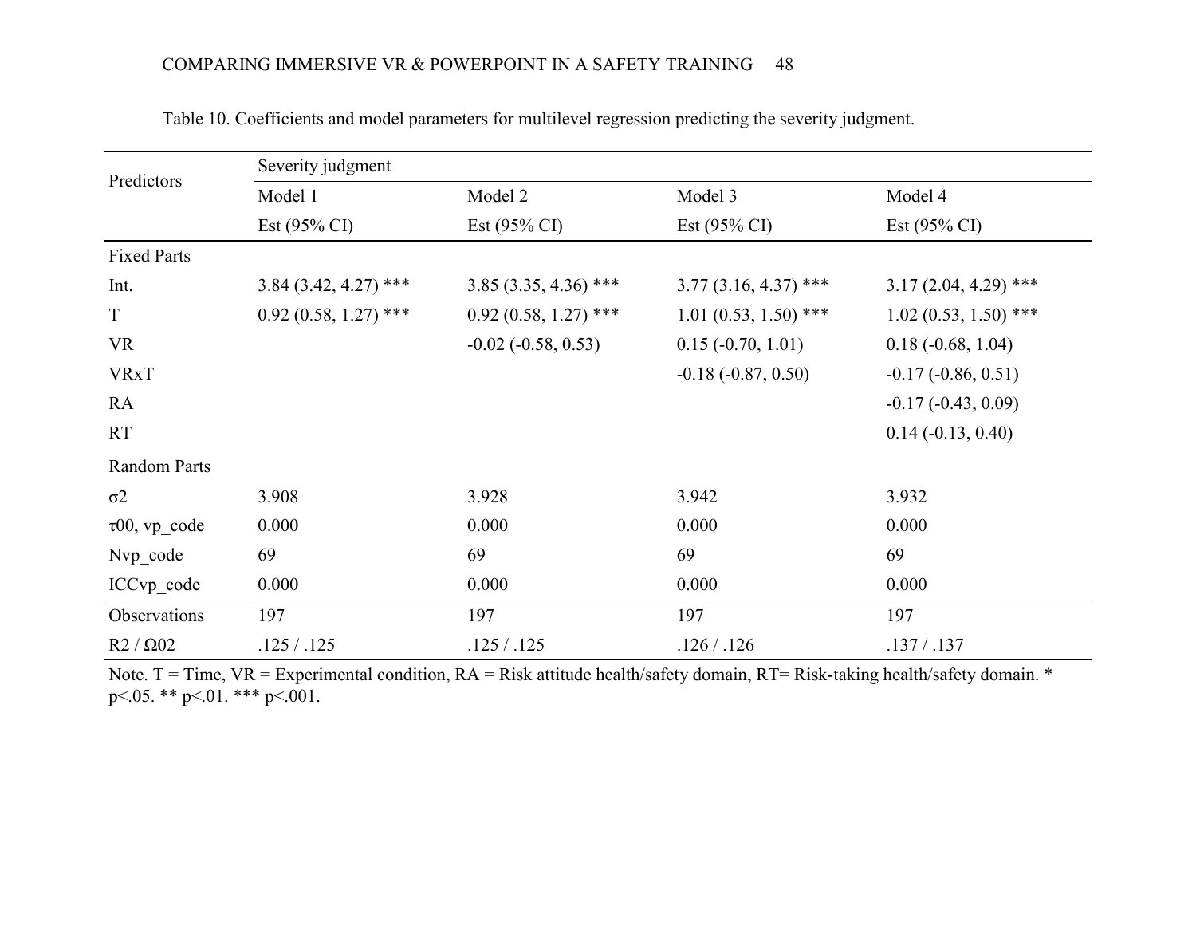Table 10. Coefficients and model parameters for multilevel regression predicting the severity judgment.

| Predictors | Severity judgment | | | |
|---|---|---|---|---|
| | Model 1 | Model 2 | Model 3 | Model 4 |
| | Est (95% CI) | Est (95% CI) | Est (95% CI) | Est (95% CI) |
| Fixed Parts | | | | |
| Int. | 3.84 (3.42, 4.27) *** | 3.85 (3.35, 4.36) *** | 3.77 (3.16, 4.37) *** | 3.17 (2.04, 4.29) *** |
| T | 0.92 (0.58, 1.27) *** | 0.92 (0.58, 1.27) *** | 1.01 (0.53, 1.50) *** | 1.02 (0.53, 1.50) *** |
| VR | | -0.02 (-0.58, 0.53) | 0.15 (-0.70, 1.01) | 0.18 (-0.68, 1.04) |
| VRxT | | | -0.18 (-0.87, 0.50) | -0.17 (-0.86, 0.51) |
| RA | | | | -0.17 (-0.43, 0.09) |
| RT | | | | 0.14 (-0.13, 0.40) |
| Random Parts | | | | |
| $\sigma^2$ | 3.908 | 3.928 | 3.942 | 3.932 |
| $\tau_{00}$, vp_code | 0.000 | 0.000 | 0.000 | 0.000 |
| $N_{vp\_code}$ | 69 | 69 | 69 | 69 |
| $ICC_{vp\_code}$ | 0.000 | 0.000 | 0.000 | 0.000 |
| Observations | 197 | 197 | 197 | 197 |
| $R^2$ / $\Omega_0^2$ | .125 / .125 | .125 / .125 | .126 / .126 | .137 / .137 |

Note. T = Time, VR = Experimental condition, RA = Risk attitude health/safety domain, RT= Risk-taking health/safety domain. * $p<.05$. ** $p<.01$. *** $p<.001$.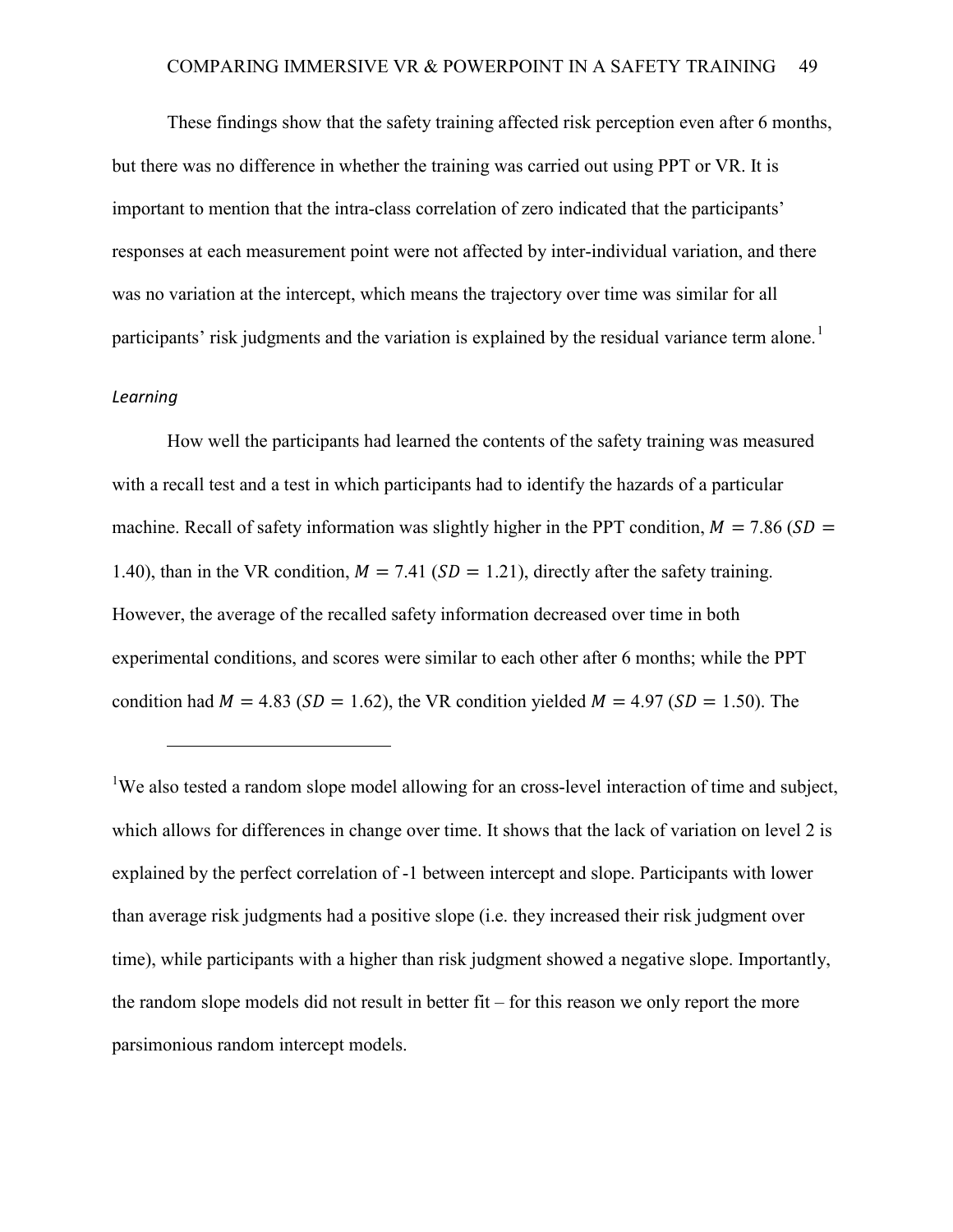These findings show that the safety training affected risk perception even after 6 months, but there was no difference in whether the training was carried out using PPT or VR. It is important to mention that the intra-class correlation of zero indicated that the participants' responses at each measurement point were not affected by inter-individual variation, and there was no variation at the intercept, which means the trajectory over time was similar for all participants' risk judgments and the variation is explained by the residual variance term alone.[1]

### *Learning*

How well the participants had learned the contents of the safety training was measured with a recall test and a test in which participants had to identify the hazards of a particular machine. Recall of safety information was slightly higher in the PPT condition, $M = 7.86$ ($SD = 1.40$), than in the VR condition, $M = 7.41$ ($SD = 1.21$), directly after the safety training. However, the average of the recalled safety information decreased over time in both experimental conditions, and scores were similar to each other after 6 months; while the PPT condition had $M = 4.83$ ($SD = 1.62$), the VR condition yielded $M = 4.97$ ($SD = 1.50$). The

---

[1]We also tested a random slope model allowing for an cross-level interaction of time and subject, which allows for differences in change over time. It shows that the lack of variation on level 2 is explained by the perfect correlation of -1 between intercept and slope. Participants with lower than average risk judgments had a positive slope (i.e. they increased their risk judgment over time), while participants with a higher than risk judgment showed a negative slope. Importantly, the random slope models did not result in better fit – for this reason we only report the more parsimonious random intercept models.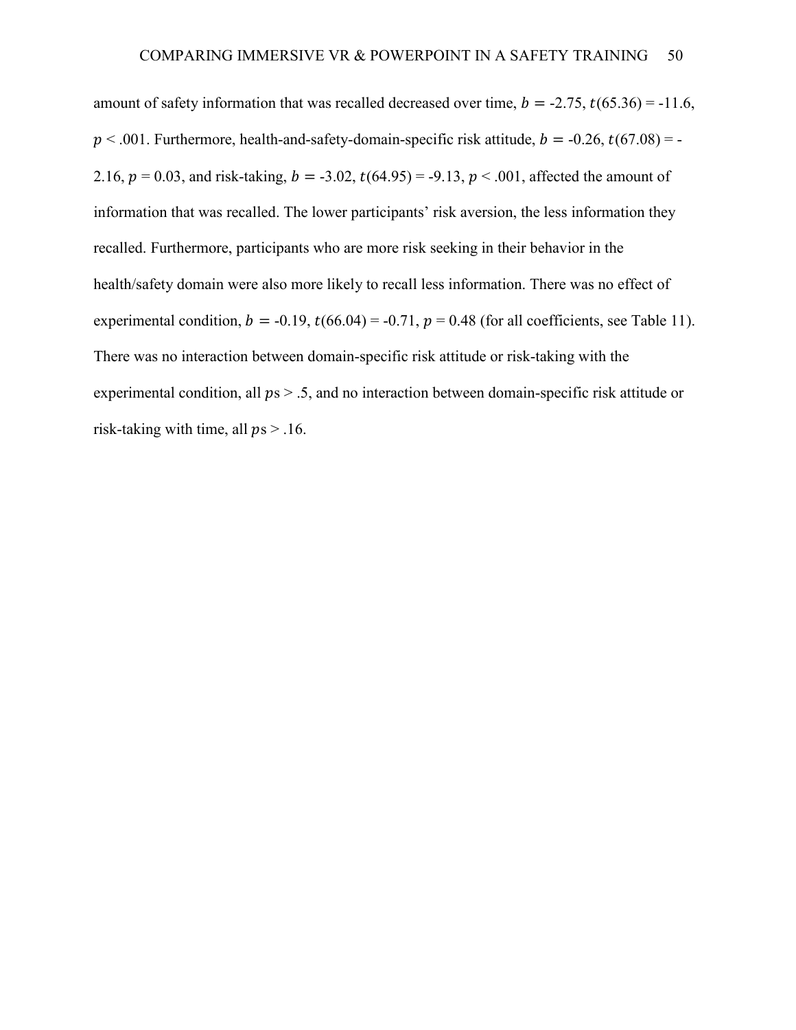amount of safety information that was recalled decreased over time, $b = -2.75$, $t(65.36) = -11.6$, $p < .001$. Furthermore, health-and-safety-domain-specific risk attitude, $b = -0.26$, $t(67.08) = -2.16$, $p = 0.03$, and risk-taking, $b = -3.02$, $t(64.95) = -9.13$, $p < .001$, affected the amount of information that was recalled. The lower participants' risk aversion, the less information they recalled. Furthermore, participants who are more risk seeking in their behavior in the health/safety domain were also more likely to recall less information. There was no effect of experimental condition, $b = -0.19$, $t(66.04) = -0.71$, $p = 0.48$ (for all coefficients, see Table 11). There was no interaction between domain-specific risk attitude or risk-taking with the experimental condition, all $p$s > .5, and no interaction between domain-specific risk attitude or risk-taking with time, all $p$s > .16.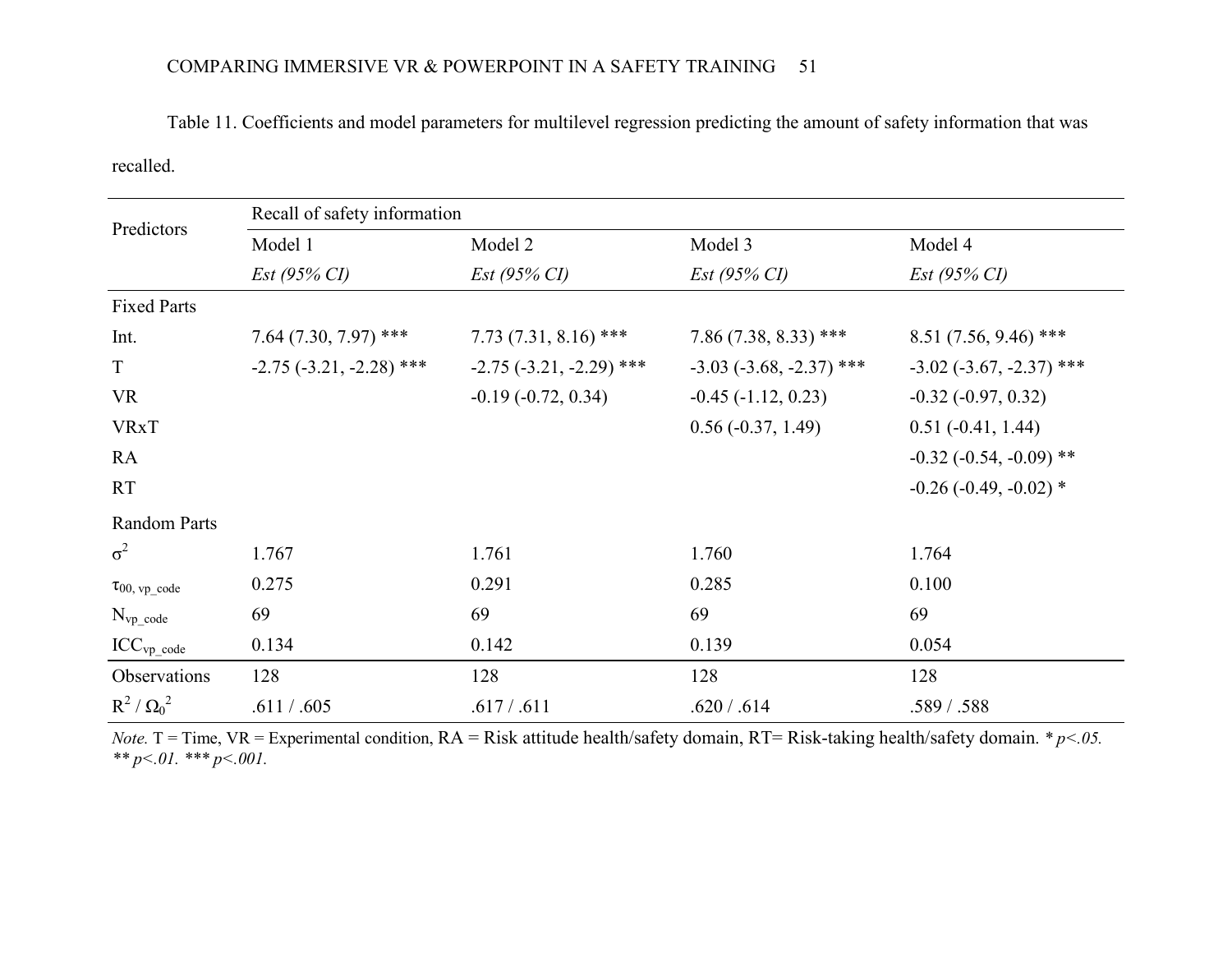Table 11. Coefficients and model parameters for multilevel regression predicting the amount of safety information that was recalled.

| Predictors | Recall of safety information | | | |
|---|---|---|---|---|
| | Model 1 | Model 2 | Model 3 | Model 4 |
| | *Est (95% CI)* | *Est (95% CI)* | *Est (95% CI)* | *Est (95% CI)* |
| Fixed Parts | | | | |
| Int. | 7.64 (7.30, 7.97) *** | 7.73 (7.31, 8.16) *** | 7.86 (7.38, 8.33) *** | 8.51 (7.56, 9.46) *** |
| T | -2.75 (-3.21, -2.28) *** | -2.75 (-3.21, -2.29) *** | -3.03 (-3.68, -2.37) *** | -3.02 (-3.67, -2.37) *** |
| VR | | -0.19 (-0.72, 0.34) | -0.45 (-1.12, 0.23) | -0.32 (-0.97, 0.32) |
| VRxT | | | 0.56 (-0.37, 1.49) | 0.51 (-0.41, 1.44) |
| RA | | | | -0.32 (-0.54, -0.09) ** |
| RT | | | | -0.26 (-0.49, -0.02) * |
| Random Parts | | | | |
| $\sigma^2$ | 1.767 | 1.761 | 1.760 | 1.764 |
| $\tau_{00,\ vp\_code}$ | 0.275 | 0.291 | 0.285 | 0.100 |
| $N_{vp\_code}$ | 69 | 69 | 69 | 69 |
| $ICC_{vp\_code}$ | 0.134 | 0.142 | 0.139 | 0.054 |
| Observations | 128 | 128 | 128 | 128 |
| $R^2$ / $\Omega_0^2$ | .611 / .605 | .617 / .611 | .620 / .614 | .589 / .588 |

*Note.* T = Time, VR = Experimental condition, RA = Risk attitude health/safety domain, RT= Risk-taking health/safety domain. * *p<.05.* ** *p<.01.* *** *p<.001.*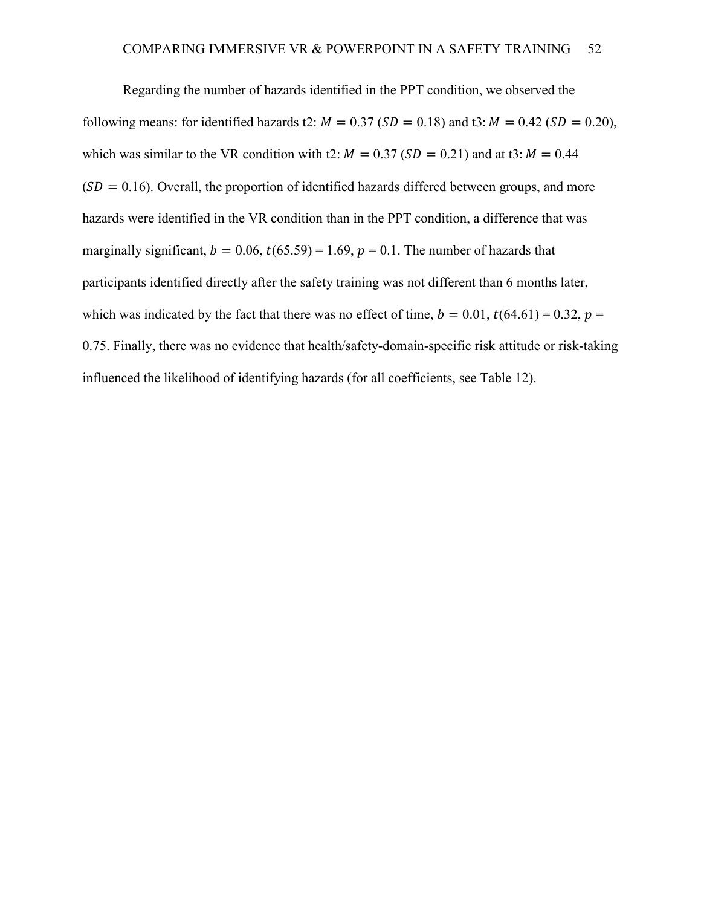Regarding the number of hazards identified in the PPT condition, we observed the following means: for identified hazards t2: $M = 0.37$ ($SD = 0.18$) and t3: $M = 0.42$ ($SD = 0.20$), which was similar to the VR condition with t2: $M = 0.37$ ($SD = 0.21$) and at t3: $M = 0.44$ ($SD = 0.16$). Overall, the proportion of identified hazards differed between groups, and more hazards were identified in the VR condition than in the PPT condition, a difference that was marginally significant, $b = 0.06$, $t(65.59) = 1.69$, $p = 0.1$. The number of hazards that participants identified directly after the safety training was not different than 6 months later, which was indicated by the fact that there was no effect of time, $b = 0.01$, $t(64.61) = 0.32$, $p = 0.75$. Finally, there was no evidence that health/safety-domain-specific risk attitude or risk-taking influenced the likelihood of identifying hazards (for all coefficients, see Table 12).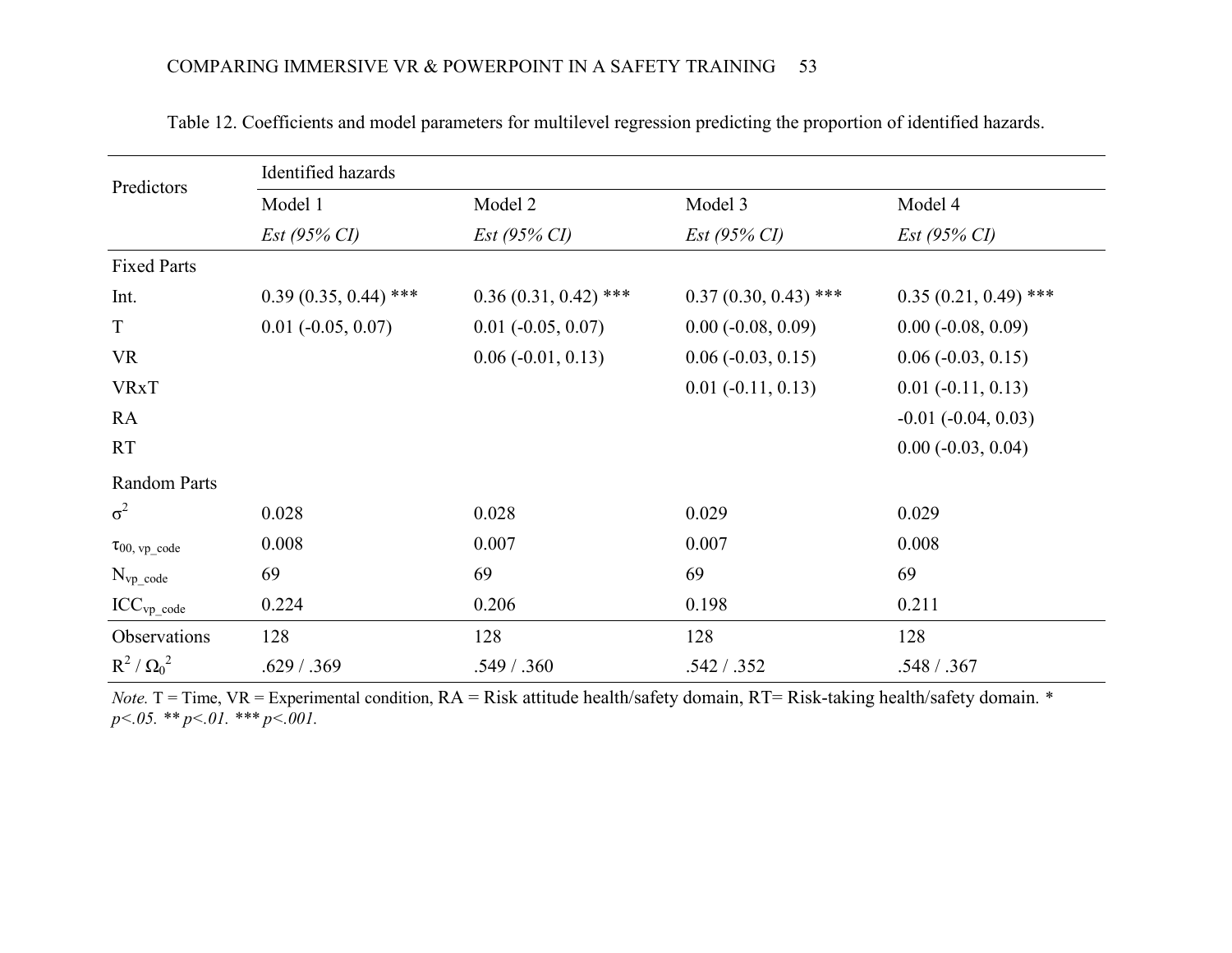Table 12. Coefficients and model parameters for multilevel regression predicting the proportion of identified hazards.

| Predictors | Identified hazards | | | |
|---|---|---|---|---|
| | Model 1 | Model 2 | Model 3 | Model 4 |
| | *Est (95% CI)* | *Est (95% CI)* | *Est (95% CI)* | *Est (95% CI)* |
| Fixed Parts | | | | |
| Int. | 0.39 (0.35, 0.44) *** | 0.36 (0.31, 0.42) *** | 0.37 (0.30, 0.43) *** | 0.35 (0.21, 0.49) *** |
| T | 0.01 (-0.05, 0.07) | 0.01 (-0.05, 0.07) | 0.00 (-0.08, 0.09) | 0.00 (-0.08, 0.09) |
| VR | | 0.06 (-0.01, 0.13) | 0.06 (-0.03, 0.15) | 0.06 (-0.03, 0.15) |
| VRxT | | | 0.01 (-0.11, 0.13) | 0.01 (-0.11, 0.13) |
| RA | | | | -0.01 (-0.04, 0.03) |
| RT | | | | 0.00 (-0.03, 0.04) |
| Random Parts | | | | |
| $\sigma^2$ | 0.028 | 0.028 | 0.029 | 0.029 |
| $\tau_{00,\ vp\_code}$ | 0.008 | 0.007 | 0.007 | 0.008 |
| $N_{vp\_code}$ | 69 | 69 | 69 | 69 |
| $ICC_{vp\_code}$ | 0.224 | 0.206 | 0.198 | 0.211 |
| Observations | 128 | 128 | 128 | 128 |
| $R^2$ / $\Omega_0^2$ | .629 / .369 | .549 / .360 | .542 / .352 | .548 / .367 |

*Note.* T = Time, VR = Experimental condition, RA = Risk attitude health/safety domain, RT= Risk-taking health/safety domain. * *p<.05.* ** *p<.01.* *** *p<.001.*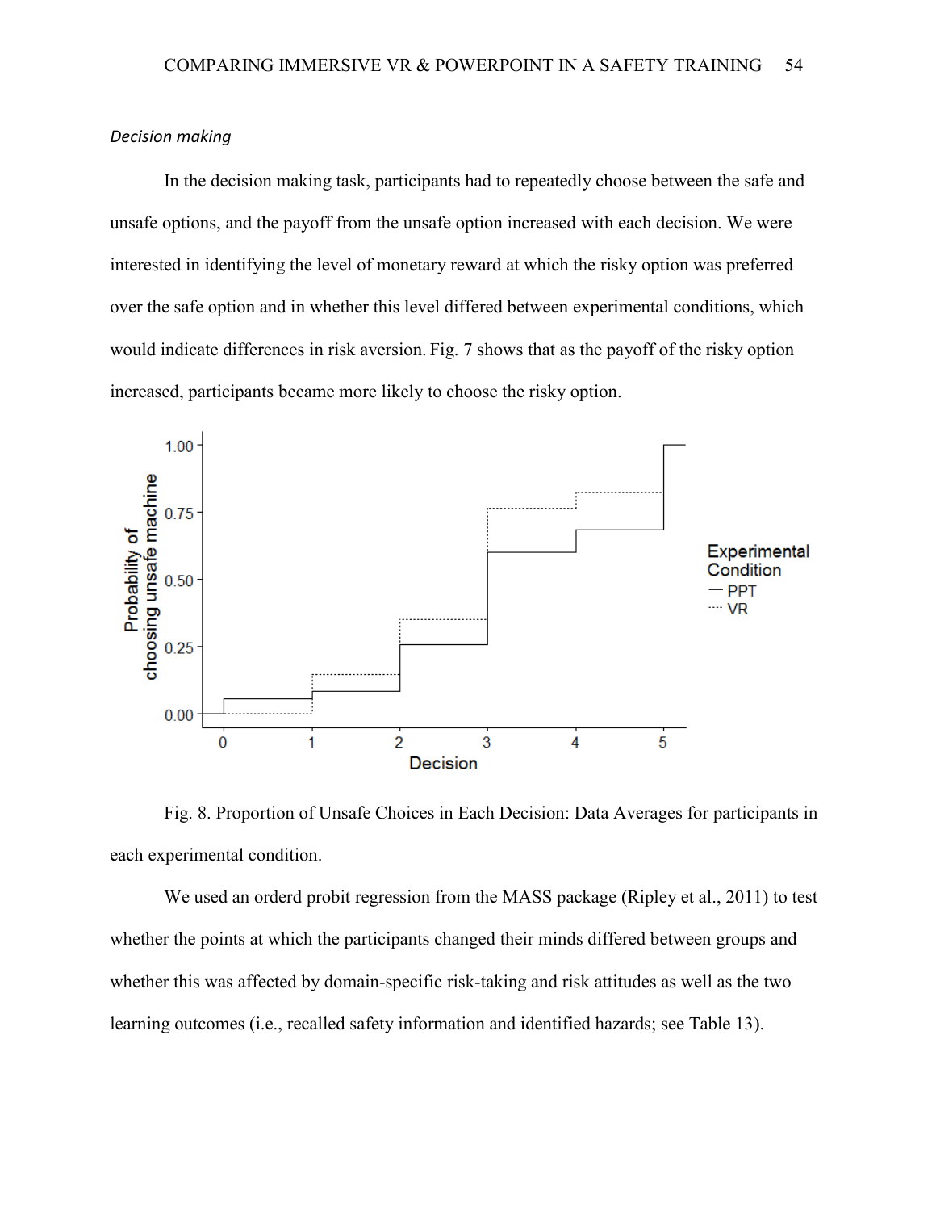*Decision making*

In the decision making task, participants had to repeatedly choose between the safe and unsafe options, and the payoff from the unsafe option increased with each decision. We were interested in identifying the level of monetary reward at which the risky option was preferred over the safe option and in whether this level differed between experimental conditions, which would indicate differences in risk aversion. Fig. 7 shows that as the payoff of the risky option increased, participants became more likely to choose the risky option.

Fig. 8. Proportion of Unsafe Choices in Each Decision: Data Averages for participants in each experimental condition.

We used an orderd probit regression from the MASS package (Ripley et al., 2011) to test whether the points at which the participants changed their minds differed between groups and whether this was affected by domain-specific risk-taking and risk attitudes as well as the two learning outcomes (i.e., recalled safety information and identified hazards; see Table 13).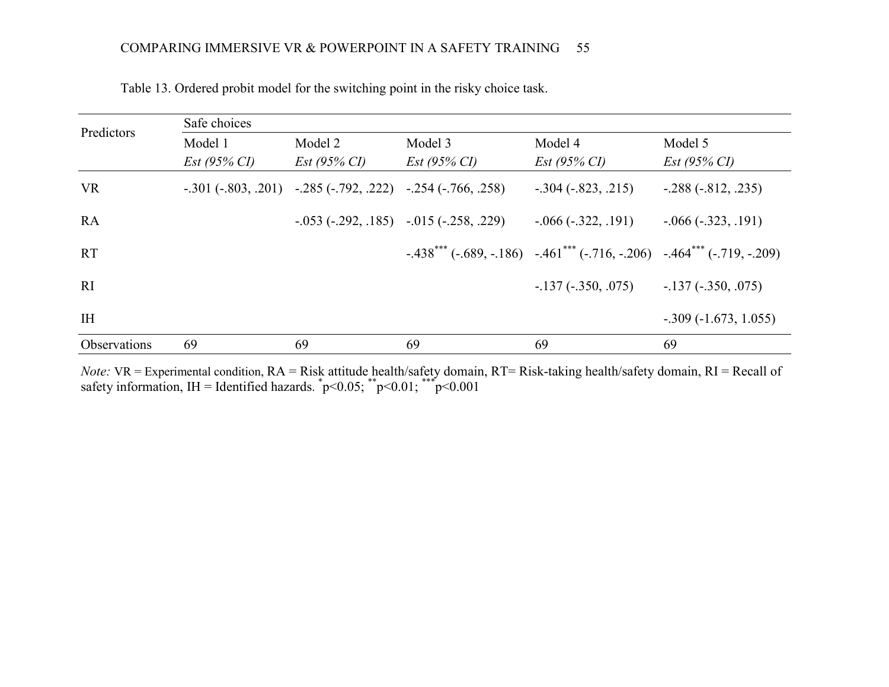Table 13. Ordered probit model for the switching point in the risky choice task.

| Predictors | Safe choices | | | | |
|---|---|---|---|---|---|
| | Model 1 | Model 2 | Model 3 | Model 4 | Model 5 |
| | *Est (95% CI)* | *Est (95% CI)* | *Est (95% CI)* | *Est (95% CI)* | *Est (95% CI)* |
| VR | -.301 (-.803, .201) | -.285 (-.792, .222) | -.254 (-.766, .258) | -.304 (-.823, .215) | -.288 (-.812, .235) |
| RA | | -.053 (-.292, .185) | -.015 (-.258, .229) | -.066 (-.322, .191) | -.066 (-.323, .191) |
| RT | | | -.438*** (-.689, -.186) | -.461*** (-.716, -.206) | -.464*** (-.719, -.209) |
| RI | | | | -.137 (-.350, .075) | -.137 (-.350, .075) |
| IH | | | | | -.309 (-1.673, 1.055) |
| Observations | 69 | 69 | 69 | 69 | 69 |

*Note:* VR = Experimental condition, RA = Risk attitude health/safety domain, RT= Risk-taking health/safety domain, RI = Recall of safety information, IH = Identified hazards. *p<0.05; **p<0.01; ***p<0.001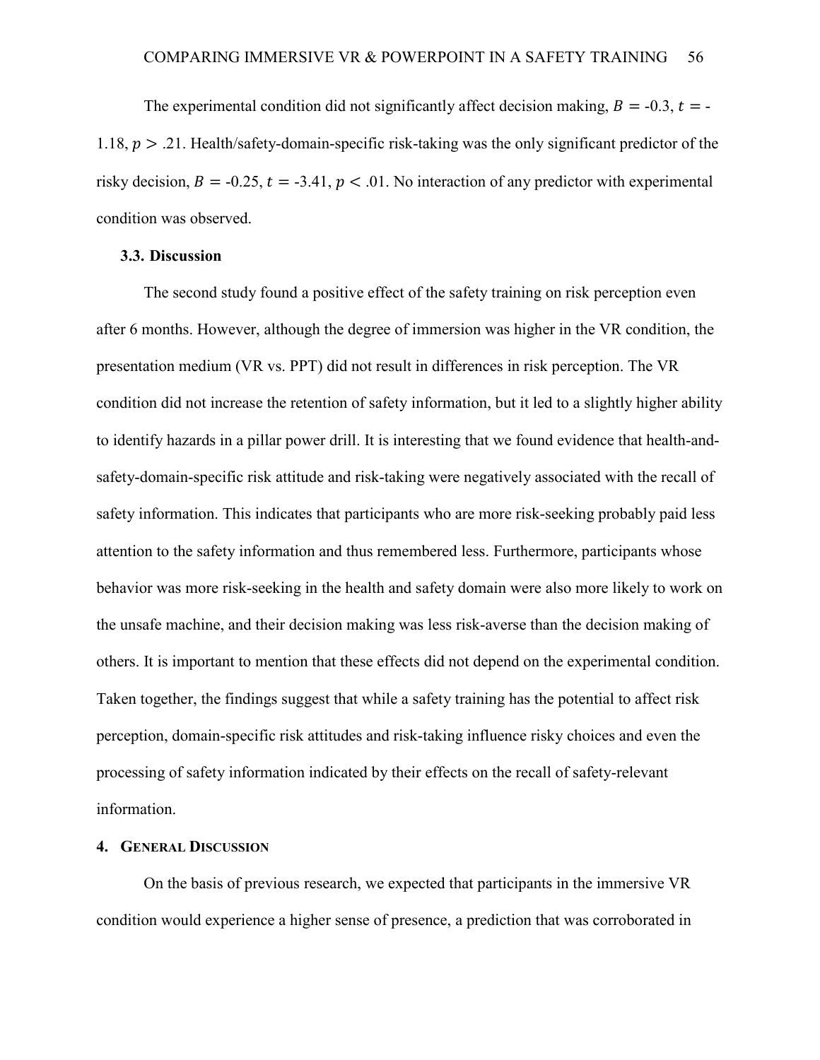The experimental condition did not significantly affect decision making, $B$ = -0.3, $t$ = -1.18, $p > .21$. Health/safety-domain-specific risk-taking was the only significant predictor of the risky decision, $B$ = -0.25, $t$ = -3.41, $p < .01$. No interaction of any predictor with experimental condition was observed.

### 3.3. Discussion

The second study found a positive effect of the safety training on risk perception even after 6 months. However, although the degree of immersion was higher in the VR condition, the presentation medium (VR vs. PPT) did not result in differences in risk perception. The VR condition did not increase the retention of safety information, but it led to a slightly higher ability to identify hazards in a pillar power drill. It is interesting that we found evidence that health-and-safety-domain-specific risk attitude and risk-taking were negatively associated with the recall of safety information. This indicates that participants who are more risk-seeking probably paid less attention to the safety information and thus remembered less. Furthermore, participants whose behavior was more risk-seeking in the health and safety domain were also more likely to work on the unsafe machine, and their decision making was less risk-averse than the decision making of others. It is important to mention that these effects did not depend on the experimental condition. Taken together, the findings suggest that while a safety training has the potential to affect risk perception, domain-specific risk attitudes and risk-taking influence risky choices and even the processing of safety information indicated by their effects on the recall of safety-relevant information.

## 4. General Discussion

On the basis of previous research, we expected that participants in the immersive VR condition would experience a higher sense of presence, a prediction that was corroborated in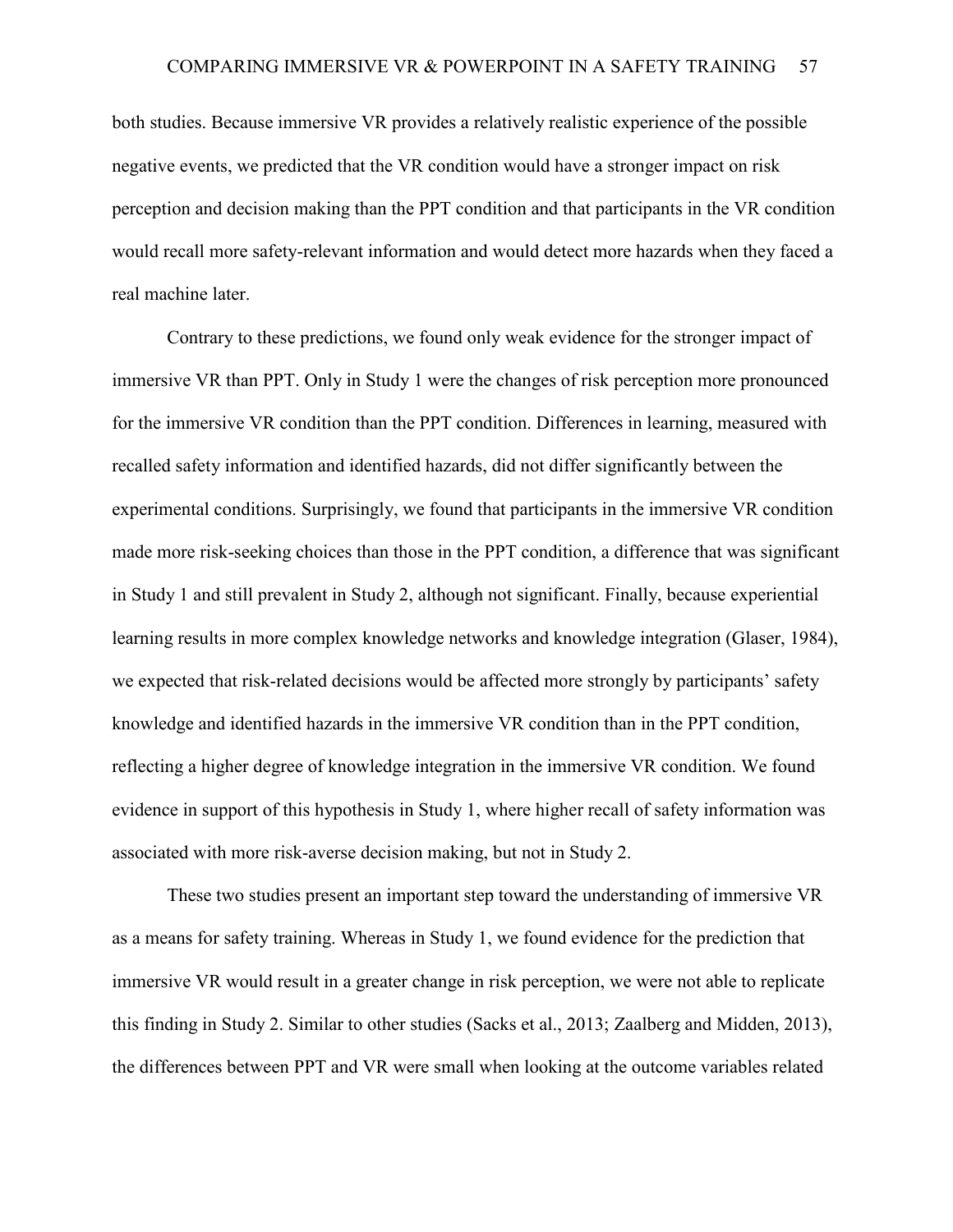both studies. Because immersive VR provides a relatively realistic experience of the possible negative events, we predicted that the VR condition would have a stronger impact on risk perception and decision making than the PPT condition and that participants in the VR condition would recall more safety-relevant information and would detect more hazards when they faced a real machine later.

Contrary to these predictions, we found only weak evidence for the stronger impact of immersive VR than PPT. Only in Study 1 were the changes of risk perception more pronounced for the immersive VR condition than the PPT condition. Differences in learning, measured with recalled safety information and identified hazards, did not differ significantly between the experimental conditions. Surprisingly, we found that participants in the immersive VR condition made more risk-seeking choices than those in the PPT condition, a difference that was significant in Study 1 and still prevalent in Study 2, although not significant. Finally, because experiential learning results in more complex knowledge networks and knowledge integration (Glaser, 1984), we expected that risk-related decisions would be affected more strongly by participants' safety knowledge and identified hazards in the immersive VR condition than in the PPT condition, reflecting a higher degree of knowledge integration in the immersive VR condition. We found evidence in support of this hypothesis in Study 1, where higher recall of safety information was associated with more risk-averse decision making, but not in Study 2.

These two studies present an important step toward the understanding of immersive VR as a means for safety training. Whereas in Study 1, we found evidence for the prediction that immersive VR would result in a greater change in risk perception, we were not able to replicate this finding in Study 2. Similar to other studies (Sacks et al., 2013; Zaalberg and Midden, 2013), the differences between PPT and VR were small when looking at the outcome variables related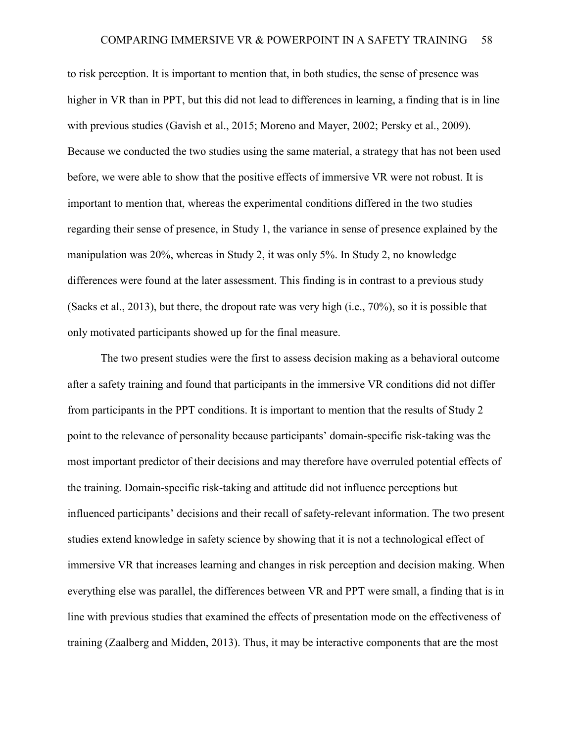to risk perception. It is important to mention that, in both studies, the sense of presence was higher in VR than in PPT, but this did not lead to differences in learning, a finding that is in line with previous studies (Gavish et al., 2015; Moreno and Mayer, 2002; Persky et al., 2009). Because we conducted the two studies using the same material, a strategy that has not been used before, we were able to show that the positive effects of immersive VR were not robust. It is important to mention that, whereas the experimental conditions differed in the two studies regarding their sense of presence, in Study 1, the variance in sense of presence explained by the manipulation was 20%, whereas in Study 2, it was only 5%. In Study 2, no knowledge differences were found at the later assessment. This finding is in contrast to a previous study (Sacks et al., 2013), but there, the dropout rate was very high (i.e., 70%), so it is possible that only motivated participants showed up for the final measure.

The two present studies were the first to assess decision making as a behavioral outcome after a safety training and found that participants in the immersive VR conditions did not differ from participants in the PPT conditions. It is important to mention that the results of Study 2 point to the relevance of personality because participants' domain-specific risk-taking was the most important predictor of their decisions and may therefore have overruled potential effects of the training. Domain-specific risk-taking and attitude did not influence perceptions but influenced participants' decisions and their recall of safety-relevant information. The two present studies extend knowledge in safety science by showing that it is not a technological effect of immersive VR that increases learning and changes in risk perception and decision making. When everything else was parallel, the differences between VR and PPT were small, a finding that is in line with previous studies that examined the effects of presentation mode on the effectiveness of training (Zaalberg and Midden, 2013). Thus, it may be interactive components that are the most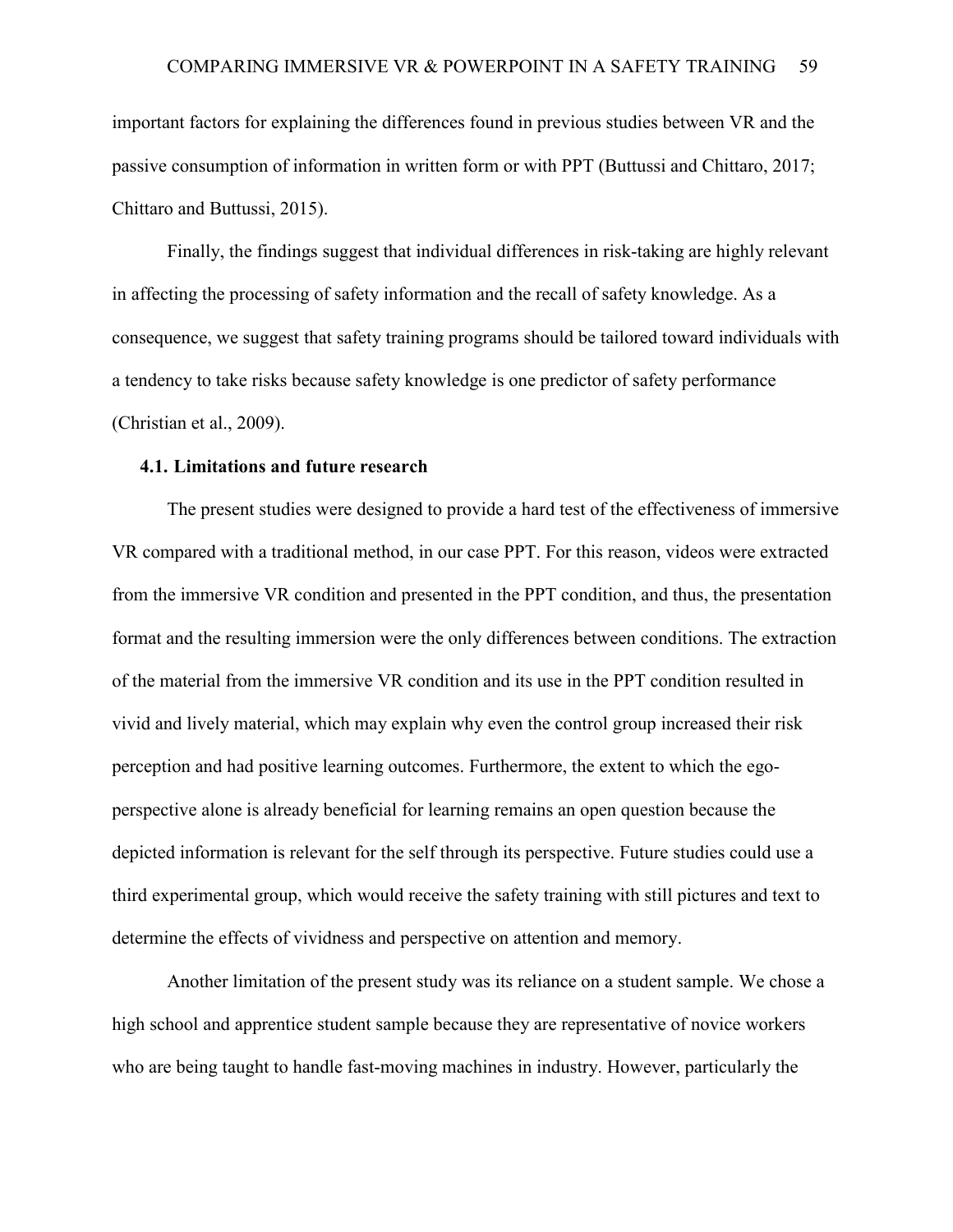important factors for explaining the differences found in previous studies between VR and the passive consumption of information in written form or with PPT (Buttussi and Chittaro, 2017; Chittaro and Buttussi, 2015).

Finally, the findings suggest that individual differences in risk-taking are highly relevant in affecting the processing of safety information and the recall of safety knowledge. As a consequence, we suggest that safety training programs should be tailored toward individuals with a tendency to take risks because safety knowledge is one predictor of safety performance (Christian et al., 2009).

### 4.1. Limitations and future research

The present studies were designed to provide a hard test of the effectiveness of immersive VR compared with a traditional method, in our case PPT. For this reason, videos were extracted from the immersive VR condition and presented in the PPT condition, and thus, the presentation format and the resulting immersion were the only differences between conditions. The extraction of the material from the immersive VR condition and its use in the PPT condition resulted in vivid and lively material, which may explain why even the control group increased their risk perception and had positive learning outcomes. Furthermore, the extent to which the ego-perspective alone is already beneficial for learning remains an open question because the depicted information is relevant for the self through its perspective. Future studies could use a third experimental group, which would receive the safety training with still pictures and text to determine the effects of vividness and perspective on attention and memory.

Another limitation of the present study was its reliance on a student sample. We chose a high school and apprentice student sample because they are representative of novice workers who are being taught to handle fast-moving machines in industry. However, particularly the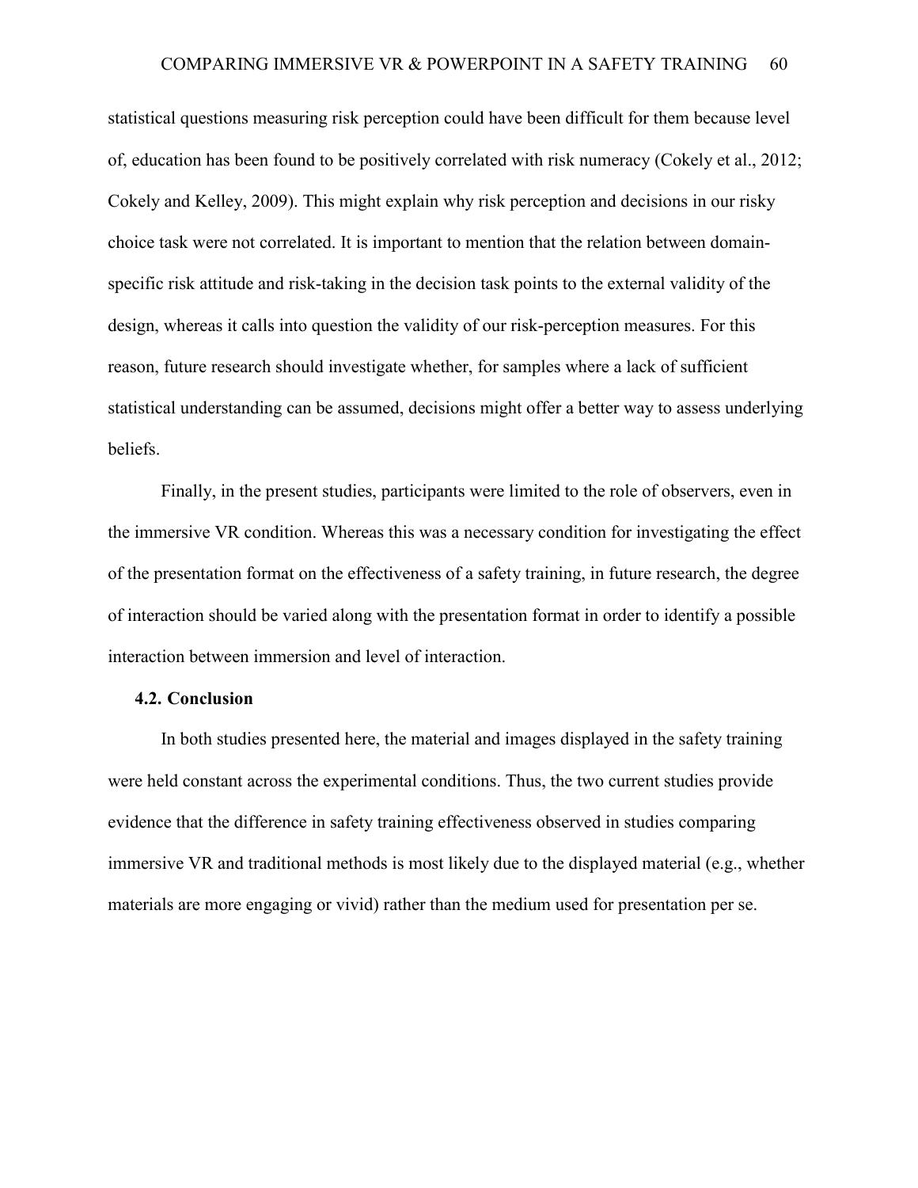statistical questions measuring risk perception could have been difficult for them because level of, education has been found to be positively correlated with risk numeracy (Cokely et al., 2012; Cokely and Kelley, 2009). This might explain why risk perception and decisions in our risky choice task were not correlated. It is important to mention that the relation between domain-specific risk attitude and risk-taking in the decision task points to the external validity of the design, whereas it calls into question the validity of our risk-perception measures. For this reason, future research should investigate whether, for samples where a lack of sufficient statistical understanding can be assumed, decisions might offer a better way to assess underlying beliefs.

Finally, in the present studies, participants were limited to the role of observers, even in the immersive VR condition. Whereas this was a necessary condition for investigating the effect of the presentation format on the effectiveness of a safety training, in future research, the degree of interaction should be varied along with the presentation format in order to identify a possible interaction between immersion and level of interaction.

### 4.2. Conclusion

In both studies presented here, the material and images displayed in the safety training were held constant across the experimental conditions. Thus, the two current studies provide evidence that the difference in safety training effectiveness observed in studies comparing immersive VR and traditional methods is most likely due to the displayed material (e.g., whether materials are more engaging or vivid) rather than the medium used for presentation per se.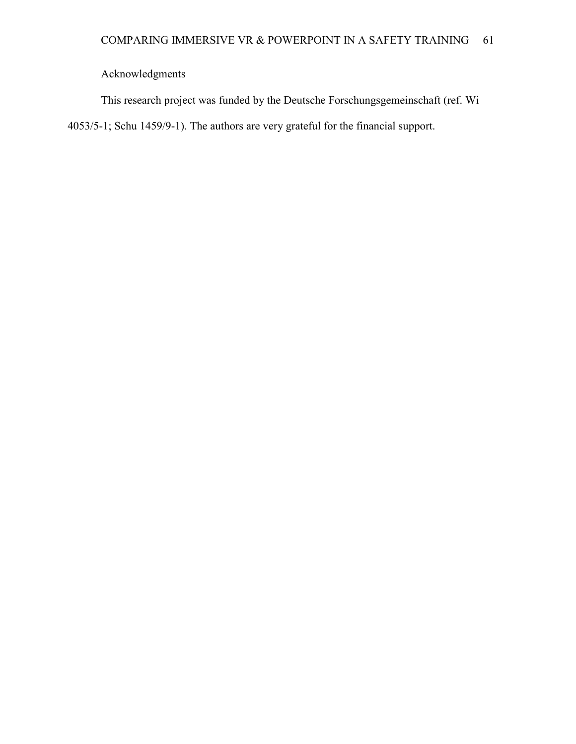# Acknowledgments

This research project was funded by the Deutsche Forschungsgemeinschaft (ref. Wi 4053/5-1; Schu 1459/9-1). The authors are very grateful for the financial support.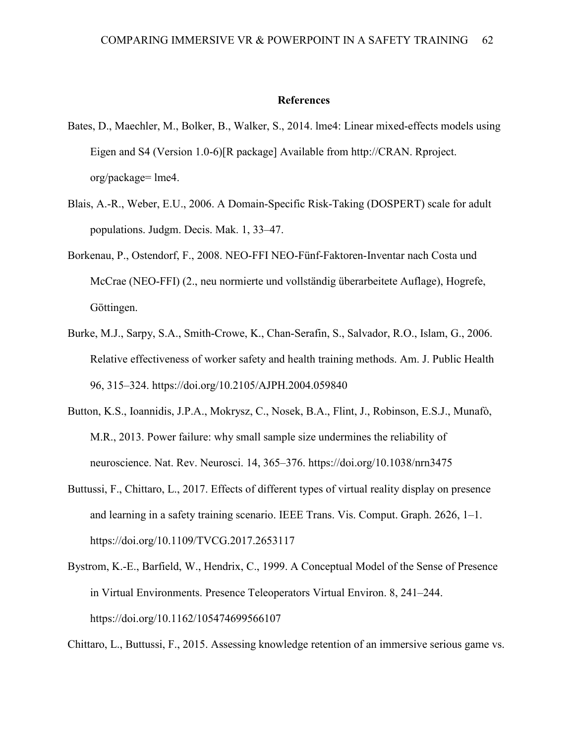## References

Bates, D., Maechler, M., Bolker, B., Walker, S., 2014. lme4: Linear mixed-effects models using Eigen and S4 (Version 1.0-6)[R package] Available from http://CRAN. Rproject. org/package= lme4.

Blais, A.-R., Weber, E.U., 2006. A Domain-Specific Risk-Taking (DOSPERT) scale for adult populations. Judgm. Decis. Mak. 1, 33–47.

Borkenau, P., Ostendorf, F., 2008. NEO-FFI NEO-Fünf-Faktoren-Inventar nach Costa und McCrae (NEO-FFI) (2., neu normierte und vollständig überarbeitete Auflage), Hogrefe, Göttingen.

Burke, M.J., Sarpy, S.A., Smith-Crowe, K., Chan-Serafin, S., Salvador, R.O., Islam, G., 2006. Relative effectiveness of worker safety and health training methods. Am. J. Public Health 96, 315–324. https://doi.org/10.2105/AJPH.2004.059840

Button, K.S., Ioannidis, J.P.A., Mokrysz, C., Nosek, B.A., Flint, J., Robinson, E.S.J., Munafò, M.R., 2013. Power failure: why small sample size undermines the reliability of neuroscience. Nat. Rev. Neurosci. 14, 365–376. https://doi.org/10.1038/nrn3475

Buttussi, F., Chittaro, L., 2017. Effects of different types of virtual reality display on presence and learning in a safety training scenario. IEEE Trans. Vis. Comput. Graph. 2626, 1–1. https://doi.org/10.1109/TVCG.2017.2653117

Bystrom, K.-E., Barfield, W., Hendrix, C., 1999. A Conceptual Model of the Sense of Presence in Virtual Environments. Presence Teleoperators Virtual Environ. 8, 241–244. https://doi.org/10.1162/105474699566107

Chittaro, L., Buttussi, F., 2015. Assessing knowledge retention of an immersive serious game vs.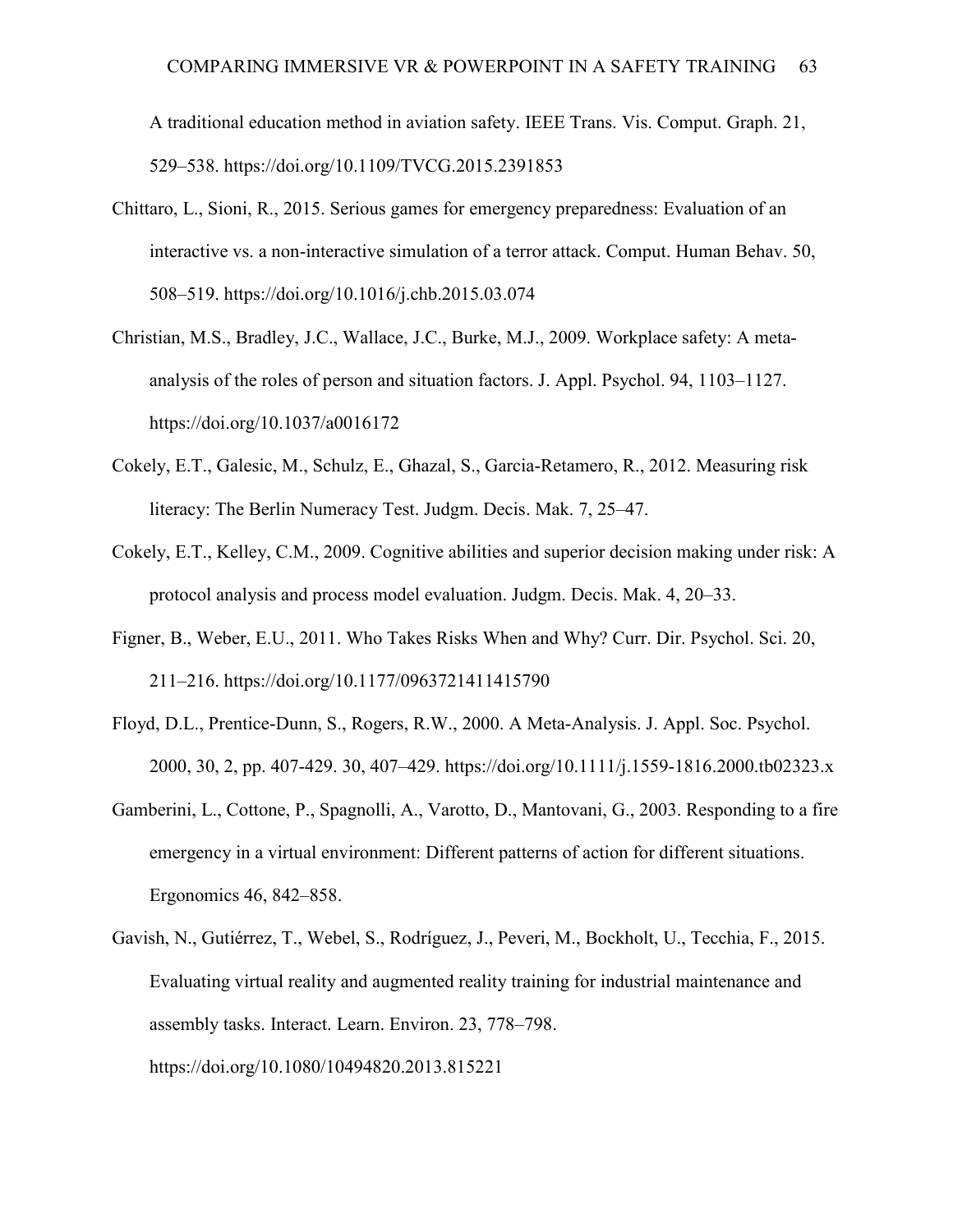A traditional education method in aviation safety. IEEE Trans. Vis. Comput. Graph. 21, 529–538. https://doi.org/10.1109/TVCG.2015.2391853

Chittaro, L., Sioni, R., 2015. Serious games for emergency preparedness: Evaluation of an interactive vs. a non-interactive simulation of a terror attack. Comput. Human Behav. 50, 508–519. https://doi.org/10.1016/j.chb.2015.03.074

Christian, M.S., Bradley, J.C., Wallace, J.C., Burke, M.J., 2009. Workplace safety: A meta-analysis of the roles of person and situation factors. J. Appl. Psychol. 94, 1103–1127. https://doi.org/10.1037/a0016172

Cokely, E.T., Galesic, M., Schulz, E., Ghazal, S., Garcia-Retamero, R., 2012. Measuring risk literacy: The Berlin Numeracy Test. Judgm. Decis. Mak. 7, 25–47.

Cokely, E.T., Kelley, C.M., 2009. Cognitive abilities and superior decision making under risk: A protocol analysis and process model evaluation. Judgm. Decis. Mak. 4, 20–33.

Figner, B., Weber, E.U., 2011. Who Takes Risks When and Why? Curr. Dir. Psychol. Sci. 20, 211–216. https://doi.org/10.1177/0963721411415790

Floyd, D.L., Prentice-Dunn, S., Rogers, R.W., 2000. A Meta-Analysis. J. Appl. Soc. Psychol. 2000, 30, 2, pp. 407-429. 30, 407–429. https://doi.org/10.1111/j.1559-1816.2000.tb02323.x

Gamberini, L., Cottone, P., Spagnolli, A., Varotto, D., Mantovani, G., 2003. Responding to a fire emergency in a virtual environment: Different patterns of action for different situations. Ergonomics 46, 842–858.

Gavish, N., Gutiérrez, T., Webel, S., Rodríguez, J., Peveri, M., Bockholt, U., Tecchia, F., 2015. Evaluating virtual reality and augmented reality training for industrial maintenance and assembly tasks. Interact. Learn. Environ. 23, 778–798. https://doi.org/10.1080/10494820.2013.815221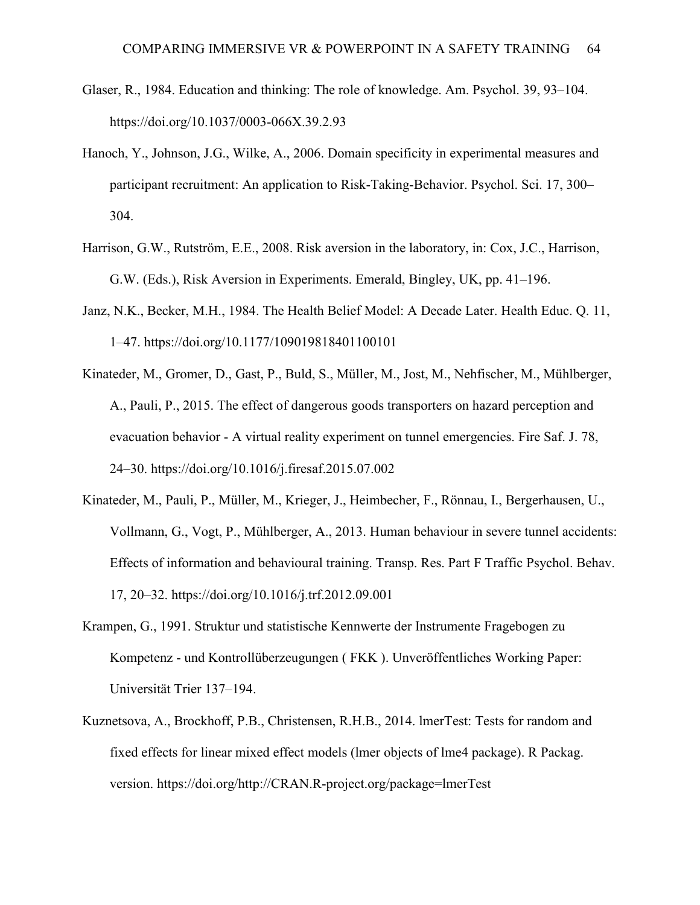Glaser, R., 1984. Education and thinking: The role of knowledge. Am. Psychol. 39, 93–104. https://doi.org/10.1037/0003-066X.39.2.93

Hanoch, Y., Johnson, J.G., Wilke, A., 2006. Domain specificity in experimental measures and participant recruitment: An application to Risk-Taking-Behavior. Psychol. Sci. 17, 300–304.

Harrison, G.W., Rutström, E.E., 2008. Risk aversion in the laboratory, in: Cox, J.C., Harrison, G.W. (Eds.), Risk Aversion in Experiments. Emerald, Bingley, UK, pp. 41–196.

Janz, N.K., Becker, M.H., 1984. The Health Belief Model: A Decade Later. Health Educ. Q. 11, 1–47. https://doi.org/10.1177/109019818401100101

Kinateder, M., Gromer, D., Gast, P., Buld, S., Müller, M., Jost, M., Nehfischer, M., Mühlberger, A., Pauli, P., 2015. The effect of dangerous goods transporters on hazard perception and evacuation behavior - A virtual reality experiment on tunnel emergencies. Fire Saf. J. 78, 24–30. https://doi.org/10.1016/j.firesaf.2015.07.002

Kinateder, M., Pauli, P., Müller, M., Krieger, J., Heimbecher, F., Rönnau, I., Bergerhausen, U., Vollmann, G., Vogt, P., Mühlberger, A., 2013. Human behaviour in severe tunnel accidents: Effects of information and behavioural training. Transp. Res. Part F Traffic Psychol. Behav. 17, 20–32. https://doi.org/10.1016/j.trf.2012.09.001

Krampen, G., 1991. Struktur und statistische Kennwerte der Instrumente Fragebogen zu Kompetenz - und Kontrollüberzeugungen ( FKK ). Unveröffentliches Working Paper: Universität Trier 137–194.

Kuznetsova, A., Brockhoff, P.B., Christensen, R.H.B., 2014. lmerTest: Tests for random and fixed effects for linear mixed effect models (lmer objects of lme4 package). R Packag. version. https://doi.org/http://CRAN.R-project.org/package=lmerTest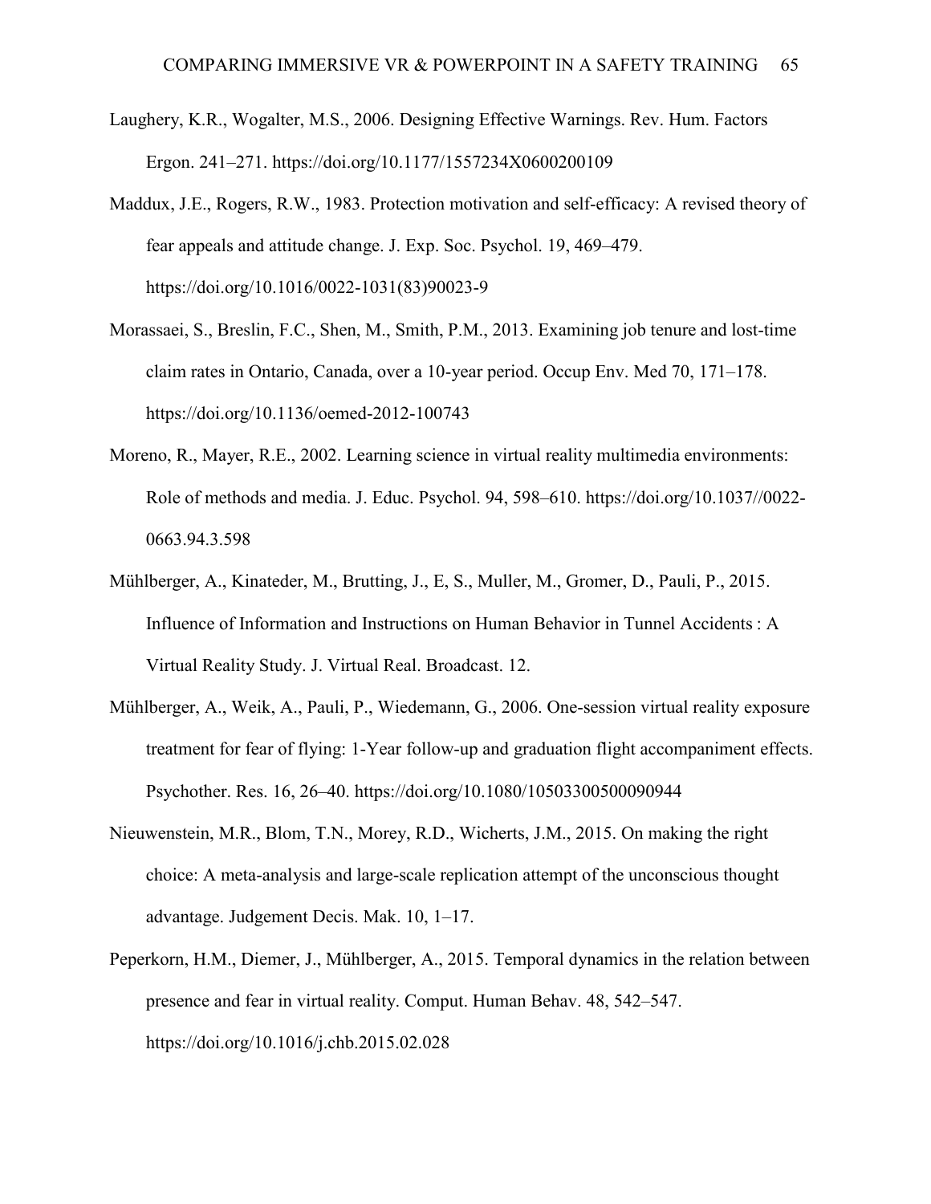Laughery, K.R., Wogalter, M.S., 2006. Designing Effective Warnings. Rev. Hum. Factors Ergon. 241–271. https://doi.org/10.1177/1557234X0600200109

Maddux, J.E., Rogers, R.W., 1983. Protection motivation and self-efficacy: A revised theory of fear appeals and attitude change. J. Exp. Soc. Psychol. 19, 469–479. https://doi.org/10.1016/0022-1031(83)90023-9

Morassaei, S., Breslin, F.C., Shen, M., Smith, P.M., 2013. Examining job tenure and lost-time claim rates in Ontario, Canada, over a 10-year period. Occup Env. Med 70, 171–178. https://doi.org/10.1136/oemed-2012-100743

Moreno, R., Mayer, R.E., 2002. Learning science in virtual reality multimedia environments: Role of methods and media. J. Educ. Psychol. 94, 598–610. https://doi.org/10.1037//0022-0663.94.3.598

Mühlberger, A., Kinateder, M., Brutting, J., E, S., Muller, M., Gromer, D., Pauli, P., 2015. Influence of Information and Instructions on Human Behavior in Tunnel Accidents : A Virtual Reality Study. J. Virtual Real. Broadcast. 12.

Mühlberger, A., Weik, A., Pauli, P., Wiedemann, G., 2006. One-session virtual reality exposure treatment for fear of flying: 1-Year follow-up and graduation flight accompaniment effects. Psychother. Res. 16, 26–40. https://doi.org/10.1080/10503300500090944

Nieuwenstein, M.R., Blom, T.N., Morey, R.D., Wicherts, J.M., 2015. On making the right choice: A meta-analysis and large-scale replication attempt of the unconscious thought advantage. Judgement Decis. Mak. 10, 1–17.

Peperkorn, H.M., Diemer, J., Mühlberger, A., 2015. Temporal dynamics in the relation between presence and fear in virtual reality. Comput. Human Behav. 48, 542–547. https://doi.org/10.1016/j.chb.2015.02.028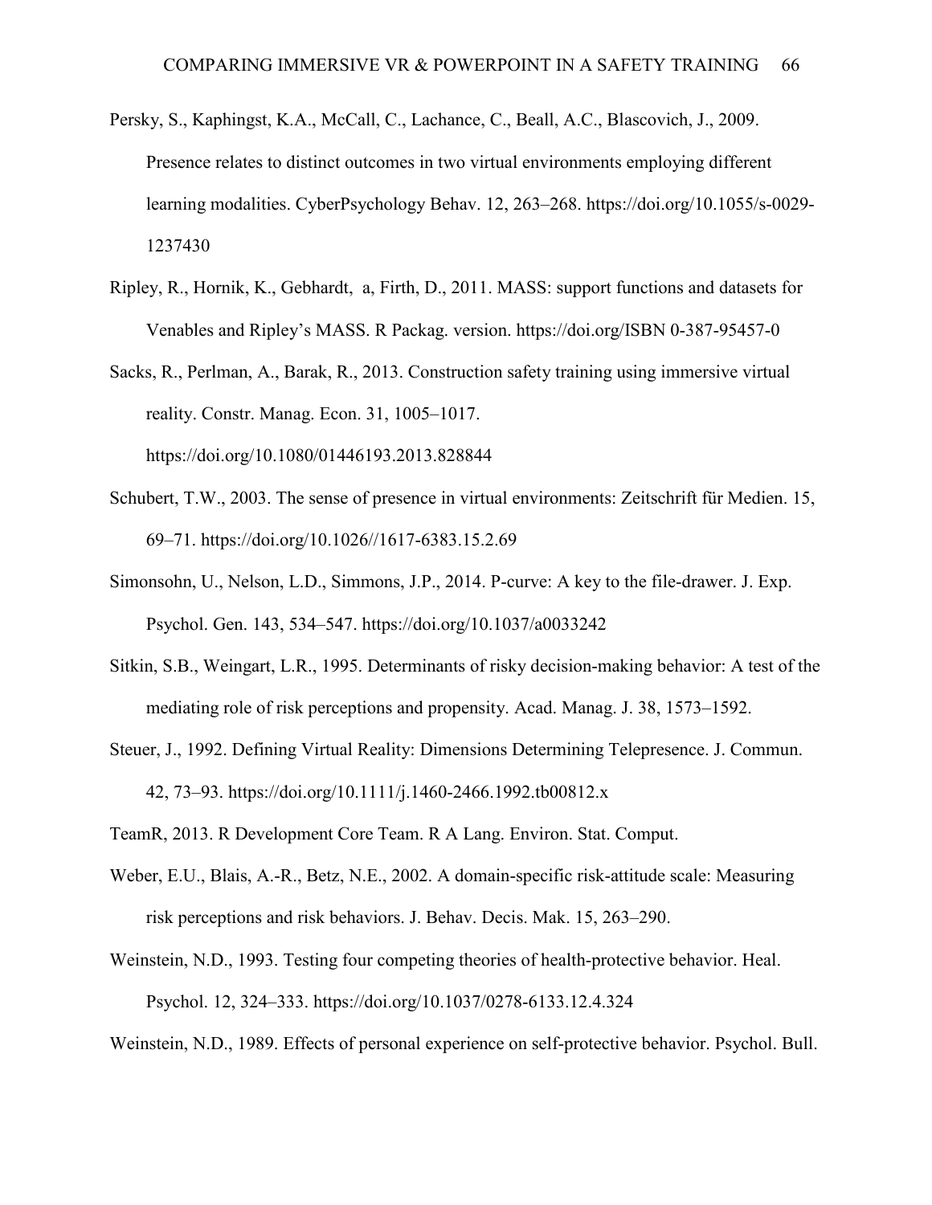Persky, S., Kaphingst, K.A., McCall, C., Lachance, C., Beall, A.C., Blascovich, J., 2009. Presence relates to distinct outcomes in two virtual environments employing different learning modalities. CyberPsychology Behav. 12, 263–268. https://doi.org/10.1055/s-0029-1237430

Ripley, R., Hornik, K., Gebhardt,  a, Firth, D., 2011. MASS: support functions and datasets for Venables and Ripley's MASS. R Packag. version. https://doi.org/ISBN 0-387-95457-0

Sacks, R., Perlman, A., Barak, R., 2013. Construction safety training using immersive virtual reality. Constr. Manag. Econ. 31, 1005–1017. https://doi.org/10.1080/01446193.2013.828844

Schubert, T.W., 2003. The sense of presence in virtual environments: Zeitschrift für Medien. 15, 69–71. https://doi.org/10.1026//1617-6383.15.2.69

Simonsohn, U., Nelson, L.D., Simmons, J.P., 2014. P-curve: A key to the file-drawer. J. Exp. Psychol. Gen. 143, 534–547. https://doi.org/10.1037/a0033242

Sitkin, S.B., Weingart, L.R., 1995. Determinants of risky decision-making behavior: A test of the mediating role of risk perceptions and propensity. Acad. Manag. J. 38, 1573–1592.

Steuer, J., 1992. Defining Virtual Reality: Dimensions Determining Telepresence. J. Commun. 42, 73–93. https://doi.org/10.1111/j.1460-2466.1992.tb00812.x

TeamR, 2013. R Development Core Team. R A Lang. Environ. Stat. Comput.

Weber, E.U., Blais, A.-R., Betz, N.E., 2002. A domain-specific risk-attitude scale: Measuring risk perceptions and risk behaviors. J. Behav. Decis. Mak. 15, 263–290.

Weinstein, N.D., 1993. Testing four competing theories of health-protective behavior. Heal. Psychol. 12, 324–333. https://doi.org/10.1037/0278-6133.12.4.324

Weinstein, N.D., 1989. Effects of personal experience on self-protective behavior. Psychol. Bull.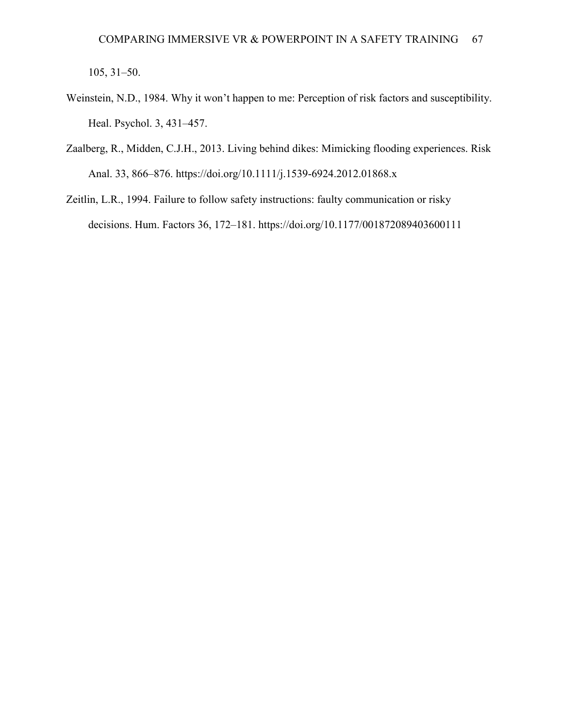105, 31–50.

Weinstein, N.D., 1984. Why it won't happen to me: Perception of risk factors and susceptibility. Heal. Psychol. 3, 431–457.

Zaalberg, R., Midden, C.J.H., 2013. Living behind dikes: Mimicking flooding experiences. Risk Anal. 33, 866–876. https://doi.org/10.1111/j.1539-6924.2012.01868.x

Zeitlin, L.R., 1994. Failure to follow safety instructions: faulty communication or risky decisions. Hum. Factors 36, 172–181. https://doi.org/10.1177/001872089403600111